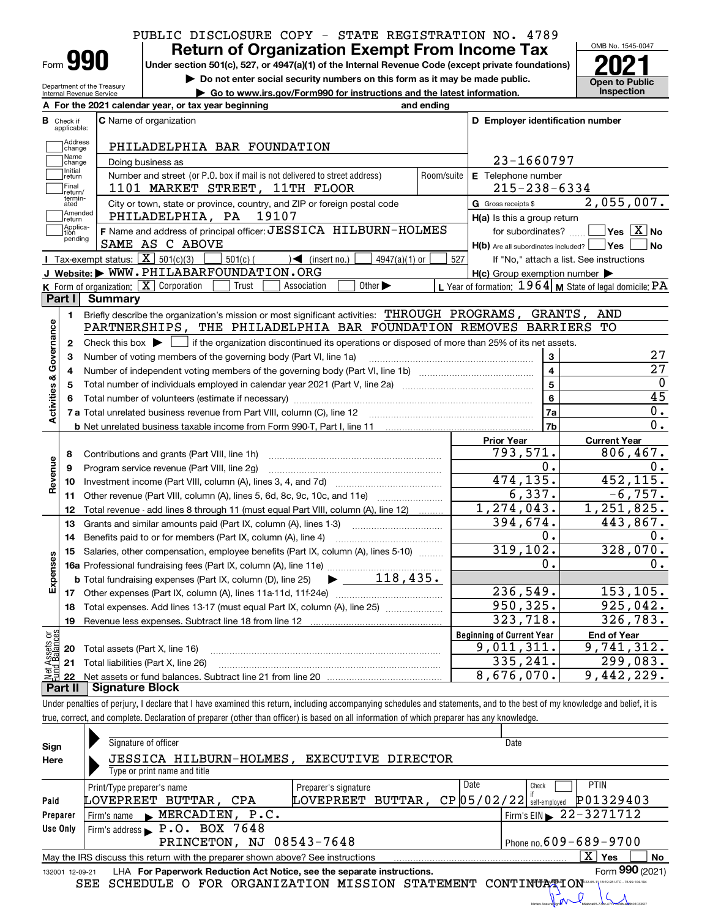PUBLIC DISCLOSURE COPY - STATE REGISTRATION NO. 4789

# Form 990 — Return of Organization Exempt From Income Tax

**Under section 501(c), 527, or 4947(a)(1) of the Internal Revenue Code (except private foundations)**

▶ Do not enter social security numbers on this form as it may be made public.

▶ Go to www.irs.gov/Form990 for instructions and the latest information.

Department of the Treasury, Internal Revenue Service

OMB No. 1545-0047 — **2021** — Open to Public Inspection

**A** For the 2021 calendar year, or tax year beginning and ending

**B** Check if applicable: Address change / Name change / Initial return / Final return/terminated / Amended return / Application pending

**C** Name of organization: PHILADELPHIA BAR FOUNDATION

Doing business as

Number and street (or P.O. box if mail is not delivered to street address): 1101 MARKET STREET, 11TH FLOOR — Room/suite

City or town, state or province, country, and ZIP or foreign postal code: PHILADELPHIA, PA 19107

**D** Employer identification number: 23-1660797

**E** Telephone number: 215-238-6334

**G** Gross receipts $ 2,055,007.

**F** Name and address of principal officer: JESSICA HILBURN-HOLMES, SAME AS C ABOVE

**H(a)** Is this a group return for subordinates? ☐ Yes ☒ No

**H(b)** Are all subordinates included? ☐ Yes ☐ No — If "No," attach a list. See instructions

**H(c)** Group exemption number ▶

**I** Tax-exempt status: ☒ 501(c)(3) ☐ 501(c) ( ) ◀ (insert no.) ☐ 4947(a)(1) or ☐ 527

**J** Website: ▶ WWW.PHILABARFOUNDATION.ORG

**K** Form of organization: ☒ Corporation ☐ Trust ☐ Association ☐ Other ▶

**L** Year of formation: 1964 **M** State of legal domicile: PA

## Part I Summary

**Activities & Governance**

1. Briefly describe the organization's mission or most significant activities: THROUGH PROGRAMS, GRANTS, AND PARTNERSHIPS, THE PHILADELPHIA BAR FOUNDATION REMOVES BARRIERS TO
2. Check this box ▶ ☐ if the organization discontinued its operations or disposed of more than 25% of its net assets.

| Line | Description | | Value |
|---|---|---|---|
| 3 | Number of voting members of the governing body (Part VI, line 1a) | 3 | 27 |
| 4 | Number of independent voting members of the governing body (Part VI, line 1b) | 4 | 27 |
| 5 | Total number of individuals employed in calendar year 2021 (Part V, line 2a) | 5 | 0 |
| 6 | Total number of volunteers (estimate if necessary) | 6 | 45 |
| 7a | Total unrelated business revenue from Part VIII, column (C), line 12 | 7a | 0. |
| 7b | Net unrelated business taxable income from Form 990-T, Part I, line 11 | 7b | 0. |

| Line | Description | Prior Year | Current Year |
|---|---|---|---|
| | **Revenue** | | |
| 8 | Contributions and grants (Part VIII, line 1h) | 793,571. | 806,467. |
| 9 | Program service revenue (Part VIII, line 2g) | 0. | 0. |
| 10 | Investment income (Part VIII, column (A), lines 3, 4, and 7d) | 474,135. | 452,115. |
| 11 | Other revenue (Part VIII, column (A), lines 5, 6d, 8c, 9c, 10c, and 11e) | 6,337. | -6,757. |
| 12 | Total revenue - add lines 8 through 11 (must equal Part VIII, column (A), line 12) | 1,274,043. | 1,251,825. |
| | **Expenses** | | |
| 13 | Grants and similar amounts paid (Part IX, column (A), lines 1-3) | 394,674. | 443,867. |
| 14 | Benefits paid to or for members (Part IX, column (A), line 4) | 0. | 0. |
| 15 | Salaries, other compensation, employee benefits (Part IX, column (A), lines 5-10) | 319,102. | 328,070. |
| 16a | Professional fundraising fees (Part IX, column (A), line 11e) | 0. | 0. |
| b | Total fundraising expenses (Part IX, column (D), line 25) ▶ 118,435. | | |
| 17 | Other expenses (Part IX, column (A), lines 11a-11d, 11f-24e) | 236,549. | 153,105. |
| 18 | Total expenses. Add lines 13-17 (must equal Part IX, column (A), line 25) | 950,325. | 925,042. |
| 19 | Revenue less expenses. Subtract line 18 from line 12 | 323,718. | 326,783. |

| Line | Net Assets or Fund Balances | Beginning of Current Year | End of Year |
|---|---|---|---|
| 20 | Total assets (Part X, line 16) | 9,011,311. | 9,741,312. |
| 21 | Total liabilities (Part X, line 26) | 335,241. | 299,083. |
| 22 | Net assets or fund balances. Subtract line 21 from line 20 | 8,676,070. | 9,442,229. |

## Part II Signature Block

Under penalties of perjury, I declare that I have examined this return, including accompanying schedules and statements, and to the best of my knowledge and belief, it is true, correct, and complete. Declaration of preparer (other than officer) is based on all information of which preparer has any knowledge.

**Sign Here**

Signature of officer — Date

JESSICA HILBURN-HOLMES, EXECUTIVE DIRECTOR

Type or print name and title

**Paid Preparer Use Only**

| Print/Type preparer's name | Preparer's signature | Date | Check if self-employed | PTIN |
|---|---|---|---|---|
| LOVEPREET BUTTAR, CPA | LOVEPREET BUTTAR, CP | 05/02/22 | ☐ | P01329403 |

Firm's name ▶ MERCADIEN, P.C. — Firm's EIN ▶ 22-3271712

Firm's address ▶ P.O. BOX 7648, PRINCETON, NJ 08543-7648 — Phone no. 609-689-9700

May the IRS discuss this return with the preparer shown above? See instructions ☒ Yes ☐ No

132001 12-09-21 LHA For Paperwork Reduction Act Notice, see the separate instructions. Form **990** (2021)

SEE SCHEDULE O FOR ORGANIZATION MISSION STATEMENT CONTINUATION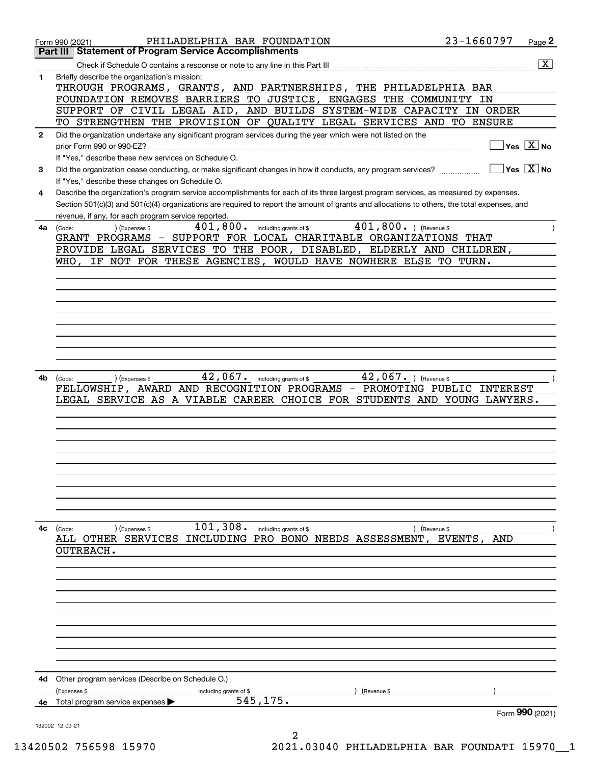Form 990 (2021) PHILADELPHIA BAR FOUNDATION 23-1660797

## Part III Statement of Program Service Accomplishments

Check if Schedule O contains a response or note to any line in this Part III [X]

**1** Briefly describe the organization's mission:

THROUGH PROGRAMS, GRANTS, AND PARTNERSHIPS, THE PHILADELPHIA BAR FOUNDATION REMOVES BARRIERS TO JUSTICE, ENGAGES THE COMMUNITY IN SUPPORT OF CIVIL LEGAL AID, AND BUILDS SYSTEM-WIDE CAPACITY IN ORDER TO STRENGTHEN THE PROVISION OF QUALITY LEGAL SERVICES AND TO ENSURE

**2** Did the organization undertake any significant program services during the year which were not listed on the prior Form 990 or 990-EZ? [ ] Yes [X] No

If "Yes," describe these new services on Schedule O.

**3** Did the organization cease conducting, or make significant changes in how it conducts, any program services? [ ] Yes [X] No

If "Yes," describe these changes on Schedule O.

**4** Describe the organization's program service accomplishments for each of its three largest program services, as measured by expenses. Section 501(c)(3) and 501(c)(4) organizations are required to report the amount of grants and allocations to others, the total expenses, and revenue, if any, for each program service reported.

**4a** (Code: ) (Expenses $ 401,800. including grants of $ 401,800. ) (Revenue $ )

GRANT PROGRAMS - SUPPORT FOR LOCAL CHARITABLE ORGANIZATIONS THAT PROVIDE LEGAL SERVICES TO THE POOR, DISABLED, ELDERLY AND CHILDREN, WHO, IF NOT FOR THESE AGENCIES, WOULD HAVE NOWHERE ELSE TO TURN.

**4b** (Code: ) (Expenses $ 42,067. including grants of $ 42,067. ) (Revenue $ )

FELLOWSHIP, AWARD AND RECOGNITION PROGRAMS - PROMOTING PUBLIC INTEREST LEGAL SERVICE AS A VIABLE CAREER CHOICE FOR STUDENTS AND YOUNG LAWYERS.

**4c** (Code: ) (Expenses $ 101,308. including grants of $ ) (Revenue $ )

ALL OTHER SERVICES INCLUDING PRO BONO NEEDS ASSESSMENT, EVENTS, AND OUTREACH.

**4d** Other program services (Describe on Schedule O.)

(Expenses $ including grants of $ ) (Revenue $ )

**4e** Total program service expenses ▶ 545,175.

Form **990** (2021)

132002 12-09-21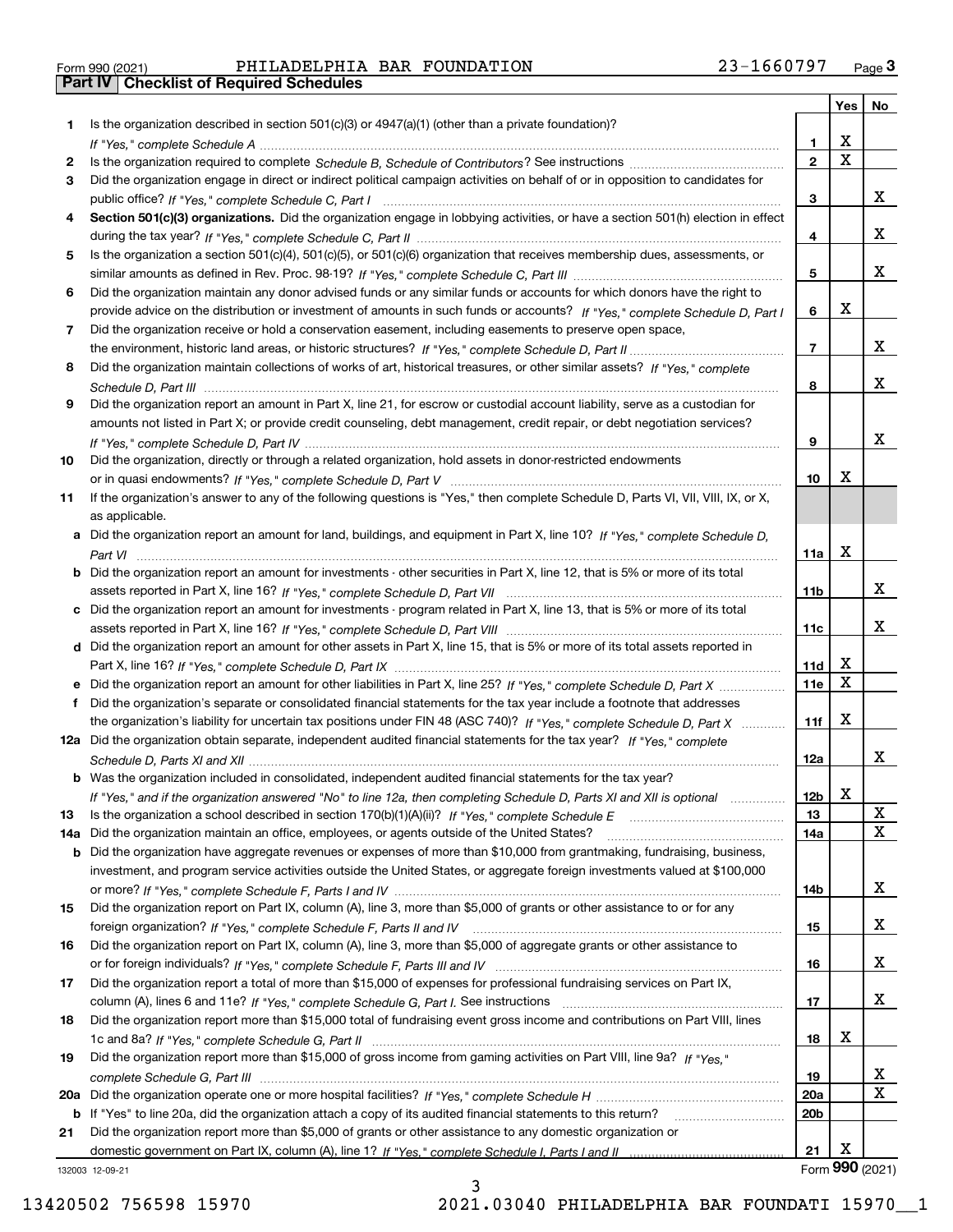Form 990 (2021) PHILADELPHIA BAR FOUNDATION 23-1660797 Page 3

## Part IV Checklist of Required Schedules

| | | | Yes | No |
|---|---|---|---|---|
| 1 | Is the organization described in section 501(c)(3) or 4947(a)(1) (other than a private foundation)? *If "Yes," complete Schedule A* | 1 | X | |
| 2 | Is the organization required to complete *Schedule B, Schedule of Contributors*? See instructions | 2 | X | |
| 3 | Did the organization engage in direct or indirect political campaign activities on behalf of or in opposition to candidates for public office? *If "Yes," complete Schedule C, Part I* | 3 | | X |
| 4 | **Section 501(c)(3) organizations.** Did the organization engage in lobbying activities, or have a section 501(h) election in effect during the tax year? *If "Yes," complete Schedule C, Part II* | 4 | | X |
| 5 | Is the organization a section 501(c)(4), 501(c)(5), or 501(c)(6) organization that receives membership dues, assessments, or similar amounts as defined in Rev. Proc. 98-19? *If "Yes," complete Schedule C, Part III* | 5 | | X |
| 6 | Did the organization maintain any donor advised funds or any similar funds or accounts for which donors have the right to provide advice on the distribution or investment of amounts in such funds or accounts? *If "Yes," complete Schedule D, Part I* | 6 | X | |
| 7 | Did the organization receive or hold a conservation easement, including easements to preserve open space, the environment, historic land areas, or historic structures? *If "Yes," complete Schedule D, Part II* | 7 | | X |
| 8 | Did the organization maintain collections of works of art, historical treasures, or other similar assets? *If "Yes," complete Schedule D, Part III* | 8 | | X |
| 9 | Did the organization report an amount in Part X, line 21, for escrow or custodial account liability, serve as a custodian for amounts not listed in Part X; or provide credit counseling, debt management, credit repair, or debt negotiation services? *If "Yes," complete Schedule D, Part IV* | 9 | | X |
| 10 | Did the organization, directly or through a related organization, hold assets in donor-restricted endowments or in quasi endowments? *If "Yes," complete Schedule D, Part V* | 10 | X | |
| 11 | If the organization's answer to any of the following questions is "Yes," then complete Schedule D, Parts VI, VII, VIII, IX, or X, as applicable. | | | |
| a | Did the organization report an amount for land, buildings, and equipment in Part X, line 10? *If "Yes," complete Schedule D, Part VI* | 11a | X | |
| b | Did the organization report an amount for investments - other securities in Part X, line 12, that is 5% or more of its total assets reported in Part X, line 16? *If "Yes," complete Schedule D, Part VII* | 11b | | X |
| c | Did the organization report an amount for investments - program related in Part X, line 13, that is 5% or more of its total assets reported in Part X, line 16? *If "Yes," complete Schedule D, Part VIII* | 11c | | X |
| d | Did the organization report an amount for other assets in Part X, line 15, that is 5% or more of its total assets reported in Part X, line 16? *If "Yes," complete Schedule D, Part IX* | 11d | X | |
| e | Did the organization report an amount for other liabilities in Part X, line 25? *If "Yes," complete Schedule D, Part X* | 11e | X | |
| f | Did the organization's separate or consolidated financial statements for the tax year include a footnote that addresses the organization's liability for uncertain tax positions under FIN 48 (ASC 740)? *If "Yes," complete Schedule D, Part X* | 11f | X | |
| 12a | Did the organization obtain separate, independent audited financial statements for the tax year? *If "Yes," complete Schedule D, Parts XI and XII* | 12a | | X |
| b | Was the organization included in consolidated, independent audited financial statements for the tax year? *If "Yes," and if the organization answered "No" to line 12a, then completing Schedule D, Parts XI and XII is optional* | 12b | X | |
| 13 | Is the organization a school described in section 170(b)(1)(A)(ii)? *If "Yes," complete Schedule E* | 13 | | X |
| 14a | Did the organization maintain an office, employees, or agents outside of the United States? | 14a | | X |
| b | Did the organization have aggregate revenues or expenses of more than $10,000 from grantmaking, fundraising, business, investment, and program service activities outside the United States, or aggregate foreign investments valued at $100,000 or more? *If "Yes," complete Schedule F, Parts I and IV* | 14b | | X |
| 15 | Did the organization report on Part IX, column (A), line 3, more than $5,000 of grants or other assistance to or for any foreign organization? *If "Yes," complete Schedule F, Parts II and IV* | 15 | | X |
| 16 | Did the organization report on Part IX, column (A), line 3, more than $5,000 of aggregate grants or other assistance to or for foreign individuals? *If "Yes," complete Schedule F, Parts III and IV* | 16 | | X |
| 17 | Did the organization report a total of more than $15,000 of expenses for professional fundraising services on Part IX, column (A), lines 6 and 11e? *If "Yes," complete Schedule G, Part I.* See instructions | 17 | | X |
| 18 | Did the organization report more than $15,000 total of fundraising event gross income and contributions on Part VIII, lines 1c and 8a? *If "Yes," complete Schedule G, Part II* | 18 | X | |
| 19 | Did the organization report more than $15,000 of gross income from gaming activities on Part VIII, line 9a? *If "Yes," complete Schedule G, Part III* | 19 | | X |
| 20a | Did the organization operate one or more hospital facilities? *If "Yes," complete Schedule H* | 20a | | X |
| b | If "Yes" to line 20a, did the organization attach a copy of its audited financial statements to this return? | 20b | | |
| 21 | Did the organization report more than $5,000 of grants or other assistance to any domestic organization or domestic government on Part IX, column (A), line 1? *If "Yes," complete Schedule I, Parts I and II* | 21 | X | |

132003 12-09-21

Form **990** (2021)

13420502 756598 15970 2021.03040 PHILADELPHIA BAR FOUNDATI 15970__1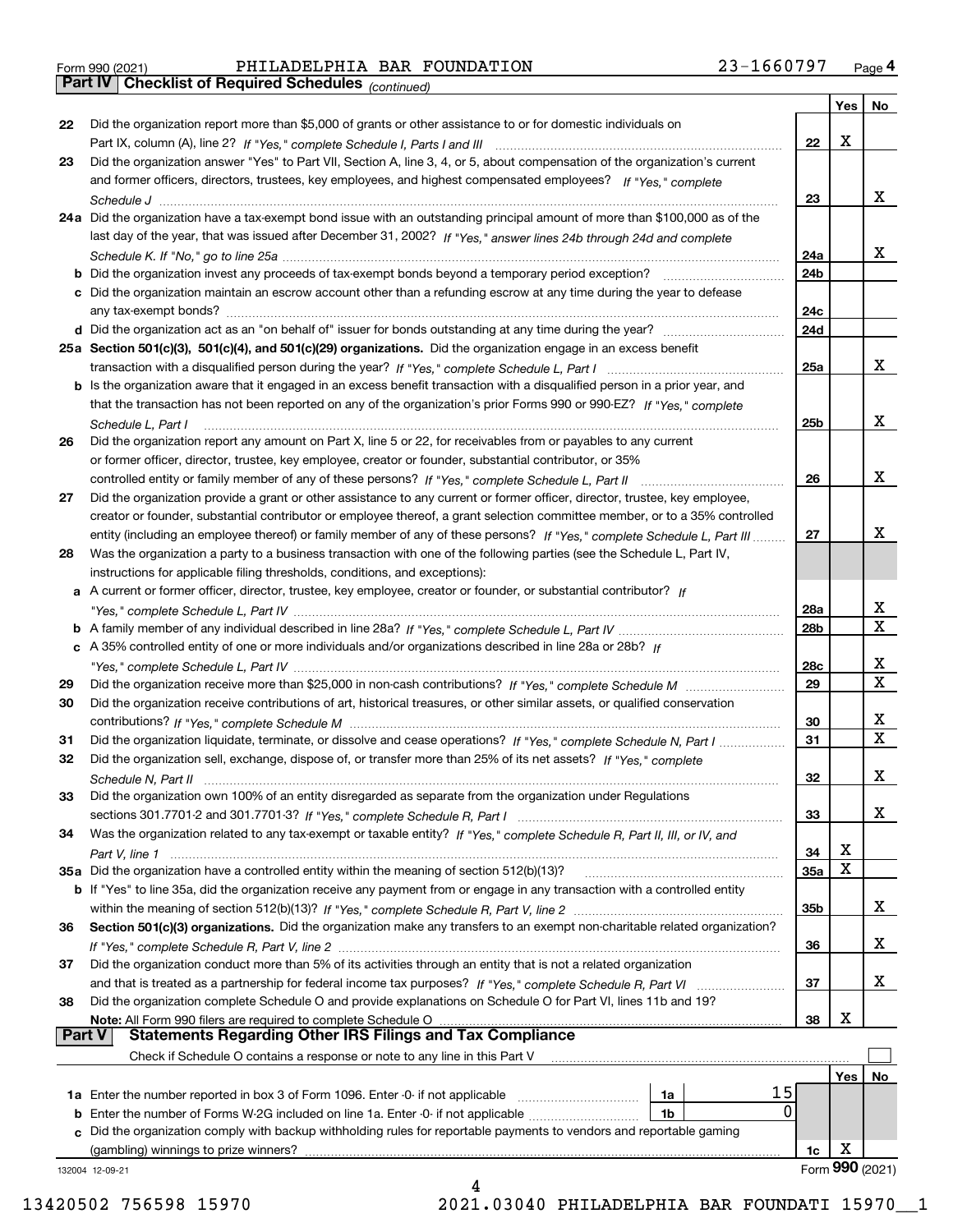Form 990 (2021) PHILADELPHIA BAR FOUNDATION 23-1660797 Page **4**

## Part IV Checklist of Required Schedules *(continued)*

| | | | Yes | No |
|---|---|---|---|---|
| 22 | Did the organization report more than $5,000 of grants or other assistance to or for domestic individuals on Part IX, column (A), line 2? *If "Yes," complete Schedule I, Parts I and III* | 22 | X | |
| 23 | Did the organization answer "Yes" to Part VII, Section A, line 3, 4, or 5, about compensation of the organization's current and former officers, directors, trustees, key employees, and highest compensated employees? *If "Yes," complete Schedule J* | 23 | | X |
| 24a | Did the organization have a tax-exempt bond issue with an outstanding principal amount of more than $100,000 as of the last day of the year, that was issued after December 31, 2002? *If "Yes," answer lines 24b through 24d and complete Schedule K. If "No," go to line 25a* | 24a | | X |
| b | Did the organization invest any proceeds of tax-exempt bonds beyond a temporary period exception? | 24b | | |
| c | Did the organization maintain an escrow account other than a refunding escrow at any time during the year to defease any tax-exempt bonds? | 24c | | |
| d | Did the organization act as an "on behalf of" issuer for bonds outstanding at any time during the year? | 24d | | |
| 25a | **Section 501(c)(3), 501(c)(4), and 501(c)(29) organizations.** Did the organization engage in an excess benefit transaction with a disqualified person during the year? *If "Yes," complete Schedule L, Part I* | 25a | | X |
| b | Is the organization aware that it engaged in an excess benefit transaction with a disqualified person in a prior year, and that the transaction has not been reported on any of the organization's prior Forms 990 or 990-EZ? *If "Yes," complete Schedule L, Part I* | 25b | | X |
| 26 | Did the organization report any amount on Part X, line 5 or 22, for receivables from or payables to any current or former officer, director, trustee, key employee, creator or founder, substantial contributor, or 35% controlled entity or family member of any of these persons? *If "Yes," complete Schedule L, Part II* | 26 | | X |
| 27 | Did the organization provide a grant or other assistance to any current or former officer, director, trustee, key employee, creator or founder, substantial contributor or employee thereof, a grant selection committee member, or to a 35% controlled entity (including an employee thereof) or family member of any of these persons? *If "Yes," complete Schedule L, Part III* | 27 | | X |
| 28 | Was the organization a party to a business transaction with one of the following parties (see the Schedule L, Part IV, instructions for applicable filing thresholds, conditions, and exceptions): | | | |
| a | A current or former officer, director, trustee, key employee, creator or founder, or substantial contributor? *If "Yes," complete Schedule L, Part IV* | 28a | | X |
| b | A family member of any individual described in line 28a? *If "Yes," complete Schedule L, Part IV* | 28b | | X |
| c | A 35% controlled entity of one or more individuals and/or organizations described in line 28a or 28b? *If "Yes," complete Schedule L, Part IV* | 28c | | X |
| 29 | Did the organization receive more than $25,000 in non-cash contributions? *If "Yes," complete Schedule M* | 29 | | X |
| 30 | Did the organization receive contributions of art, historical treasures, or other similar assets, or qualified conservation contributions? *If "Yes," complete Schedule M* | 30 | | X |
| 31 | Did the organization liquidate, terminate, or dissolve and cease operations? *If "Yes," complete Schedule N, Part I* | 31 | | X |
| 32 | Did the organization sell, exchange, dispose of, or transfer more than 25% of its net assets? *If "Yes," complete Schedule N, Part II* | 32 | | X |
| 33 | Did the organization own 100% of an entity disregarded as separate from the organization under Regulations sections 301.7701-2 and 301.7701-3? *If "Yes," complete Schedule R, Part I* | 33 | | X |
| 34 | Was the organization related to any tax-exempt or taxable entity? *If "Yes," complete Schedule R, Part II, III, or IV, and Part V, line 1* | 34 | X | |
| 35a | Did the organization have a controlled entity within the meaning of section 512(b)(13)? | 35a | X | |
| b | If "Yes" to line 35a, did the organization receive any payment from or engage in any transaction with a controlled entity within the meaning of section 512(b)(13)? *If "Yes," complete Schedule R, Part V, line 2* | 35b | | X |
| 36 | **Section 501(c)(3) organizations.** Did the organization make any transfers to an exempt non-charitable related organization? *If "Yes," complete Schedule R, Part V, line 2* | 36 | | X |
| 37 | Did the organization conduct more than 5% of its activities through an entity that is not a related organization and that is treated as a partnership for federal income tax purposes? *If "Yes," complete Schedule R, Part VI* | 37 | | X |
| 38 | Did the organization complete Schedule O and provide explanations on Schedule O for Part VI, lines 11b and 19? **Note:** All Form 990 filers are required to complete Schedule O | 38 | X | |

## Part V Statements Regarding Other IRS Filings and Tax Compliance

Check if Schedule O contains a response or note to any line in this Part V ☐

| | | | | | Yes | No |
|---|---|---|---|---|---|---|
| 1a | Enter the number reported in box 3 of Form 1096. Enter -0- if not applicable | 1a | 15 | | | |
| b | Enter the number of Forms W-2G included on line 1a. Enter -0- if not applicable | 1b | 0 | | | |
| c | Did the organization comply with backup withholding rules for reportable payments to vendors and reportable gaming (gambling) winnings to prize winners? | | | 1c | X | |

132004 12-09-21 Form **990** (2021)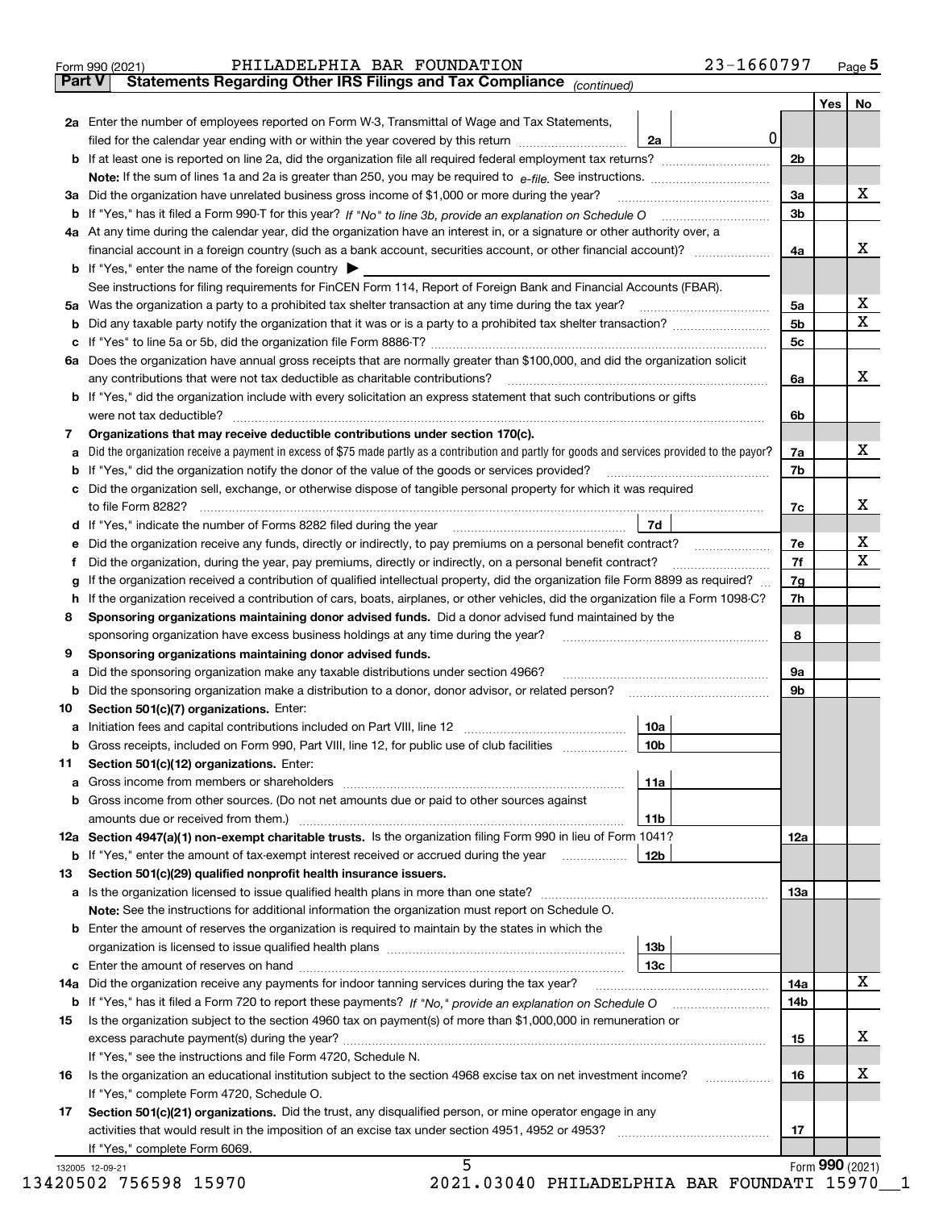Form 990 (2021) PHILADELPHIA BAR FOUNDATION 23-1660797

**Part V Statements Regarding Other IRS Filings and Tax Compliance** *(continued)*

| | | | | Yes | No |
|---|---|---|---|---|---|
| **2a** | Enter the number of employees reported on Form W-3, Transmittal of Wage and Tax Statements, filed for the calendar year ending with or within the year covered by this return | 2a | 0 | | |
| **b** | If at least one is reported on line 2a, did the organization file all required federal employment tax returns? | | 2b | | |
| | **Note:** If the sum of lines 1a and 2a is greater than 250, you may be required to *e-file.* See instructions. | | | | |
| **3a** | Did the organization have unrelated business gross income of $1,000 or more during the year? | | 3a | | X |
| **b** | If "Yes," has it filed a Form 990-T for this year? *If "No" to line 3b, provide an explanation on Schedule O* | | 3b | | |
| **4a** | At any time during the calendar year, did the organization have an interest in, or a signature or other authority over, a financial account in a foreign country (such as a bank account, securities account, or other financial account)? | | 4a | | X |
| **b** | If "Yes," enter the name of the foreign country ▶ | | | | |
| | See instructions for filing requirements for FinCEN Form 114, Report of Foreign Bank and Financial Accounts (FBAR). | | | | |
| **5a** | Was the organization a party to a prohibited tax shelter transaction at any time during the tax year? | | 5a | | X |
| **b** | Did any taxable party notify the organization that it was or is a party to a prohibited tax shelter transaction? | | 5b | | X |
| **c** | If "Yes" to line 5a or 5b, did the organization file Form 8886-T? | | 5c | | |
| **6a** | Does the organization have annual gross receipts that are normally greater than $100,000, and did the organization solicit any contributions that were not tax deductible as charitable contributions? | | 6a | | X |
| **b** | If "Yes," did the organization include with every solicitation an express statement that such contributions or gifts were not tax deductible? | | 6b | | |
| **7** | **Organizations that may receive deductible contributions under section 170(c).** | | | | |
| **a** | Did the organization receive a payment in excess of $75 made partly as a contribution and partly for goods and services provided to the payor? | | 7a | | X |
| **b** | If "Yes," did the organization notify the donor of the value of the goods or services provided? | | 7b | | |
| **c** | Did the organization sell, exchange, or otherwise dispose of tangible personal property for which it was required to file Form 8282? | | 7c | | X |
| **d** | If "Yes," indicate the number of Forms 8282 filed during the year | 7d | | | |
| **e** | Did the organization receive any funds, directly or indirectly, to pay premiums on a personal benefit contract? | | 7e | | X |
| **f** | Did the organization, during the year, pay premiums, directly or indirectly, on a personal benefit contract? | | 7f | | X |
| **g** | If the organization received a contribution of qualified intellectual property, did the organization file Form 8899 as required? | | 7g | | |
| **h** | If the organization received a contribution of cars, boats, airplanes, or other vehicles, did the organization file a Form 1098-C? | | 7h | | |
| **8** | **Sponsoring organizations maintaining donor advised funds.** Did a donor advised fund maintained by the sponsoring organization have excess business holdings at any time during the year? | | 8 | | |
| **9** | **Sponsoring organizations maintaining donor advised funds.** | | | | |
| **a** | Did the sponsoring organization make any taxable distributions under section 4966? | | 9a | | |
| **b** | Did the sponsoring organization make a distribution to a donor, donor advisor, or related person? | | 9b | | |
| **10** | **Section 501(c)(7) organizations.** Enter: | | | | |
| **a** | Initiation fees and capital contributions included on Part VIII, line 12 | 10a | | | |
| **b** | Gross receipts, included on Form 990, Part VIII, line 12, for public use of club facilities | 10b | | | |
| **11** | **Section 501(c)(12) organizations.** Enter: | | | | |
| **a** | Gross income from members or shareholders | 11a | | | |
| **b** | Gross income from other sources. (Do not net amounts due or paid to other sources against amounts due or received from them.) | 11b | | | |
| **12a** | **Section 4947(a)(1) non-exempt charitable trusts.** Is the organization filing Form 990 in lieu of Form 1041? | | 12a | | |
| **b** | If "Yes," enter the amount of tax-exempt interest received or accrued during the year | 12b | | | |
| **13** | **Section 501(c)(29) qualified nonprofit health insurance issuers.** | | | | |
| **a** | Is the organization licensed to issue qualified health plans in more than one state? | | 13a | | |
| | **Note:** See the instructions for additional information the organization must report on Schedule O. | | | | |
| **b** | Enter the amount of reserves the organization is required to maintain by the states in which the organization is licensed to issue qualified health plans | 13b | | | |
| **c** | Enter the amount of reserves on hand | 13c | | | |
| **14a** | Did the organization receive any payments for indoor tanning services during the tax year? | | 14a | | X |
| **b** | If "Yes," has it filed a Form 720 to report these payments? *If "No," provide an explanation on Schedule O* | | 14b | | |
| **15** | Is the organization subject to the section 4960 tax on payment(s) of more than $1,000,000 in remuneration or excess parachute payment(s) during the year? | | 15 | | X |
| | If "Yes," see the instructions and file Form 4720, Schedule N. | | | | |
| **16** | Is the organization an educational institution subject to the section 4968 excise tax on net investment income? | | 16 | | X |
| | If "Yes," complete Form 4720, Schedule O. | | | | |
| **17** | **Section 501(c)(21) organizations.** Did the trust, any disqualified person, or mine operator engage in any activities that would result in the imposition of an excise tax under section 4951, 4952 or 4953? | | 17 | | |
| | If "Yes," complete Form 6069. | | | | |

Form **990** (2021)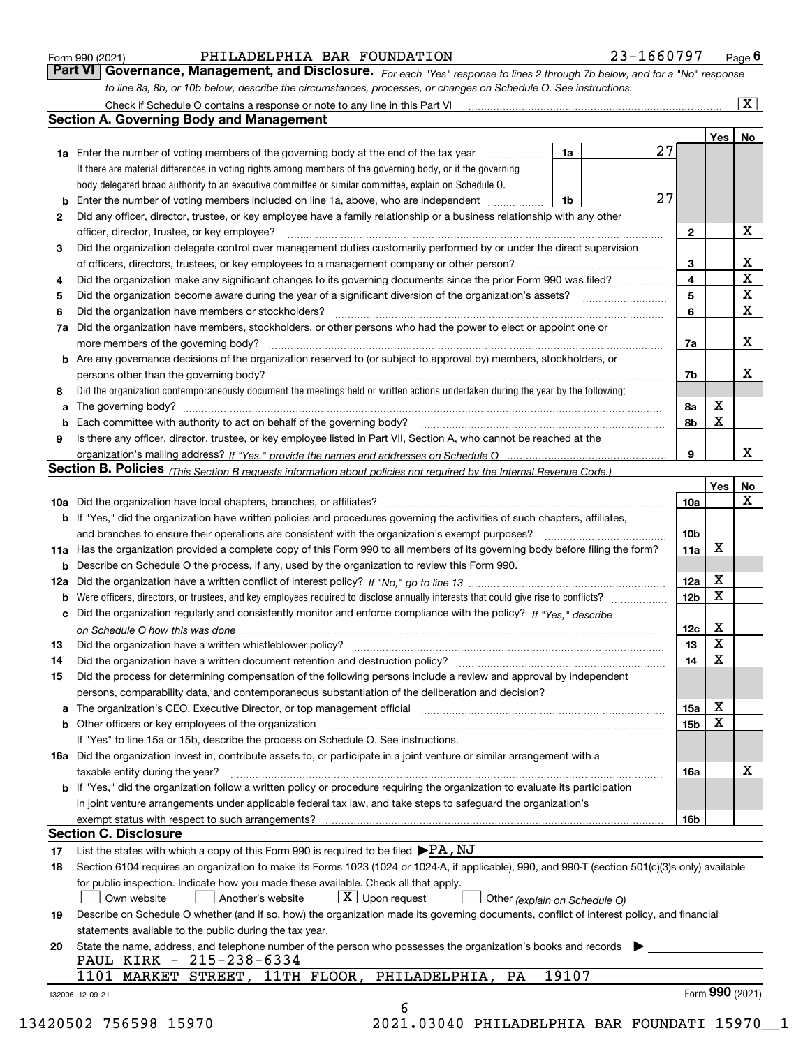Form 990 (2021) PHILADELPHIA BAR FOUNDATION 23-1660797 Page 6

## Part VI Governance, Management, and Disclosure.

*For each "Yes" response to lines 2 through 7b below, and for a "No" response to line 8a, 8b, or 10b below, describe the circumstances, processes, or changes on Schedule O. See instructions.*

Check if Schedule O contains a response or note to any line in this Part VI [X]

### Section A. Governing Body and Management

| | | | | Yes | No |
|---|---|---|---|---|---|
| **1a** | Enter the number of voting members of the governing body at the end of the tax year | 1a | 27 | | |
| | If there are material differences in voting rights among members of the governing body, or if the governing body delegated broad authority to an executive committee or similar committee, explain on Schedule O. | | | | |
| **b** | Enter the number of voting members included on line 1a, above, who are independent | 1b | 27 | | |
| **2** | Did any officer, director, trustee, or key employee have a family relationship or a business relationship with any other officer, director, trustee, or key employee? | 2 | | | X |
| **3** | Did the organization delegate control over management duties customarily performed by or under the direct supervision of officers, directors, trustees, or key employees to a management company or other person? | 3 | | | X |
| **4** | Did the organization make any significant changes to its governing documents since the prior Form 990 was filed? | 4 | | | X |
| **5** | Did the organization become aware during the year of a significant diversion of the organization's assets? | 5 | | | X |
| **6** | Did the organization have members or stockholders? | 6 | | | X |
| **7a** | Did the organization have members, stockholders, or other persons who had the power to elect or appoint one or more members of the governing body? | 7a | | | X |
| **b** | Are any governance decisions of the organization reserved to (or subject to approval by) members, stockholders, or persons other than the governing body? | 7b | | | X |
| **8** | Did the organization contemporaneously document the meetings held or written actions undertaken during the year by the following: | | | | |
| **a** | The governing body? | 8a | | X | |
| **b** | Each committee with authority to act on behalf of the governing body? | 8b | | X | |
| **9** | Is there any officer, director, trustee, or key employee listed in Part VII, Section A, who cannot be reached at the organization's mailing address? *If "Yes," provide the names and addresses on Schedule O* | 9 | | | X |

### Section B. Policies *(This Section B requests information about policies not required by the Internal Revenue Code.)*

| | | | Yes | No |
|---|---|---|---|---|
| **10a** | Did the organization have local chapters, branches, or affiliates? | 10a | | X |
| **b** | If "Yes," did the organization have written policies and procedures governing the activities of such chapters, affiliates, and branches to ensure their operations are consistent with the organization's exempt purposes? | 10b | | |
| **11a** | Has the organization provided a complete copy of this Form 990 to all members of its governing body before filing the form? | 11a | X | |
| **b** | Describe on Schedule O the process, if any, used by the organization to review this Form 990. | | | |
| **12a** | Did the organization have a written conflict of interest policy? *If "No," go to line 13* | 12a | X | |
| **b** | Were officers, directors, or trustees, and key employees required to disclose annually interests that could give rise to conflicts? | 12b | X | |
| **c** | Did the organization regularly and consistently monitor and enforce compliance with the policy? *If "Yes," describe on Schedule O how this was done* | 12c | X | |
| **13** | Did the organization have a written whistleblower policy? | 13 | X | |
| **14** | Did the organization have a written document retention and destruction policy? | 14 | X | |
| **15** | Did the process for determining compensation of the following persons include a review and approval by independent persons, comparability data, and contemporaneous substantiation of the deliberation and decision? | | | |
| **a** | The organization's CEO, Executive Director, or top management official | 15a | X | |
| **b** | Other officers or key employees of the organization | 15b | X | |
| | If "Yes" to line 15a or 15b, describe the process on Schedule O. See instructions. | | | |
| **16a** | Did the organization invest in, contribute assets to, or participate in a joint venture or similar arrangement with a taxable entity during the year? | 16a | | X |
| **b** | If "Yes," did the organization follow a written policy or procedure requiring the organization to evaluate its participation in joint venture arrangements under applicable federal tax law, and take steps to safeguard the organization's exempt status with respect to such arrangements? | 16b | | |

### Section C. Disclosure

**17** List the states with which a copy of this Form 990 is required to be filed ▶PA,NJ

**18** Section 6104 requires an organization to make its Forms 1023 (1024 or 1024-A, if applicable), 990, and 990-T (section 501(c)(3)s only) available for public inspection. Indicate how you made these available. Check all that apply.

[ ] Own website [ ] Another's website [X] Upon request [ ] Other *(explain on Schedule O)*

**19** Describe on Schedule O whether (and if so, how) the organization made its governing documents, conflict of interest policy, and financial statements available to the public during the tax year.

**20** State the name, address, and telephone number of the person who possesses the organization's books and records ▶

PAUL KIRK - 215-238-6334
1101 MARKET STREET, 11TH FLOOR, PHILADELPHIA, PA 19107

132006 12-09-21 Form 990 (2021)

13420502 756598 15970 2021.03040 PHILADELPHIA BAR FOUNDATI 15970__1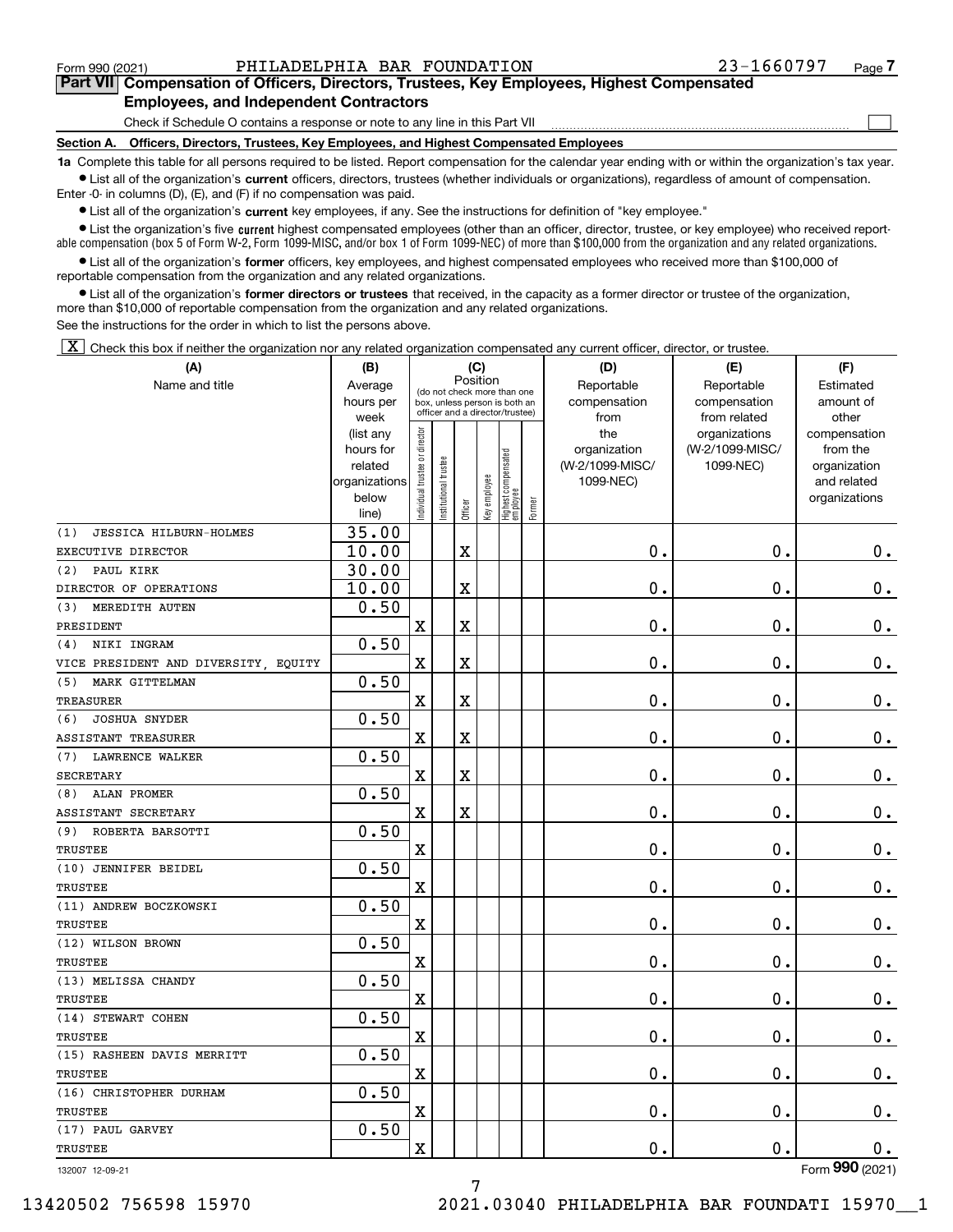Form 990 (2021) PHILADELPHIA BAR FOUNDATION 23-1660797 Page 7

**Part VII Compensation of Officers, Directors, Trustees, Key Employees, Highest Compensated Employees, and Independent Contractors**

Check if Schedule O contains a response or note to any line in this Part VII ☐

**Section A. Officers, Directors, Trustees, Key Employees, and Highest Compensated Employees**

**1a** Complete this table for all persons required to be listed. Report compensation for the calendar year ending with or within the organization's tax year.

- List all of the organization's **current** officers, directors, trustees (whether individuals or organizations), regardless of amount of compensation. Enter -0- in columns (D), (E), and (F) if no compensation was paid.
- List all of the organization's **current** key employees, if any. See the instructions for definition of "key employee."
- List the organization's five **current** highest compensated employees (other than an officer, director, trustee, or key employee) who received reportable compensation (box 5 of Form W-2, Form 1099-MISC, and/or box 1 of Form 1099-NEC) of more than $100,000 from the organization and any related organizations.
- List all of the organization's **former** officers, key employees, and highest compensated employees who received more than $100,000 of reportable compensation from the organization and any related organizations.
- List all of the organization's **former directors or trustees** that received, in the capacity as a former director or trustee of the organization, more than $10,000 of reportable compensation from the organization and any related organizations.

See the instructions for the order in which to list the persons above.

☒ Check this box if neither the organization nor any related organization compensated any current officer, director, or trustee.

| (A) Name and title | (B) Average hours per week (list any hours for related organizations below line) | (C) Position: Individual trustee or director | Institutional trustee | Officer | Key employee | Highest compensated employee | Former | (D) Reportable compensation from the organization (W-2/1099-MISC/1099-NEC) | (E) Reportable compensation from related organizations (W-2/1099-MISC/1099-NEC) | (F) Estimated amount of other compensation from the organization and related organizations |
|---|---|---|---|---|---|---|---|---|---|---|
| (1) JESSICA HILBURN-HOLMES<br>EXECUTIVE DIRECTOR | 35.00<br>10.00 | | | X | | | | 0. | 0. | 0. |
| (2) PAUL KIRK<br>DIRECTOR OF OPERATIONS | 30.00<br>10.00 | | | X | | | | 0. | 0. | 0. |
| (3) MEREDITH AUTEN<br>PRESIDENT | 0.50 | X | | X | | | | 0. | 0. | 0. |
| (4) NIKI INGRAM<br>VICE PRESIDENT AND DIVERSITY, EQUITY | 0.50 | X | | X | | | | 0. | 0. | 0. |
| (5) MARK GITTELMAN<br>TREASURER | 0.50 | X | | X | | | | 0. | 0. | 0. |
| (6) JOSHUA SNYDER<br>ASSISTANT TREASURER | 0.50 | X | | X | | | | 0. | 0. | 0. |
| (7) LAWRENCE WALKER<br>SECRETARY | 0.50 | X | | X | | | | 0. | 0. | 0. |
| (8) ALAN PROMER<br>ASSISTANT SECRETARY | 0.50 | X | | X | | | | 0. | 0. | 0. |
| (9) ROBERTA BARSOTTI<br>TRUSTEE | 0.50 | X | | | | | | 0. | 0. | 0. |
| (10) JENNIFER BEIDEL<br>TRUSTEE | 0.50 | X | | | | | | 0. | 0. | 0. |
| (11) ANDREW BOCZKOWSKI<br>TRUSTEE | 0.50 | X | | | | | | 0. | 0. | 0. |
| (12) WILSON BROWN<br>TRUSTEE | 0.50 | X | | | | | | 0. | 0. | 0. |
| (13) MELISSA CHANDY<br>TRUSTEE | 0.50 | X | | | | | | 0. | 0. | 0. |
| (14) STEWART COHEN<br>TRUSTEE | 0.50 | X | | | | | | 0. | 0. | 0. |
| (15) RASHEEN DAVIS MERRITT<br>TRUSTEE | 0.50 | X | | | | | | 0. | 0. | 0. |
| (16) CHRISTOPHER DURHAM<br>TRUSTEE | 0.50 | X | | | | | | 0. | 0. | 0. |
| (17) PAUL GARVEY<br>TRUSTEE | 0.50 | X | | | | | | 0. | 0. | 0. |

132007 12-09-21

Form **990** (2021)

13420502 756598 15970 2021.03040 PHILADELPHIA BAR FOUNDATI 15970__1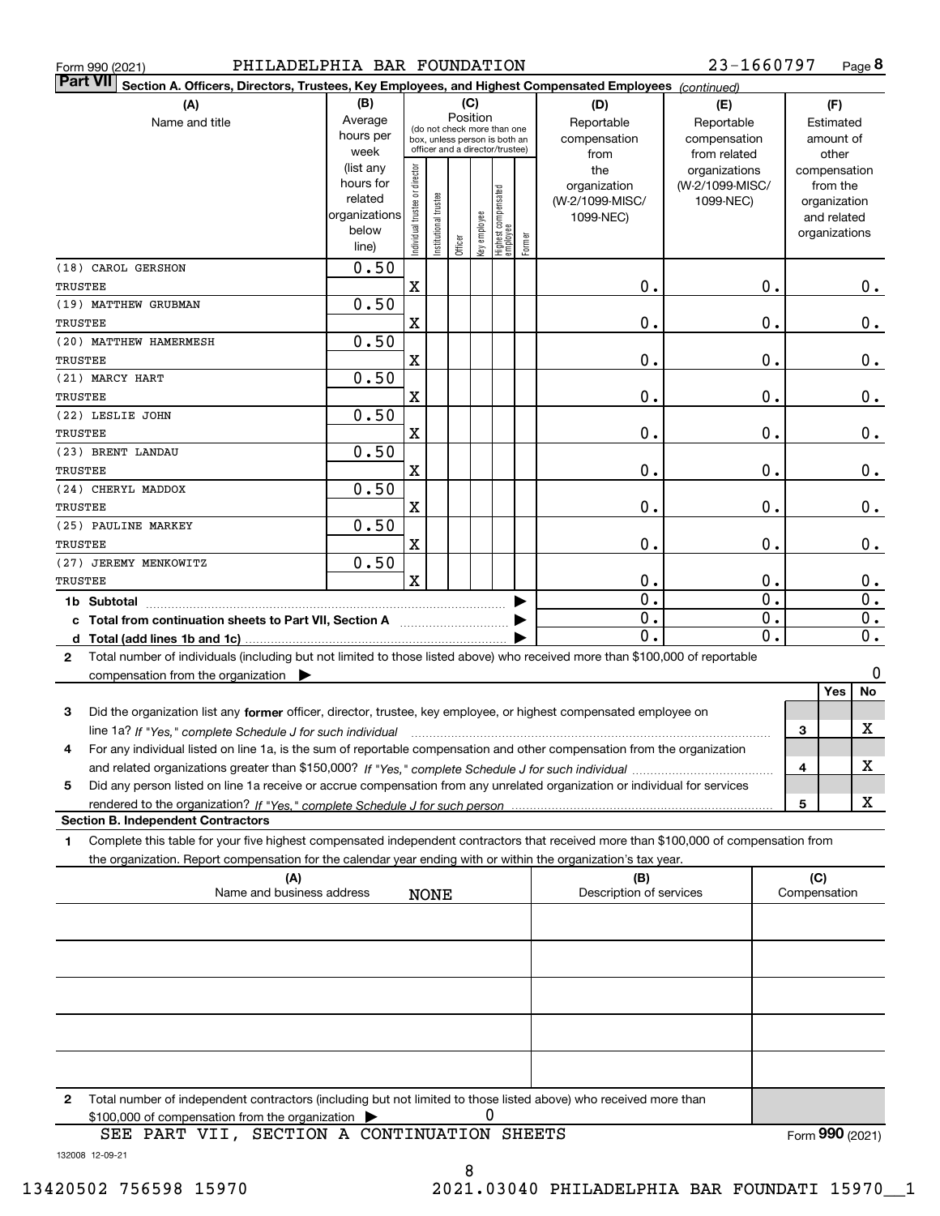Form 990 (2021) PHILADELPHIA BAR FOUNDATION 23-1660797

**Part VII** **Section A. Officers, Directors, Trustees, Key Employees, and Highest Compensated Employees** *(continued)*

| (A) Name and title | (B) Average hours per week (list any hours for related organizations below line) | (C) Position: Individual trustee or director | Institutional trustee | Officer | Key employee | Highest compensated employee | Former | (D) Reportable compensation from the organization (W-2/1099-MISC/ 1099-NEC) | (E) Reportable compensation from related organizations (W-2/1099-MISC/ 1099-NEC) | (F) Estimated amount of other compensation from the organization and related organizations |
|---|---|---|---|---|---|---|---|---|---|---|
| (18) CAROL GERSHON<br>TRUSTEE | 0.50 | X | | | | | | 0. | 0. | 0. |
| (19) MATTHEW GRUBMAN<br>TRUSTEE | 0.50 | X | | | | | | 0. | 0. | 0. |
| (20) MATTHEW HAMERMESH<br>TRUSTEE | 0.50 | X | | | | | | 0. | 0. | 0. |
| (21) MARCY HART<br>TRUSTEE | 0.50 | X | | | | | | 0. | 0. | 0. |
| (22) LESLIE JOHN<br>TRUSTEE | 0.50 | X | | | | | | 0. | 0. | 0. |
| (23) BRENT LANDAU<br>TRUSTEE | 0.50 | X | | | | | | 0. | 0. | 0. |
| (24) CHERYL MADDOX<br>TRUSTEE | 0.50 | X | | | | | | 0. | 0. | 0. |
| (25) PAULINE MARKEY<br>TRUSTEE | 0.50 | X | | | | | | 0. | 0. | 0. |
| (27) JEREMY MENKOWITZ<br>TRUSTEE | 0.50 | X | | | | | | 0. | 0. | 0. |
| **1b Subtotal** | | | | | | | | 0. | 0. | 0. |
| **c Total from continuation sheets to Part VII, Section A** | | | | | | | | 0. | 0. | 0. |
| **d Total (add lines 1b and 1c)** | | | | | | | | 0. | 0. | 0. |

**2** Total number of individuals (including but not limited to those listed above) who received more than $100,000 of reportable compensation from the organization ▶ 0

| | | | Yes | No |
|---|---|---|---|---|
| **3** | Did the organization list any **former** officer, director, trustee, key employee, or highest compensated employee on line 1a? *If "Yes," complete Schedule J for such individual* | 3 | | X |
| **4** | For any individual listed on line 1a, is the sum of reportable compensation and other compensation from the organization and related organizations greater than $150,000? *If "Yes," complete Schedule J for such individual* | 4 | | X |
| **5** | Did any person listed on line 1a receive or accrue compensation from any unrelated organization or individual for services rendered to the organization? *If "Yes," complete Schedule J for such person* | 5 | | X |

**Section B. Independent Contractors**

**1** Complete this table for your five highest compensated independent contractors that received more than $100,000 of compensation from the organization. Report compensation for the calendar year ending with or within the organization's tax year.

| (A) Name and business address | (B) Description of services | (C) Compensation |
|---|---|---|
| NONE | | |
| | | |
| | | |
| | | |
| | | |

**2** Total number of independent contractors (including but not limited to those listed above) who received more than $100,000 of compensation from the organization ▶ 0

SEE PART VII, SECTION A CONTINUATION SHEETS

Form **990** (2021)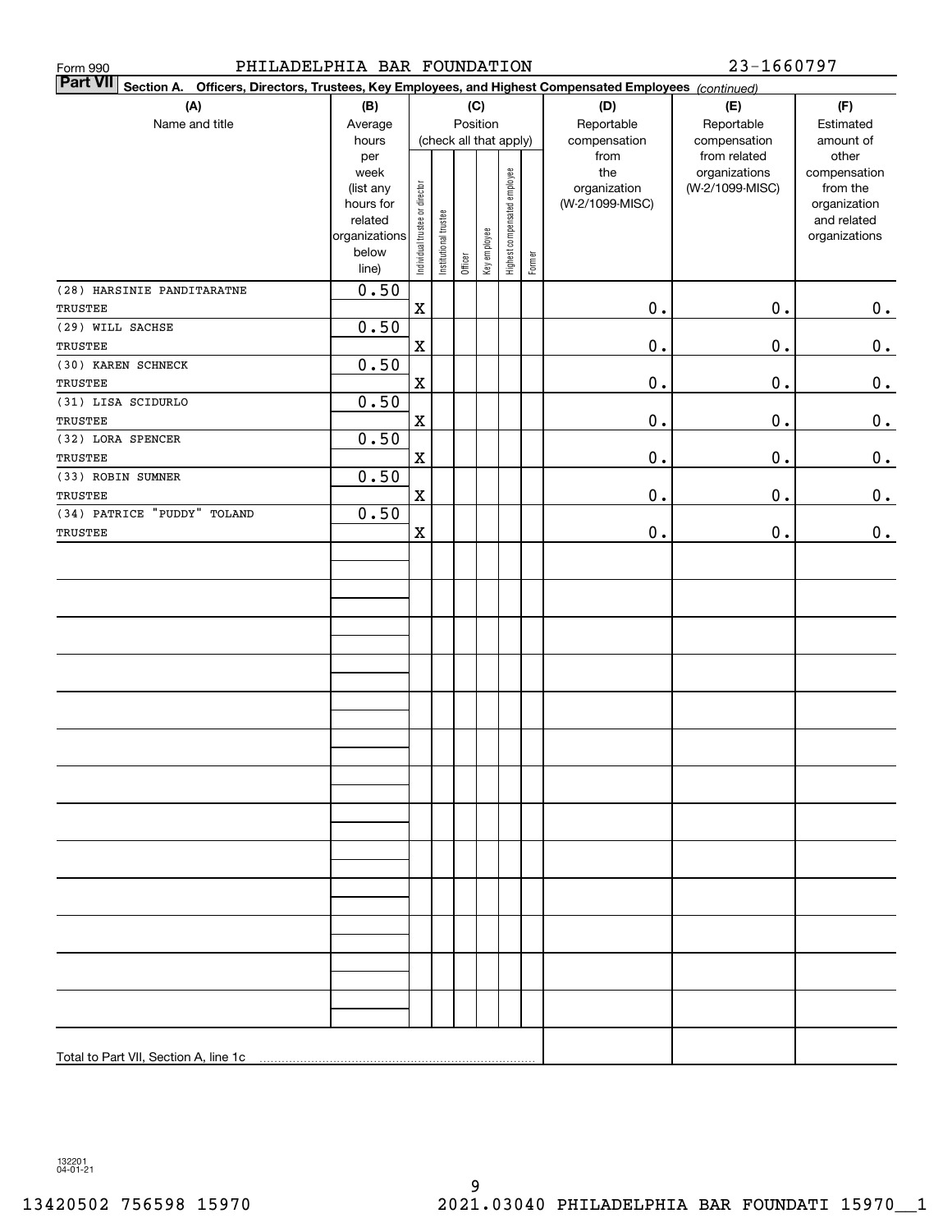Form 990 PHILADELPHIA BAR FOUNDATION 23-1660797

**Part VII** Section A. Officers, Directors, Trustees, Key Employees, and Highest Compensated Employees *(continued)*

| (A) Name and title | (B) Average hours per week (list any hours for related organizations below line) | (C) Position: Individual trustee or director | Institutional trustee | Officer | Key employee | Highest compensated employee | Former | (D) Reportable compensation from the organization (W-2/1099-MISC) | (E) Reportable compensation from related organizations (W-2/1099-MISC) | (F) Estimated amount of other compensation from the organization and related organizations |
|---|---|---|---|---|---|---|---|---|---|---|
| (28) HARSINIE PANDITARATNE TRUSTEE | 0.50 | X | | | | | | 0. | 0. | 0. |
| (29) WILL SACHSE TRUSTEE | 0.50 | X | | | | | | 0. | 0. | 0. |
| (30) KAREN SCHNECK TRUSTEE | 0.50 | X | | | | | | 0. | 0. | 0. |
| (31) LISA SCIDURLO TRUSTEE | 0.50 | X | | | | | | 0. | 0. | 0. |
| (32) LORA SPENCER TRUSTEE | 0.50 | X | | | | | | 0. | 0. | 0. |
| (33) ROBIN SUMNER TRUSTEE | 0.50 | X | | | | | | 0. | 0. | 0. |
| (34) PATRICE "PUDDY" TOLAND TRUSTEE | 0.50 | X | | | | | | 0. | 0. | 0. |
| Total to Part VII, Section A, line 1c | | | | | | | | | | |

132201 04-01-21

13420502 756598 15970 2021.03040 PHILADELPHIA BAR FOUNDATI 15970__1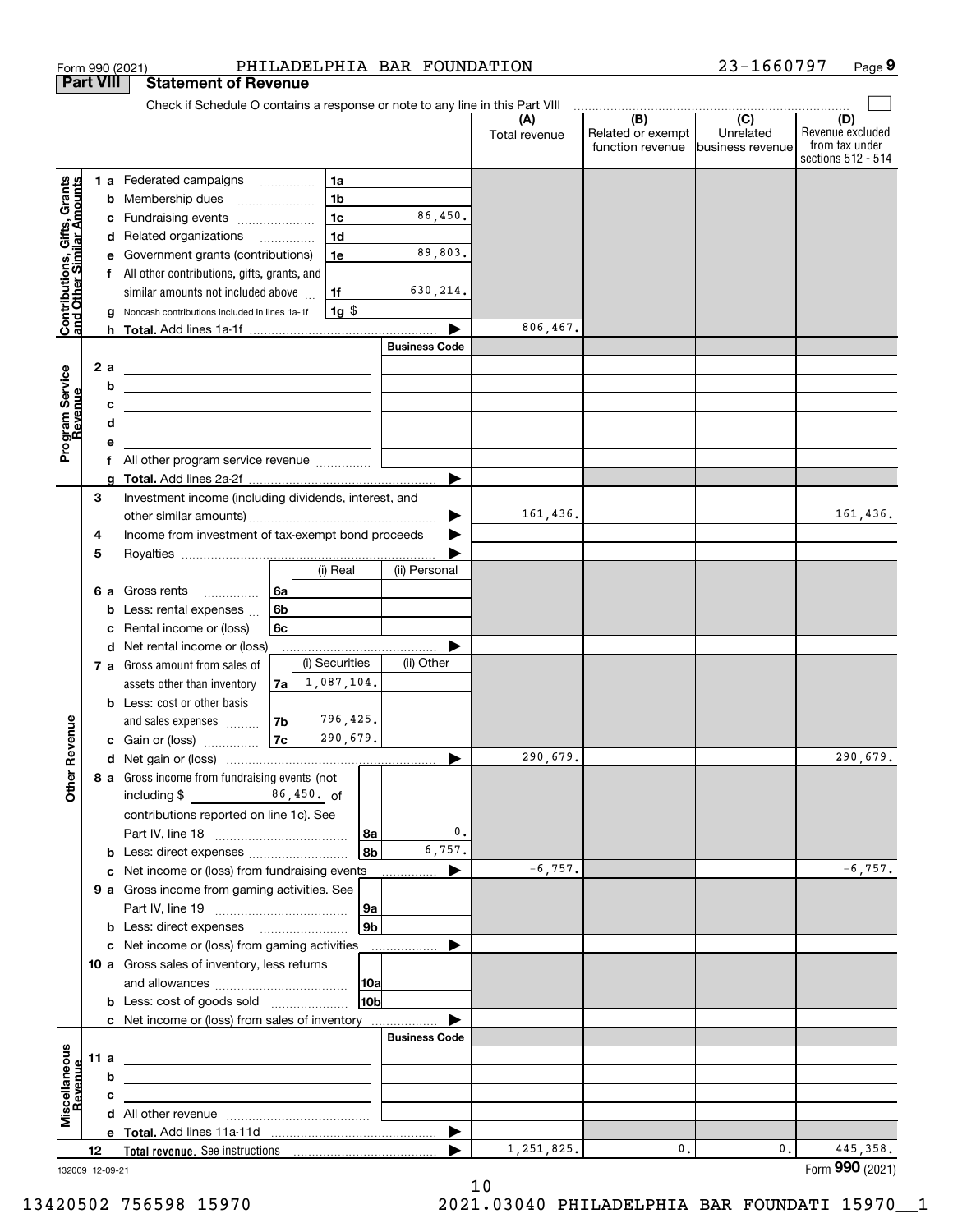Form 990 (2021) PHILADELPHIA BAR FOUNDATION 23-1660797 Page 9

**Part VIII Statement of Revenue**

Check if Schedule O contains a response or note to any line in this Part VIII

| | | | (A) Total revenue | (B) Related or exempt function revenue | (C) Unrelated business revenue | (D) Revenue excluded from tax under sections 512 - 514 |
|---|---|---|---|---|---|---|
| **Contributions, Gifts, Grants and Other Similar Amounts** | 1a Federated campaigns — 1a | | | | | |
| | b Membership dues — 1b | | | | | |
| | c Fundraising events — 1c | 86,450. | | | | |
| | d Related organizations — 1d | | | | | |
| | e Government grants (contributions) — 1e | 89,803. | | | | |
| | f All other contributions, gifts, grants, and similar amounts not included above — 1f | 630,214. | | | | |
| | g Noncash contributions included in lines 1a-1f — 1g $ | | | | | |
| | h **Total.** Add lines 1a-1f | | 806,467. | | | |
| **Program Service Revenue** | | Business Code | | | | |
| | 2a | | | | | |
| | b | | | | | |
| | c | | | | | |
| | d | | | | | |
| | e | | | | | |
| | f All other program service revenue | | | | | |
| | g **Total.** Add lines 2a-2f | | | | | |
| **Other Revenue** | 3 Investment income (including dividends, interest, and other similar amounts) | | 161,436. | | | 161,436. |
| | 4 Income from investment of tax-exempt bond proceeds | | | | | |
| | 5 Royalties | | | | | |
| | 6a Gross rents — 6a — (i) Real / (ii) Personal | | | | | |
| | b Less: rental expenses — 6b | | | | | |
| | c Rental income or (loss) — 6c | | | | | |
| | d Net rental income or (loss) | | | | | |
| | 7a Gross amount from sales of assets other than inventory — 7a — (i) Securities: 1,087,104. / (ii) Other | | | | | |
| | b Less: cost or other basis and sales expenses — 7b — (i) Securities: 796,425. | | | | | |
| | c Gain or (loss) — 7c — (i) Securities: 290,679. | | | | | |
| | d Net gain or (loss) | | 290,679. | | | 290,679. |
| | 8a Gross income from fundraising events (not including $ 86,450. of contributions reported on line 1c). See Part IV, line 18 — 8a | 0. | | | | |
| | b Less: direct expenses — 8b | 6,757. | | | | |
| | c Net income or (loss) from fundraising events | | -6,757. | | | -6,757. |
| | 9a Gross income from gaming activities. See Part IV, line 19 — 9a | | | | | |
| | b Less: direct expenses — 9b | | | | | |
| | c Net income or (loss) from gaming activities | | | | | |
| | 10a Gross sales of inventory, less returns and allowances — 10a | | | | | |
| | b Less: cost of goods sold — 10b | | | | | |
| | c Net income or (loss) from sales of inventory | | | | | |
| **Miscellaneous Revenue** | | Business Code | | | | |
| | 11a | | | | | |
| | b | | | | | |
| | c | | | | | |
| | d All other revenue | | | | | |
| | e **Total.** Add lines 11a-11d | | | | | |
| | 12 **Total revenue.** See instructions | | 1,251,825. | 0. | 0. | 445,358. |

132009 12-09-21

Form **990** (2021)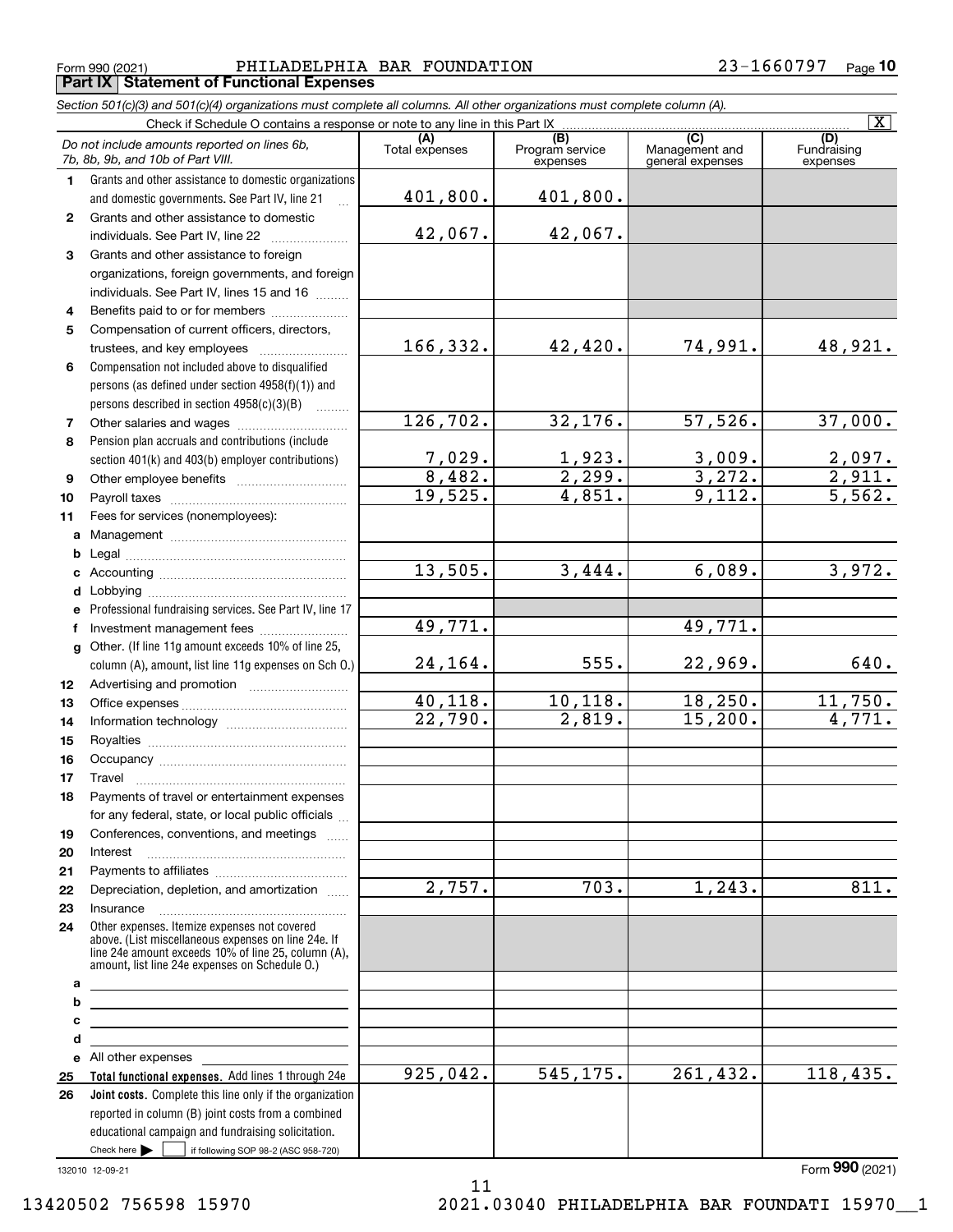Form 990 (2021) PHILADELPHIA BAR FOUNDATION 23-1660797 Page 10

**Part IX Statement of Functional Expenses**

*Section 501(c)(3) and 501(c)(4) organizations must complete all columns. All other organizations must complete column (A).*

Check if Schedule O contains a response or note to any line in this Part IX [X]

| *Do not include amounts reported on lines 6b, 7b, 8b, 9b, and 10b of Part VIII.* | (A) Total expenses | (B) Program service expenses | (C) Management and general expenses | (D) Fundraising expenses |
|---|---|---|---|---|
| 1 Grants and other assistance to domestic organizations and domestic governments. See Part IV, line 21 | 401,800. | 401,800. | | |
| 2 Grants and other assistance to domestic individuals. See Part IV, line 22 | 42,067. | 42,067. | | |
| 3 Grants and other assistance to foreign organizations, foreign governments, and foreign individuals. See Part IV, lines 15 and 16 | | | | |
| 4 Benefits paid to or for members | | | | |
| 5 Compensation of current officers, directors, trustees, and key employees | 166,332. | 42,420. | 74,991. | 48,921. |
| 6 Compensation not included above to disqualified persons (as defined under section 4958(f)(1)) and persons described in section 4958(c)(3)(B) | | | | |
| 7 Other salaries and wages | 126,702. | 32,176. | 57,526. | 37,000. |
| 8 Pension plan accruals and contributions (include section 401(k) and 403(b) employer contributions) | 7,029. | 1,923. | 3,009. | 2,097. |
| 9 Other employee benefits | 8,482. | 2,299. | 3,272. | 2,911. |
| 10 Payroll taxes | 19,525. | 4,851. | 9,112. | 5,562. |
| 11 Fees for services (nonemployees): | | | | |
| a Management | | | | |
| b Legal | | | | |
| c Accounting | 13,505. | 3,444. | 6,089. | 3,972. |
| d Lobbying | | | | |
| e Professional fundraising services. See Part IV, line 17 | | | | |
| f Investment management fees | 49,771. | | 49,771. | |
| g Other. (If line 11g amount exceeds 10% of line 25, column (A), amount, list line 11g expenses on Sch O.) | 24,164. | 555. | 22,969. | 640. |
| 12 Advertising and promotion | | | | |
| 13 Office expenses | 40,118. | 10,118. | 18,250. | 11,750. |
| 14 Information technology | 22,790. | 2,819. | 15,200. | 4,771. |
| 15 Royalties | | | | |
| 16 Occupancy | | | | |
| 17 Travel | | | | |
| 18 Payments of travel or entertainment expenses for any federal, state, or local public officials | | | | |
| 19 Conferences, conventions, and meetings | | | | |
| 20 Interest | | | | |
| 21 Payments to affiliates | | | | |
| 22 Depreciation, depletion, and amortization | 2,757. | 703. | 1,243. | 811. |
| 23 Insurance | | | | |
| 24 Other expenses. Itemize expenses not covered above. (List miscellaneous expenses on line 24e. If line 24e amount exceeds 10% of line 25, column (A), amount, list line 24e expenses on Schedule O.) | | | | |
| a | | | | |
| b | | | | |
| c | | | | |
| d | | | | |
| e All other expenses | | | | |
| 25 **Total functional expenses.** Add lines 1 through 24e | 925,042. | 545,175. | 261,432. | 118,435. |
| 26 **Joint costs.** Complete this line only if the organization reported in column (B) joint costs from a combined educational campaign and fundraising solicitation. Check here [ ] if following SOP 98-2 (ASC 958-720) | | | | |

132010 12-09-21

Form **990** (2021)

13420502 756598 15970 2021.03040 PHILADELPHIA BAR FOUNDATI 15970__1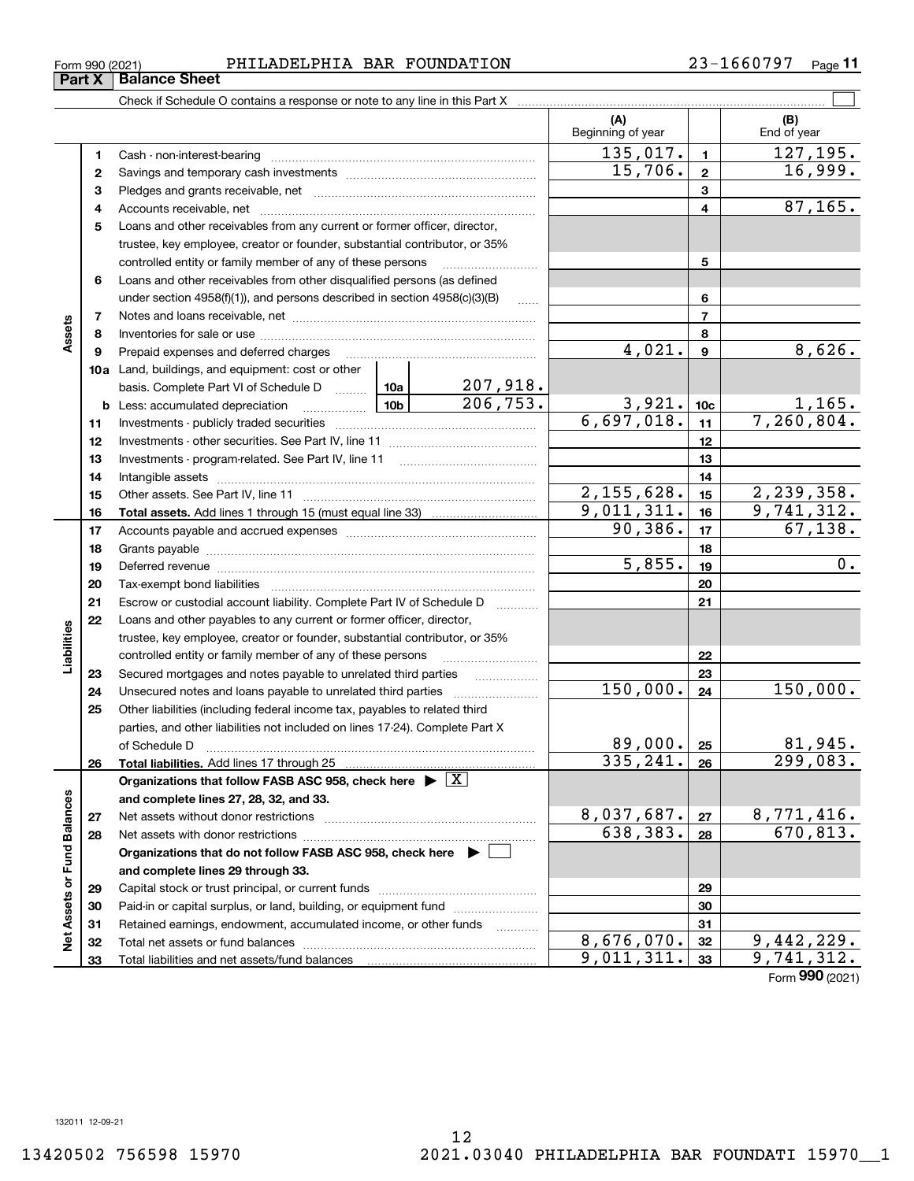Form 990 (2021) PHILADELPHIA BAR FOUNDATION 23-1660797 Page 11

## Part X Balance Sheet

Check if Schedule O contains a response or note to any line in this Part X

| Section | Line | Description | | | (A) Beginning of year | Line | (B) End of year |
|---|---|---|---|---|---|---|---|
| Assets | 1 | Cash - non-interest-bearing | | | 135,017. | 1 | 127,195. |
| | 2 | Savings and temporary cash investments | | | 15,706. | 2 | 16,999. |
| | 3 | Pledges and grants receivable, net | | | | 3 | |
| | 4 | Accounts receivable, net | | | | 4 | 87,165. |
| | 5 | Loans and other receivables from any current or former officer, director, trustee, key employee, creator or founder, substantial contributor, or 35% controlled entity or family member of any of these persons | | | | 5 | |
| | 6 | Loans and other receivables from other disqualified persons (as defined under section 4958(f)(1)), and persons described in section 4958(c)(3)(B) | | | | 6 | |
| | 7 | Notes and loans receivable, net | | | | 7 | |
| | 8 | Inventories for sale or use | | | | 8 | |
| | 9 | Prepaid expenses and deferred charges | | | 4,021. | 9 | 8,626. |
| | 10a | Land, buildings, and equipment: cost or other basis. Complete Part VI of Schedule D | 10a | 207,918. | | | |
| | b | Less: accumulated depreciation | 10b | 206,753. | 3,921. | 10c | 1,165. |
| | 11 | Investments - publicly traded securities | | | 6,697,018. | 11 | 7,260,804. |
| | 12 | Investments - other securities. See Part IV, line 11 | | | | 12 | |
| | 13 | Investments - program-related. See Part IV, line 11 | | | | 13 | |
| | 14 | Intangible assets | | | | 14 | |
| | 15 | Other assets. See Part IV, line 11 | | | 2,155,628. | 15 | 2,239,358. |
| | 16 | **Total assets.** Add lines 1 through 15 (must equal line 33) | | | 9,011,311. | 16 | 9,741,312. |
| Liabilities | 17 | Accounts payable and accrued expenses | | | 90,386. | 17 | 67,138. |
| | 18 | Grants payable | | | | 18 | |
| | 19 | Deferred revenue | | | 5,855. | 19 | 0. |
| | 20 | Tax-exempt bond liabilities | | | | 20 | |
| | 21 | Escrow or custodial account liability. Complete Part IV of Schedule D | | | | 21 | |
| | 22 | Loans and other payables to any current or former officer, director, trustee, key employee, creator or founder, substantial contributor, or 35% controlled entity or family member of any of these persons | | | | 22 | |
| | 23 | Secured mortgages and notes payable to unrelated third parties | | | | 23 | |
| | 24 | Unsecured notes and loans payable to unrelated third parties | | | 150,000. | 24 | 150,000. |
| | 25 | Other liabilities (including federal income tax, payables to related third parties, and other liabilities not included on lines 17-24). Complete Part X of Schedule D | | | 89,000. | 25 | 81,945. |
| | 26 | **Total liabilities.** Add lines 17 through 25 | | | 335,241. | 26 | 299,083. |
| Net Assets or Fund Balances | | **Organizations that follow FASB ASC 958, check here** ▶ [X] **and complete lines 27, 28, 32, and 33.** | | | | | |
| | 27 | Net assets without donor restrictions | | | 8,037,687. | 27 | 8,771,416. |
| | 28 | Net assets with donor restrictions | | | 638,383. | 28 | 670,813. |
| | | **Organizations that do not follow FASB ASC 958, check here** ▶ [ ] **and complete lines 29 through 33.** | | | | | |
| | 29 | Capital stock or trust principal, or current funds | | | | 29 | |
| | 30 | Paid-in or capital surplus, or land, building, or equipment fund | | | | 30 | |
| | 31 | Retained earnings, endowment, accumulated income, or other funds | | | | 31 | |
| | 32 | Total net assets or fund balances | | | 8,676,070. | 32 | 9,442,229. |
| | 33 | Total liabilities and net assets/fund balances | | | 9,011,311. | 33 | 9,741,312. |

Form **990** (2021)

132011 12-09-21

13420502 756598 15970 2021.03040 PHILADELPHIA BAR FOUNDATI 15970__1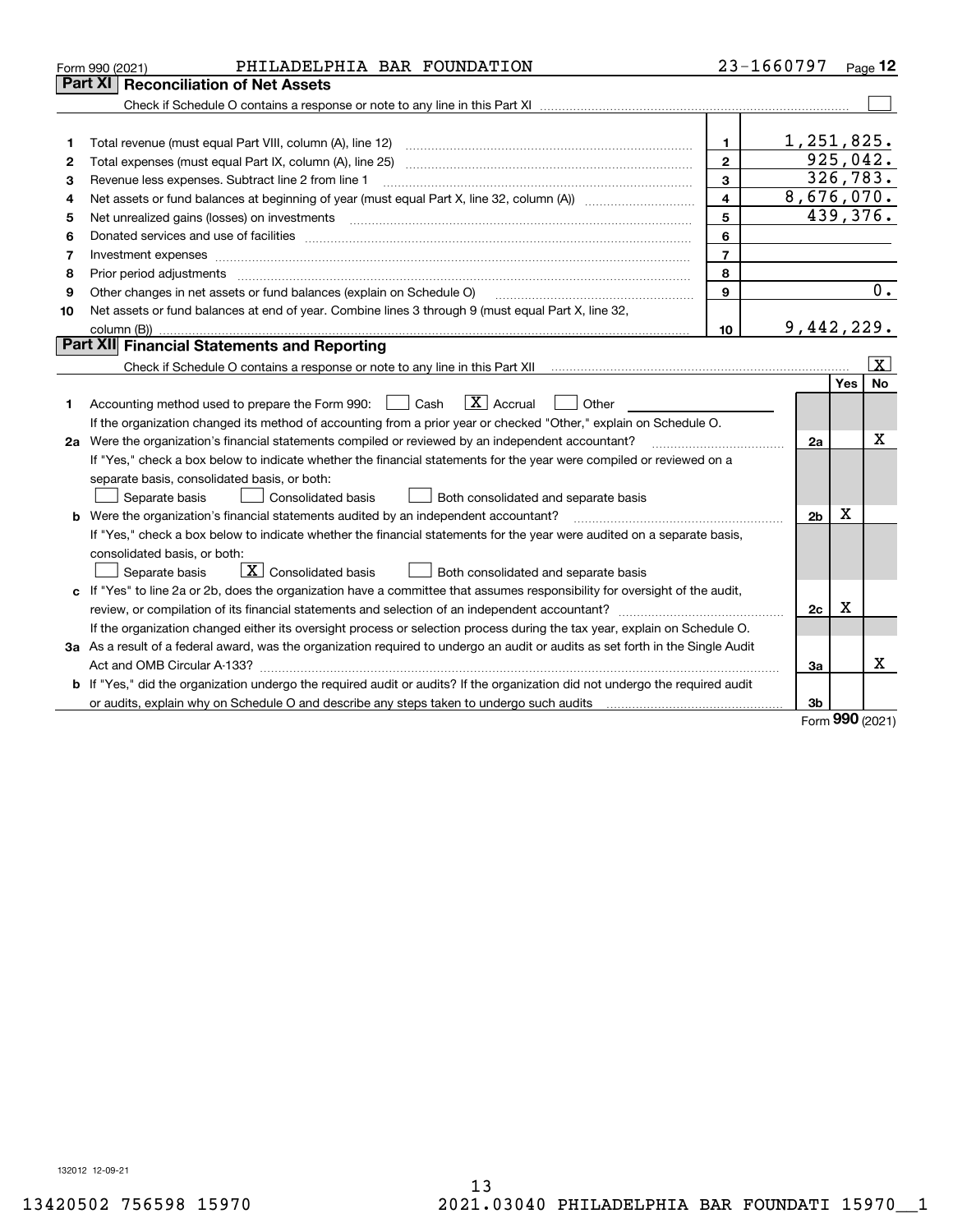Form 990 (2021) PHILADELPHIA BAR FOUNDATION 23-1660797 Page **12**

## Part XI Reconciliation of Net Assets

Check if Schedule O contains a response or note to any line in this Part XI ☐

| | | | |
|---|---|---|---|
| 1 | Total revenue (must equal Part VIII, column (A), line 12) | 1 | 1,251,825. |
| 2 | Total expenses (must equal Part IX, column (A), line 25) | 2 | 925,042. |
| 3 | Revenue less expenses. Subtract line 2 from line 1 | 3 | 326,783. |
| 4 | Net assets or fund balances at beginning of year (must equal Part X, line 32, column (A)) | 4 | 8,676,070. |
| 5 | Net unrealized gains (losses) on investments | 5 | 439,376. |
| 6 | Donated services and use of facilities | 6 | |
| 7 | Investment expenses | 7 | |
| 8 | Prior period adjustments | 8 | |
| 9 | Other changes in net assets or fund balances (explain on Schedule O) | 9 | 0. |
| 10 | Net assets or fund balances at end of year. Combine lines 3 through 9 (must equal Part X, line 32, column (B)) | 10 | 9,442,229. |

## Part XII Financial Statements and Reporting

Check if Schedule O contains a response or note to any line in this Part XII ☒

| | | | Yes | No |
|---|---|---|---|---|
| 1 | Accounting method used to prepare the Form 990: ☐ Cash ☒ Accrual ☐ Other<br>If the organization changed its method of accounting from a prior year or checked "Other," explain on Schedule O. | | | |
| 2a | Were the organization's financial statements compiled or reviewed by an independent accountant?<br>If "Yes," check a box below to indicate whether the financial statements for the year were compiled or reviewed on a separate basis, consolidated basis, or both:<br>☐ Separate basis ☐ Consolidated basis ☐ Both consolidated and separate basis | 2a | | X |
| b | Were the organization's financial statements audited by an independent accountant?<br>If "Yes," check a box below to indicate whether the financial statements for the year were audited on a separate basis, consolidated basis, or both:<br>☐ Separate basis ☒ Consolidated basis ☐ Both consolidated and separate basis | 2b | X | |
| c | If "Yes" to line 2a or 2b, does the organization have a committee that assumes responsibility for oversight of the audit, review, or compilation of its financial statements and selection of an independent accountant?<br>If the organization changed either its oversight process or selection process during the tax year, explain on Schedule O. | 2c | X | |
| 3a | As a result of a federal award, was the organization required to undergo an audit or audits as set forth in the Single Audit Act and OMB Circular A-133? | 3a | | X |
| b | If "Yes," did the organization undergo the required audit or audits? If the organization did not undergo the required audit or audits, explain why on Schedule O and describe any steps taken to undergo such audits | 3b | | |

Form **990** (2021)

132012 12-09-21

13420502 756598 15970 2021.03040 PHILADELPHIA BAR FOUNDATI 15970__1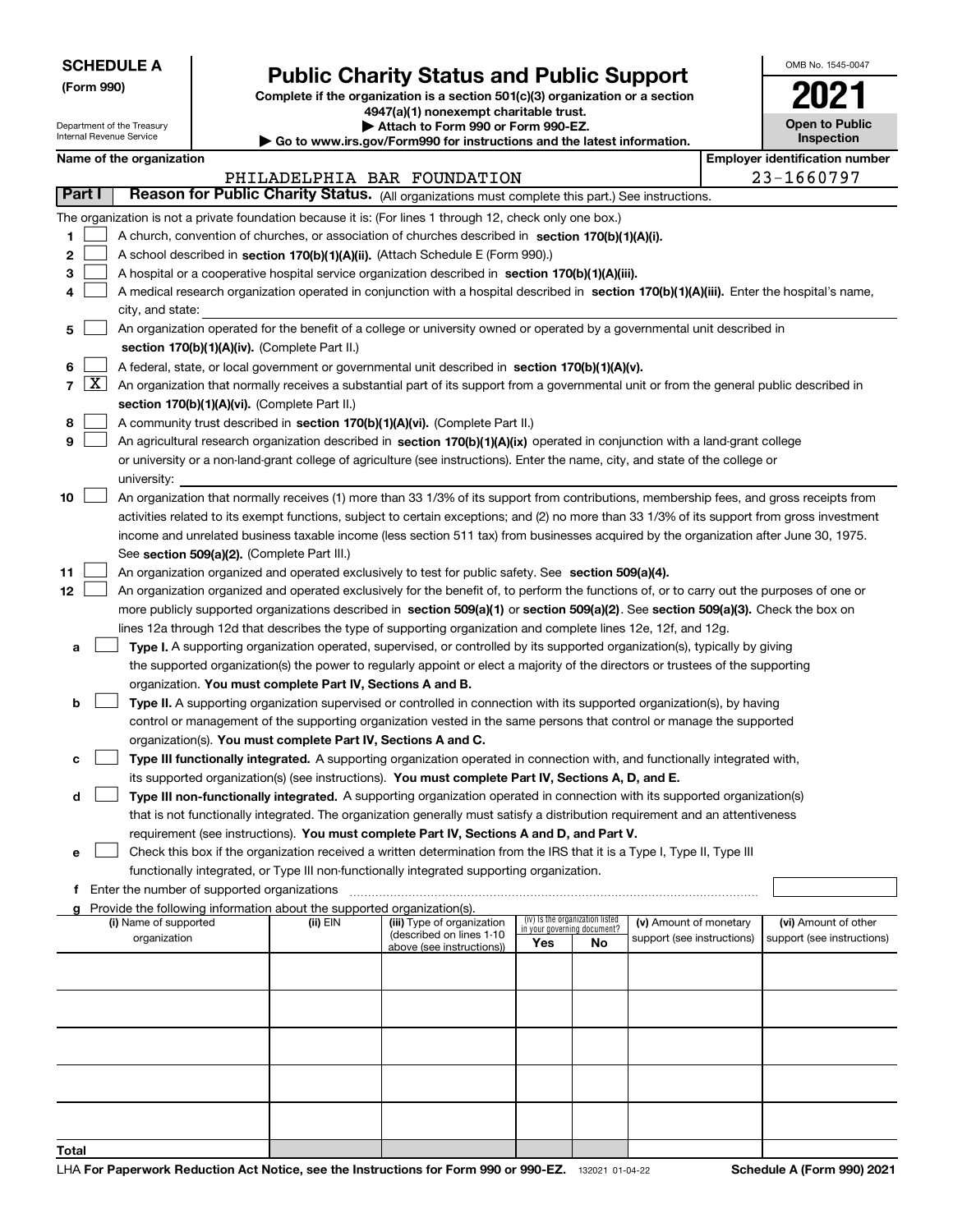**SCHEDULE A**
**(Form 990)**

Department of the Treasury
Internal Revenue Service

# Public Charity Status and Public Support

**Complete if the organization is a section 501(c)(3) organization or a section 4947(a)(1) nonexempt charitable trust.**
**▶ Attach to Form 990 or Form 990-EZ.**
**▶ Go to www.irs.gov/Form990 for instructions and the latest information.**

OMB No. 1545-0047

**2021**

**Open to Public Inspection**

**Name of the organization**
PHILADELPHIA BAR FOUNDATION

**Employer identification number**
23-1660797

**Part I** **Reason for Public Charity Status.** (All organizations must complete this part.) See instructions.

The organization is not a private foundation because it is: (For lines 1 through 12, check only one box.)

1. ☐ A church, convention of churches, or association of churches described in **section 170(b)(1)(A)(i).**
2. ☐ A school described in **section 170(b)(1)(A)(ii).** (Attach Schedule E (Form 990).)
3. ☐ A hospital or a cooperative hospital service organization described in **section 170(b)(1)(A)(iii).**
4. ☐ A medical research organization operated in conjunction with a hospital described in **section 170(b)(1)(A)(iii).** Enter the hospital's name, city, and state:
5. ☐ An organization operated for the benefit of a college or university owned or operated by a governmental unit described in **section 170(b)(1)(A)(iv).** (Complete Part II.)
6. ☐ A federal, state, or local government or governmental unit described in **section 170(b)(1)(A)(v).**
7. ☒ An organization that normally receives a substantial part of its support from a governmental unit or from the general public described in **section 170(b)(1)(A)(vi).** (Complete Part II.)
8. ☐ A community trust described in **section 170(b)(1)(A)(vi).** (Complete Part II.)
9. ☐ An agricultural research organization described in **section 170(b)(1)(A)(ix)** operated in conjunction with a land-grant college or university or a non-land-grant college of agriculture (see instructions). Enter the name, city, and state of the college or university:
10. ☐ An organization that normally receives (1) more than 33 1/3% of its support from contributions, membership fees, and gross receipts from activities related to its exempt functions, subject to certain exceptions; and (2) no more than 33 1/3% of its support from gross investment income and unrelated business taxable income (less section 511 tax) from businesses acquired by the organization after June 30, 1975. See **section 509(a)(2).** (Complete Part III.)
11. ☐ An organization organized and operated exclusively to test for public safety. See **section 509(a)(4).**
12. ☐ An organization organized and operated exclusively for the benefit of, to perform the functions of, or to carry out the purposes of one or more publicly supported organizations described in **section 509(a)(1)** or **section 509(a)(2)**. See **section 509(a)(3).** Check the box on lines 12a through 12d that describes the type of supporting organization and complete lines 12e, 12f, and 12g.
   - **a** ☐ **Type I.** A supporting organization operated, supervised, or controlled by its supported organization(s), typically by giving the supported organization(s) the power to regularly appoint or elect a majority of the directors or trustees of the supporting organization. **You must complete Part IV, Sections A and B.**
   - **b** ☐ **Type II.** A supporting organization supervised or controlled in connection with its supported organization(s), by having control or management of the supporting organization vested in the same persons that control or manage the supported organization(s). **You must complete Part IV, Sections A and C.**
   - **c** ☐ **Type III functionally integrated.** A supporting organization operated in connection with, and functionally integrated with, its supported organization(s) (see instructions). **You must complete Part IV, Sections A, D, and E.**
   - **d** ☐ **Type III non-functionally integrated.** A supporting organization operated in connection with its supported organization(s) that is not functionally integrated. The organization generally must satisfy a distribution requirement and an attentiveness requirement (see instructions). **You must complete Part IV, Sections A and D, and Part V.**
   - **e** ☐ Check this box if the organization received a written determination from the IRS that it is a Type I, Type II, Type III functionally integrated, or Type III non-functionally integrated supporting organization.
   - **f** Enter the number of supported organizations
   - **g** Provide the following information about the supported organization(s).

| (i) Name of supported organization | (ii) EIN | (iii) Type of organization (described on lines 1-10 above (see instructions)) | (iv) Is the organization listed in your governing document? Yes | No | (v) Amount of monetary support (see instructions) | (vi) Amount of other support (see instructions) |
|---|---|---|---|---|---|---|
| | | | | | | |
| | | | | | | |
| | | | | | | |
| | | | | | | |
| | | | | | | |
| **Total** | | | | | | |

LHA **For Paperwork Reduction Act Notice, see the Instructions for Form 990 or 990-EZ.** 132021 01-04-22 **Schedule A (Form 990) 2021**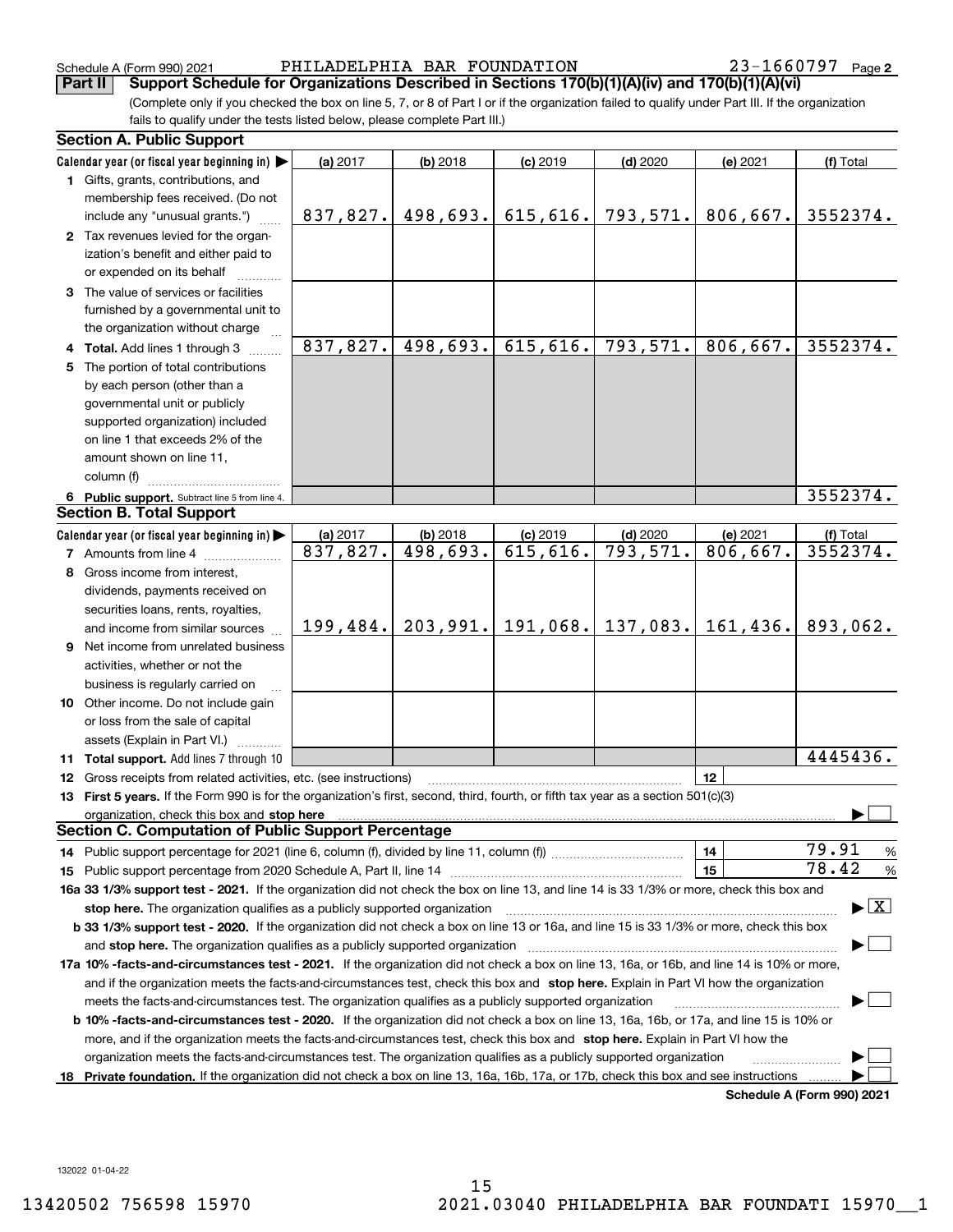Schedule A (Form 990) 2021 PHILADELPHIA BAR FOUNDATION 23-1660797 Page 2

**Part II Support Schedule for Organizations Described in Sections 170(b)(1)(A)(iv) and 170(b)(1)(A)(vi)**

(Complete only if you checked the box on line 5, 7, or 8 of Part I or if the organization failed to qualify under Part III. If the organization fails to qualify under the tests listed below, please complete Part III.)

**Section A. Public Support**

| Calendar year (or fiscal year beginning in) ▶ | (a) 2017 | (b) 2018 | (c) 2019 | (d) 2020 | (e) 2021 | (f) Total |
|---|---|---|---|---|---|---|
| **1** Gifts, grants, contributions, and membership fees received. (Do not include any "unusual grants.") | 837,827. | 498,693. | 615,616. | 793,571. | 806,667. | 3552374. |
| **2** Tax revenues levied for the organization's benefit and either paid to or expended on its behalf | | | | | | |
| **3** The value of services or facilities furnished by a governmental unit to the organization without charge | | | | | | |
| **4 Total.** Add lines 1 through 3 | 837,827. | 498,693. | 615,616. | 793,571. | 806,667. | 3552374. |
| **5** The portion of total contributions by each person (other than a governmental unit or publicly supported organization) included on line 1 that exceeds 2% of the amount shown on line 11, column (f) | | | | | | |
| **6 Public support.** Subtract line 5 from line 4. | | | | | | 3552374. |

**Section B. Total Support**

| Calendar year (or fiscal year beginning in) ▶ | (a) 2017 | (b) 2018 | (c) 2019 | (d) 2020 | (e) 2021 | (f) Total |
|---|---|---|---|---|---|---|
| **7** Amounts from line 4 | 837,827. | 498,693. | 615,616. | 793,571. | 806,667. | 3552374. |
| **8** Gross income from interest, dividends, payments received on securities loans, rents, royalties, and income from similar sources | 199,484. | 203,991. | 191,068. | 137,083. | 161,436. | 893,062. |
| **9** Net income from unrelated business activities, whether or not the business is regularly carried on | | | | | | |
| **10** Other income. Do not include gain or loss from the sale of capital assets (Explain in Part VI.) | | | | | | |
| **11 Total support.** Add lines 7 through 10 | | | | | | 4445436. |

**12** Gross receipts from related activities, etc. (see instructions) | **12** |

**13 First 5 years.** If the Form 990 is for the organization's first, second, third, fourth, or fifth tax year as a section 501(c)(3) organization, check this box and **stop here** ▶ ☐

**Section C. Computation of Public Support Percentage**

**14** Public support percentage for 2021 (line 6, column (f), divided by line 11, column (f)) | **14** | 79.91 %

**15** Public support percentage from 2020 Schedule A, Part II, line 14 | **15** | 78.42 %

**16a 33 1/3% support test - 2021.** If the organization did not check the box on line 13, and line 14 is 33 1/3% or more, check this box and **stop here.** The organization qualifies as a publicly supported organization ▶ ☒

**b 33 1/3% support test - 2020.** If the organization did not check a box on line 13 or 16a, and line 15 is 33 1/3% or more, check this box and **stop here.** The organization qualifies as a publicly supported organization ▶ ☐

**17a 10% -facts-and-circumstances test - 2021.** If the organization did not check a box on line 13, 16a, or 16b, and line 14 is 10% or more, and if the organization meets the facts-and-circumstances test, check this box and **stop here.** Explain in Part VI how the organization meets the facts-and-circumstances test. The organization qualifies as a publicly supported organization ▶ ☐

**b 10% -facts-and-circumstances test - 2020.** If the organization did not check a box on line 13, 16a, 16b, or 17a, and line 15 is 10% or more, and if the organization meets the facts-and-circumstances test, check this box and **stop here.** Explain in Part VI how the organization meets the facts-and-circumstances test. The organization qualifies as a publicly supported organization ▶ ☐

**18 Private foundation.** If the organization did not check a box on line 13, 16a, 16b, 17a, or 17b, check this box and see instructions ▶ ☐

**Schedule A (Form 990) 2021**

132022 01-04-22

13420502 756598 15970 2021.03040 PHILADELPHIA BAR FOUNDATI 15970__1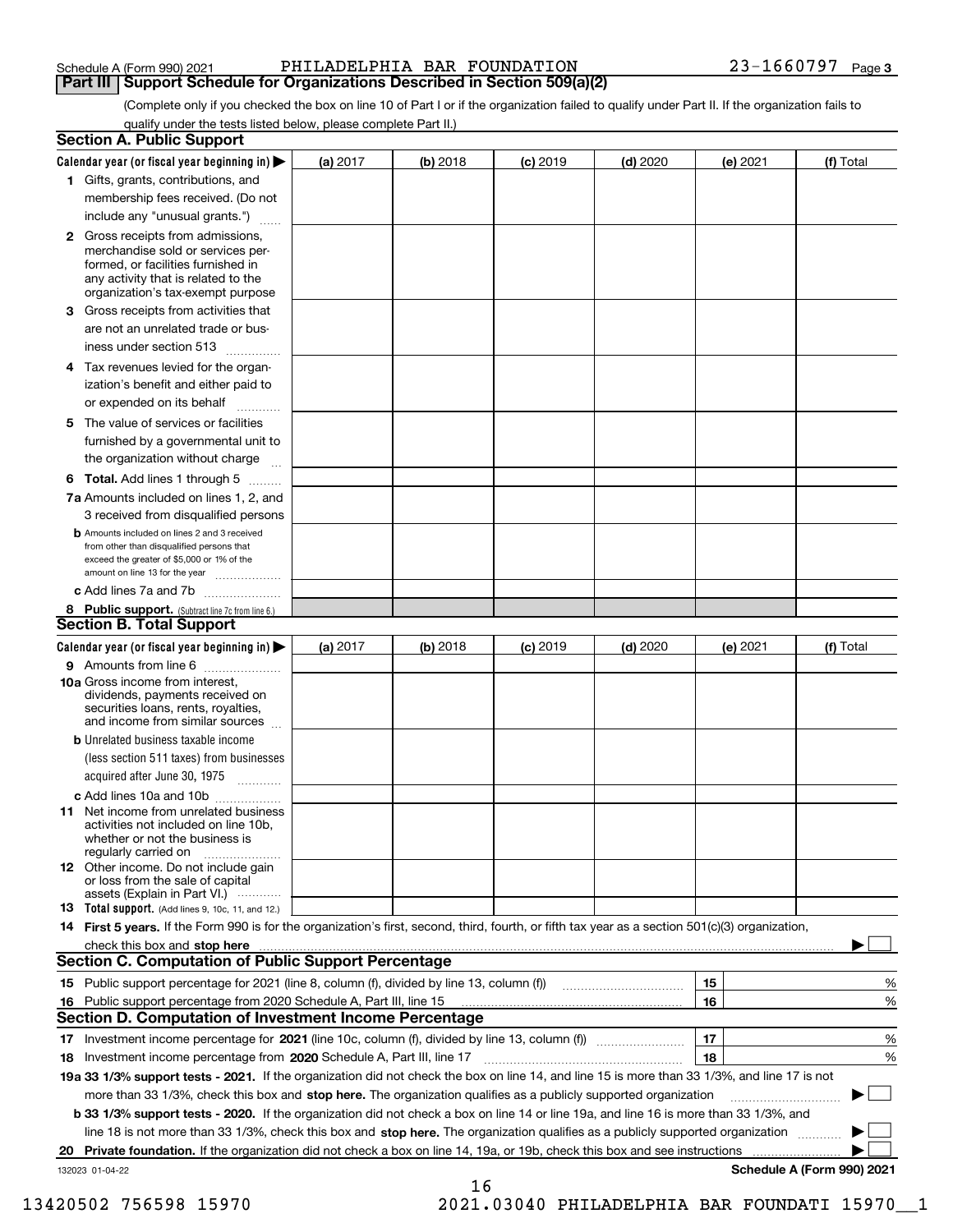Schedule A (Form 990) 2021 PHILADELPHIA BAR FOUNDATION 23-1660797 Page 3

## Part III Support Schedule for Organizations Described in Section 509(a)(2)

(Complete only if you checked the box on line 10 of Part I or if the organization failed to qualify under Part II. If the organization fails to qualify under the tests listed below, please complete Part II.)

### Section A. Public Support

| Calendar year (or fiscal year beginning in) ▶ | (a) 2017 | (b) 2018 | (c) 2019 | (d) 2020 | (e) 2021 | (f) Total |
|---|---|---|---|---|---|---|
| 1 Gifts, grants, contributions, and membership fees received. (Do not include any "unusual grants.") | | | | | | |
| 2 Gross receipts from admissions, merchandise sold or services performed, or facilities furnished in any activity that is related to the organization's tax-exempt purpose | | | | | | |
| 3 Gross receipts from activities that are not an unrelated trade or business under section 513 | | | | | | |
| 4 Tax revenues levied for the organization's benefit and either paid to or expended on its behalf | | | | | | |
| 5 The value of services or facilities furnished by a governmental unit to the organization without charge | | | | | | |
| 6 Total. Add lines 1 through 5 | | | | | | |
| 7a Amounts included on lines 1, 2, and 3 received from disqualified persons | | | | | | |
| b Amounts included on lines 2 and 3 received from other than disqualified persons that exceed the greater of $5,000 or 1% of the amount on line 13 for the year | | | | | | |
| c Add lines 7a and 7b | | | | | | |
| 8 Public support. (Subtract line 7c from line 6.) | | | | | | |

### Section B. Total Support

| Calendar year (or fiscal year beginning in) ▶ | (a) 2017 | (b) 2018 | (c) 2019 | (d) 2020 | (e) 2021 | (f) Total |
|---|---|---|---|---|---|---|
| 9 Amounts from line 6 | | | | | | |
| 10a Gross income from interest, dividends, payments received on securities loans, rents, royalties, and income from similar sources | | | | | | |
| b Unrelated business taxable income (less section 511 taxes) from businesses acquired after June 30, 1975 | | | | | | |
| c Add lines 10a and 10b | | | | | | |
| 11 Net income from unrelated business activities not included on line 10b, whether or not the business is regularly carried on | | | | | | |
| 12 Other income. Do not include gain or loss from the sale of capital assets (Explain in Part VI.) | | | | | | |
| 13 Total support. (Add lines 9, 10c, 11, and 12.) | | | | | | |

14 **First 5 years.** If the Form 990 is for the organization's first, second, third, fourth, or fifth tax year as a section 501(c)(3) organization, check this box and **stop here** ▶ ☐

### Section C. Computation of Public Support Percentage

| | | | |
|---|---|---|---|
| 15 | Public support percentage for 2021 (line 8, column (f), divided by line 13, column (f)) | 15 | % |
| 16 | Public support percentage from 2020 Schedule A, Part III, line 15 | 16 | % |

### Section D. Computation of Investment Income Percentage

| | | | |
|---|---|---|---|
| 17 | Investment income percentage for **2021** (line 10c, column (f), divided by line 13, column (f)) | 17 | % |
| 18 | Investment income percentage from **2020** Schedule A, Part III, line 17 | 18 | % |

**19a 33 1/3% support tests - 2021.** If the organization did not check the box on line 14, and line 15 is more than 33 1/3%, and line 17 is not more than 33 1/3%, check this box and **stop here.** The organization qualifies as a publicly supported organization ▶ ☐

**b 33 1/3% support tests - 2020.** If the organization did not check a box on line 14 or line 19a, and line 16 is more than 33 1/3%, and line 18 is not more than 33 1/3%, check this box and **stop here.** The organization qualifies as a publicly supported organization ▶ ☐

**20 Private foundation.** If the organization did not check a box on line 14, 19a, or 19b, check this box and see instructions ▶ ☐

132023 01-04-22 **Schedule A (Form 990) 2021**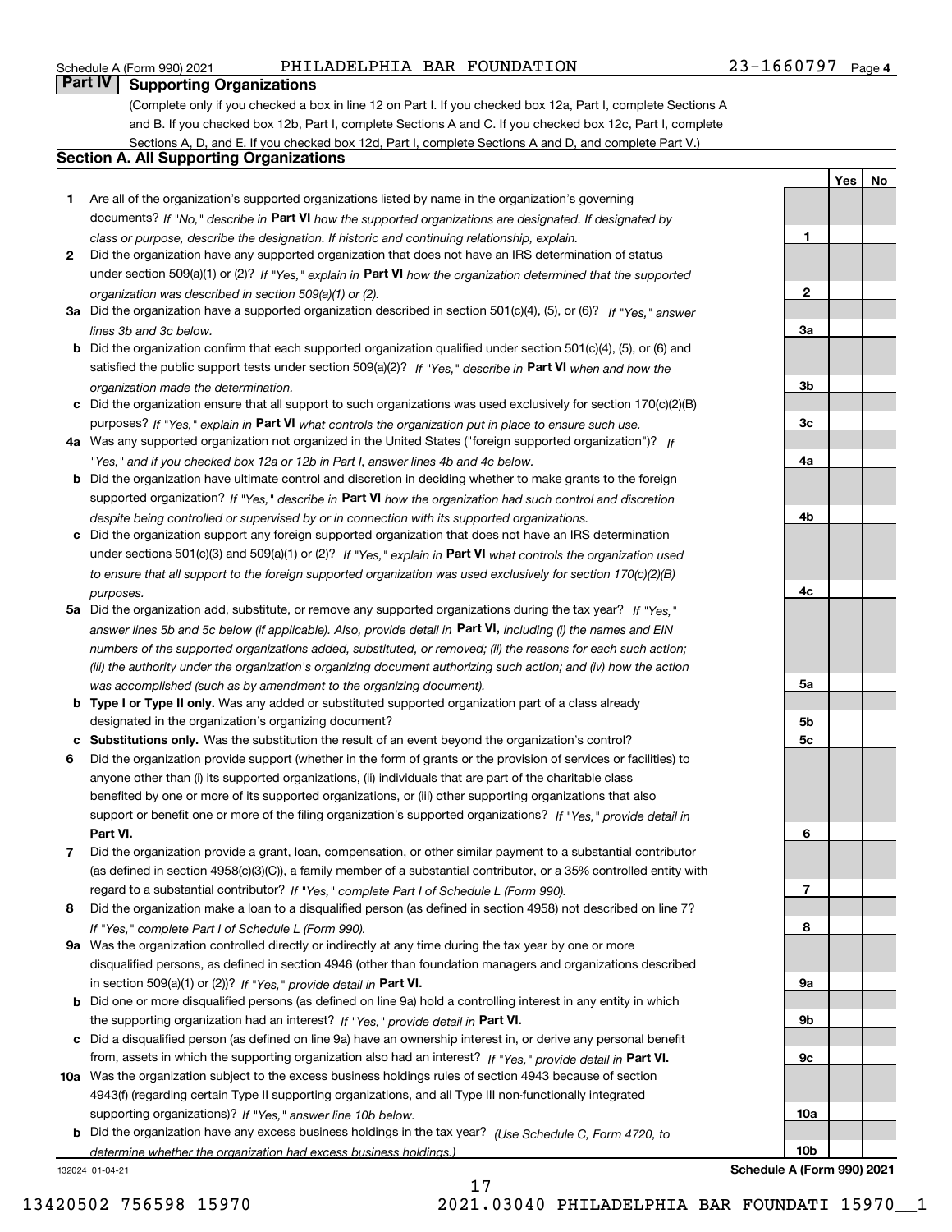Schedule A (Form 990) 2021 PHILADELPHIA BAR FOUNDATION 23-1660797 Page 4

## Part IV Supporting Organizations

(Complete only if you checked a box in line 12 on Part I. If you checked box 12a, Part I, complete Sections A and B. If you checked box 12b, Part I, complete Sections A and C. If you checked box 12c, Part I, complete Sections A, D, and E. If you checked box 12d, Part I, complete Sections A and D, and complete Part V.)

### Section A. All Supporting Organizations

| | | | Yes | No |
|---|---|---|---|---|
| **1** | Are all of the organization's supported organizations listed by name in the organization's governing documents? *If "No," describe in* **Part VI** *how the supported organizations are designated. If designated by class or purpose, describe the designation. If historic and continuing relationship, explain.* | 1 | | |
| **2** | Did the organization have any supported organization that does not have an IRS determination of status under section 509(a)(1) or (2)? *If "Yes," explain in* **Part VI** *how the organization determined that the supported organization was described in section 509(a)(1) or (2).* | 2 | | |
| **3a** | Did the organization have a supported organization described in section 501(c)(4), (5), or (6)? *If "Yes," answer lines 3b and 3c below.* | 3a | | |
| **b** | Did the organization confirm that each supported organization qualified under section 501(c)(4), (5), or (6) and satisfied the public support tests under section 509(a)(2)? *If "Yes," describe in* **Part VI** *when and how the organization made the determination.* | 3b | | |
| **c** | Did the organization ensure that all support to such organizations was used exclusively for section 170(c)(2)(B) purposes? *If "Yes," explain in* **Part VI** *what controls the organization put in place to ensure such use.* | 3c | | |
| **4a** | Was any supported organization not organized in the United States ("foreign supported organization")? *If "Yes," and if you checked box 12a or 12b in Part I, answer lines 4b and 4c below.* | 4a | | |
| **b** | Did the organization have ultimate control and discretion in deciding whether to make grants to the foreign supported organization? *If "Yes," describe in* **Part VI** *how the organization had such control and discretion despite being controlled or supervised by or in connection with its supported organizations.* | 4b | | |
| **c** | Did the organization support any foreign supported organization that does not have an IRS determination under sections 501(c)(3) and 509(a)(1) or (2)? *If "Yes," explain in* **Part VI** *what controls the organization used to ensure that all support to the foreign supported organization was used exclusively for section 170(c)(2)(B) purposes.* | 4c | | |
| **5a** | Did the organization add, substitute, or remove any supported organizations during the tax year? *If "Yes," answer lines 5b and 5c below (if applicable). Also, provide detail in* **Part VI,** *including (i) the names and EIN numbers of the supported organizations added, substituted, or removed; (ii) the reasons for each such action; (iii) the authority under the organization's organizing document authorizing such action; and (iv) how the action was accomplished (such as by amendment to the organizing document).* | 5a | | |
| **b** | **Type I or Type II only.** Was any added or substituted supported organization part of a class already designated in the organization's organizing document? | 5b | | |
| **c** | **Substitutions only.** Was the substitution the result of an event beyond the organization's control? | 5c | | |
| **6** | Did the organization provide support (whether in the form of grants or the provision of services or facilities) to anyone other than (i) its supported organizations, (ii) individuals that are part of the charitable class benefited by one or more of its supported organizations, or (iii) other supporting organizations that also support or benefit one or more of the filing organization's supported organizations? *If "Yes," provide detail in* **Part VI.** | 6 | | |
| **7** | Did the organization provide a grant, loan, compensation, or other similar payment to a substantial contributor (as defined in section 4958(c)(3)(C)), a family member of a substantial contributor, or a 35% controlled entity with regard to a substantial contributor? *If "Yes," complete Part I of Schedule L (Form 990).* | 7 | | |
| **8** | Did the organization make a loan to a disqualified person (as defined in section 4958) not described on line 7? *If "Yes," complete Part I of Schedule L (Form 990).* | 8 | | |
| **9a** | Was the organization controlled directly or indirectly at any time during the tax year by one or more disqualified persons, as defined in section 4946 (other than foundation managers and organizations described in section 509(a)(1) or (2))? *If "Yes," provide detail in* **Part VI.** | 9a | | |
| **b** | Did one or more disqualified persons (as defined on line 9a) hold a controlling interest in any entity in which the supporting organization had an interest? *If "Yes," provide detail in* **Part VI.** | 9b | | |
| **c** | Did a disqualified person (as defined on line 9a) have an ownership interest in, or derive any personal benefit from, assets in which the supporting organization also had an interest? *If "Yes," provide detail in* **Part VI.** | 9c | | |
| **10a** | Was the organization subject to the excess business holdings rules of section 4943 because of section 4943(f) (regarding certain Type II supporting organizations, and all Type III non-functionally integrated supporting organizations)? *If "Yes," answer line 10b below.* | 10a | | |
| **b** | Did the organization have any excess business holdings in the tax year? *(Use Schedule C, Form 4720, to determine whether the organization had excess business holdings.)* | 10b | | |

132024 01-04-21 **Schedule A (Form 990) 2021**

13420502 756598 15970 2021.03040 PHILADELPHIA BAR FOUNDATI 15970__1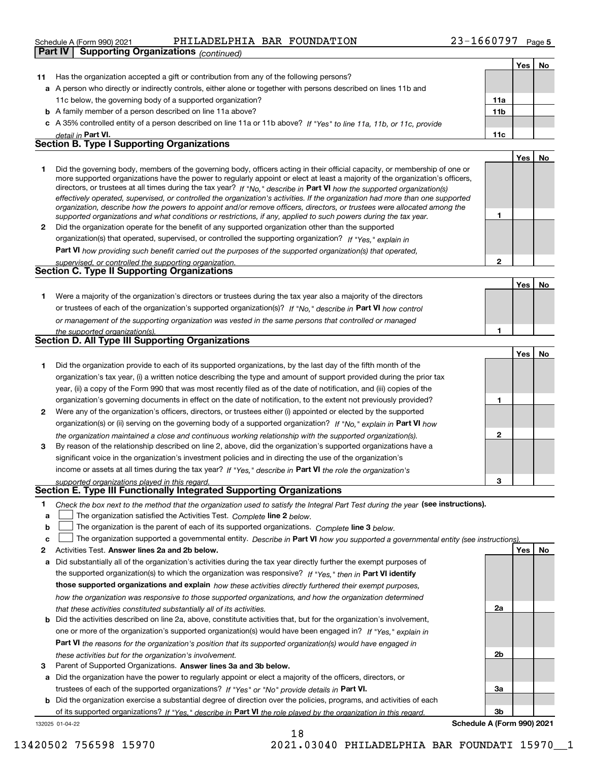Schedule A (Form 990) 2021 PHILADELPHIA BAR FOUNDATION 23-1660797 Page 5

**Part IV Supporting Organizations** *(continued)*

| | | | Yes | No |
|---|---|---|---|---|
| **11** | Has the organization accepted a gift or contribution from any of the following persons? | | | |
| **a** | A person who directly or indirectly controls, either alone or together with persons described on lines 11b and 11c below, the governing body of a supported organization? | 11a | | |
| **b** | A family member of a person described on line 11a above? | 11b | | |
| **c** | A 35% controlled entity of a person described on line 11a or 11b above? *If "Yes" to line 11a, 11b, or 11c, provide detail in* **Part VI.** | 11c | | |

## Section B. Type I Supporting Organizations

| | | | Yes | No |
|---|---|---|---|---|
| **1** | Did the governing body, members of the governing body, officers acting in their official capacity, or membership of one or more supported organizations have the power to regularly appoint or elect at least a majority of the organization's officers, directors, or trustees at all times during the tax year? *If "No," describe in* **Part VI** *how the supported organization(s) effectively operated, supervised, or controlled the organization's activities. If the organization had more than one supported organization, describe how the powers to appoint and/or remove officers, directors, or trustees were allocated among the supported organizations and what conditions or restrictions, if any, applied to such powers during the tax year.* | 1 | | |
| **2** | Did the organization operate for the benefit of any supported organization other than the supported organization(s) that operated, supervised, or controlled the supporting organization? *If "Yes," explain in* **Part VI** *how providing such benefit carried out the purposes of the supported organization(s) that operated, supervised, or controlled the supporting organization.* | 2 | | |

## Section C. Type II Supporting Organizations

| | | | Yes | No |
|---|---|---|---|---|
| **1** | Were a majority of the organization's directors or trustees during the tax year also a majority of the directors or trustees of each of the organization's supported organization(s)? *If "No," describe in* **Part VI** *how control or management of the supporting organization was vested in the same persons that controlled or managed the supported organization(s).* | 1 | | |

## Section D. All Type III Supporting Organizations

| | | | Yes | No |
|---|---|---|---|---|
| **1** | Did the organization provide to each of its supported organizations, by the last day of the fifth month of the organization's tax year, (i) a written notice describing the type and amount of support provided during the prior tax year, (ii) a copy of the Form 990 that was most recently filed as of the date of notification, and (iii) copies of the organization's governing documents in effect on the date of notification, to the extent not previously provided? | 1 | | |
| **2** | Were any of the organization's officers, directors, or trustees either (i) appointed or elected by the supported organization(s) or (ii) serving on the governing body of a supported organization? *If "No," explain in* **Part VI** *how the organization maintained a close and continuous working relationship with the supported organization(s).* | 2 | | |
| **3** | By reason of the relationship described on line 2, above, did the organization's supported organizations have a significant voice in the organization's investment policies and in directing the use of the organization's income or assets at all times during the tax year? *If "Yes," describe in* **Part VI** *the role the organization's supported organizations played in this regard.* | 3 | | |

## Section E. Type III Functionally Integrated Supporting Organizations

**1** *Check the box next to the method that the organization used to satisfy the Integral Part Test during the year* **(see instructions).**

- **a** ☐ The organization satisfied the Activities Test. *Complete* **line 2** *below.*
- **b** ☐ The organization is the parent of each of its supported organizations. *Complete* **line 3** *below.*
- **c** ☐ The organization supported a governmental entity. *Describe in* **Part VI** *how you supported a governmental entity (see instructions).*

| | | | Yes | No |
|---|---|---|---|---|
| **2** | Activities Test. **Answer lines 2a and 2b below.** | | | |
| **a** | Did substantially all of the organization's activities during the tax year directly further the exempt purposes of the supported organization(s) to which the organization was responsive? *If "Yes," then in* **Part VI identify those supported organizations and explain** *how these activities directly furthered their exempt purposes, how the organization was responsive to those supported organizations, and how the organization determined that these activities constituted substantially all of its activities.* | 2a | | |
| **b** | Did the activities described on line 2a, above, constitute activities that, but for the organization's involvement, one or more of the organization's supported organization(s) would have been engaged in? *If "Yes," explain in* **Part VI** *the reasons for the organization's position that its supported organization(s) would have engaged in these activities but for the organization's involvement.* | 2b | | |
| **3** | Parent of Supported Organizations. **Answer lines 3a and 3b below.** | | | |
| **a** | Did the organization have the power to regularly appoint or elect a majority of the officers, directors, or trustees of each of the supported organizations? *If "Yes" or "No" provide details in* **Part VI.** | 3a | | |
| **b** | Did the organization exercise a substantial degree of direction over the policies, programs, and activities of each of its supported organizations? *If "Yes," describe in* **Part VI** *the role played by the organization in this regard.* | 3b | | |

132025 01-04-22 **Schedule A (Form 990) 2021**

13420502 756598 15970 2021.03040 PHILADELPHIA BAR FOUNDATI 15970__1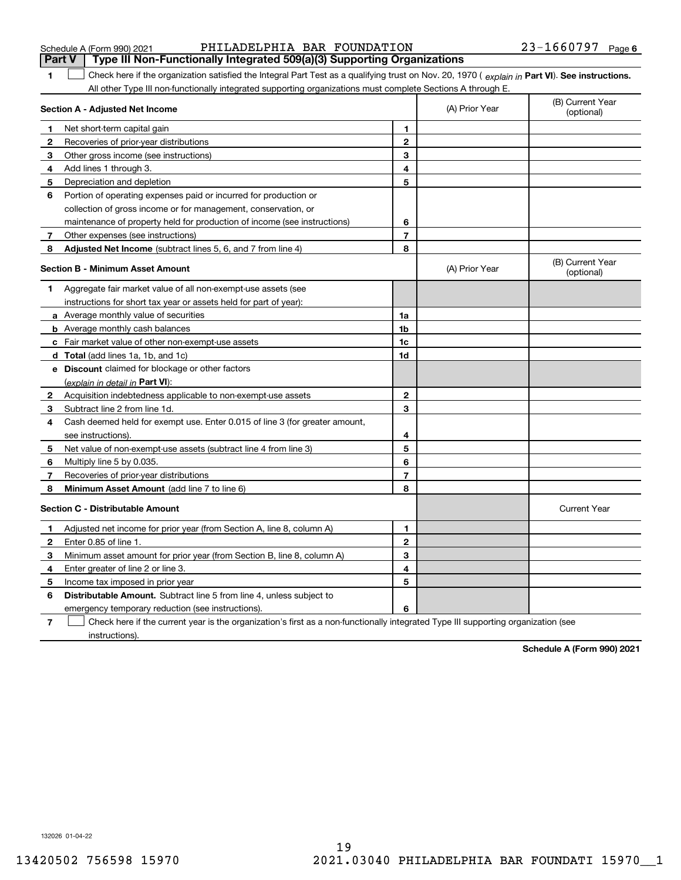Schedule A (Form 990) 2021 PHILADELPHIA BAR FOUNDATION 23-1660797 Page 6

## Part V Type III Non-Functionally Integrated 509(a)(3) Supporting Organizations

**1** ☐ Check here if the organization satisfied the Integral Part Test as a qualifying trust on Nov. 20, 1970 ( *explain in* **Part VI**). **See instructions.** All other Type III non-functionally integrated supporting organizations must complete Sections A through E.

| **Section A - Adjusted Net Income** | | | (A) Prior Year | (B) Current Year (optional) |
|---|---|---|---|---|
| 1 | Net short-term capital gain | 1 | | |
| 2 | Recoveries of prior-year distributions | 2 | | |
| 3 | Other gross income (see instructions) | 3 | | |
| 4 | Add lines 1 through 3. | 4 | | |
| 5 | Depreciation and depletion | 5 | | |
| 6 | Portion of operating expenses paid or incurred for production or collection of gross income or for management, conservation, or maintenance of property held for production of income (see instructions) | 6 | | |
| 7 | Other expenses (see instructions) | 7 | | |
| 8 | **Adjusted Net Income** (subtract lines 5, 6, and 7 from line 4) | 8 | | |

| **Section B - Minimum Asset Amount** | | | (A) Prior Year | (B) Current Year (optional) |
|---|---|---|---|---|
| 1 | Aggregate fair market value of all non-exempt-use assets (see instructions for short tax year or assets held for part of year): | | | |
| a | Average monthly value of securities | 1a | | |
| b | Average monthly cash balances | 1b | | |
| c | Fair market value of other non-exempt-use assets | 1c | | |
| d | **Total** (add lines 1a, 1b, and 1c) | 1d | | |
| e | **Discount** claimed for blockage or other factors (*explain in detail in* **Part VI**): | | | |
| 2 | Acquisition indebtedness applicable to non-exempt-use assets | 2 | | |
| 3 | Subtract line 2 from line 1d. | 3 | | |
| 4 | Cash deemed held for exempt use. Enter 0.015 of line 3 (for greater amount, see instructions). | 4 | | |
| 5 | Net value of non-exempt-use assets (subtract line 4 from line 3) | 5 | | |
| 6 | Multiply line 5 by 0.035. | 6 | | |
| 7 | Recoveries of prior-year distributions | 7 | | |
| 8 | **Minimum Asset Amount** (add line 7 to line 6) | 8 | | |

| **Section C - Distributable Amount** | | | | Current Year |
|---|---|---|---|---|
| 1 | Adjusted net income for prior year (from Section A, line 8, column A) | 1 | | |
| 2 | Enter 0.85 of line 1. | 2 | | |
| 3 | Minimum asset amount for prior year (from Section B, line 8, column A) | 3 | | |
| 4 | Enter greater of line 2 or line 3. | 4 | | |
| 5 | Income tax imposed in prior year | 5 | | |
| 6 | **Distributable Amount.** Subtract line 5 from line 4, unless subject to emergency temporary reduction (see instructions). | 6 | | |

**7** ☐ Check here if the current year is the organization's first as a non-functionally integrated Type III supporting organization (see instructions).

**Schedule A (Form 990) 2021**

132026 01-04-22

13420502 756598 15970 2021.03040 PHILADELPHIA BAR FOUNDATI 15970__1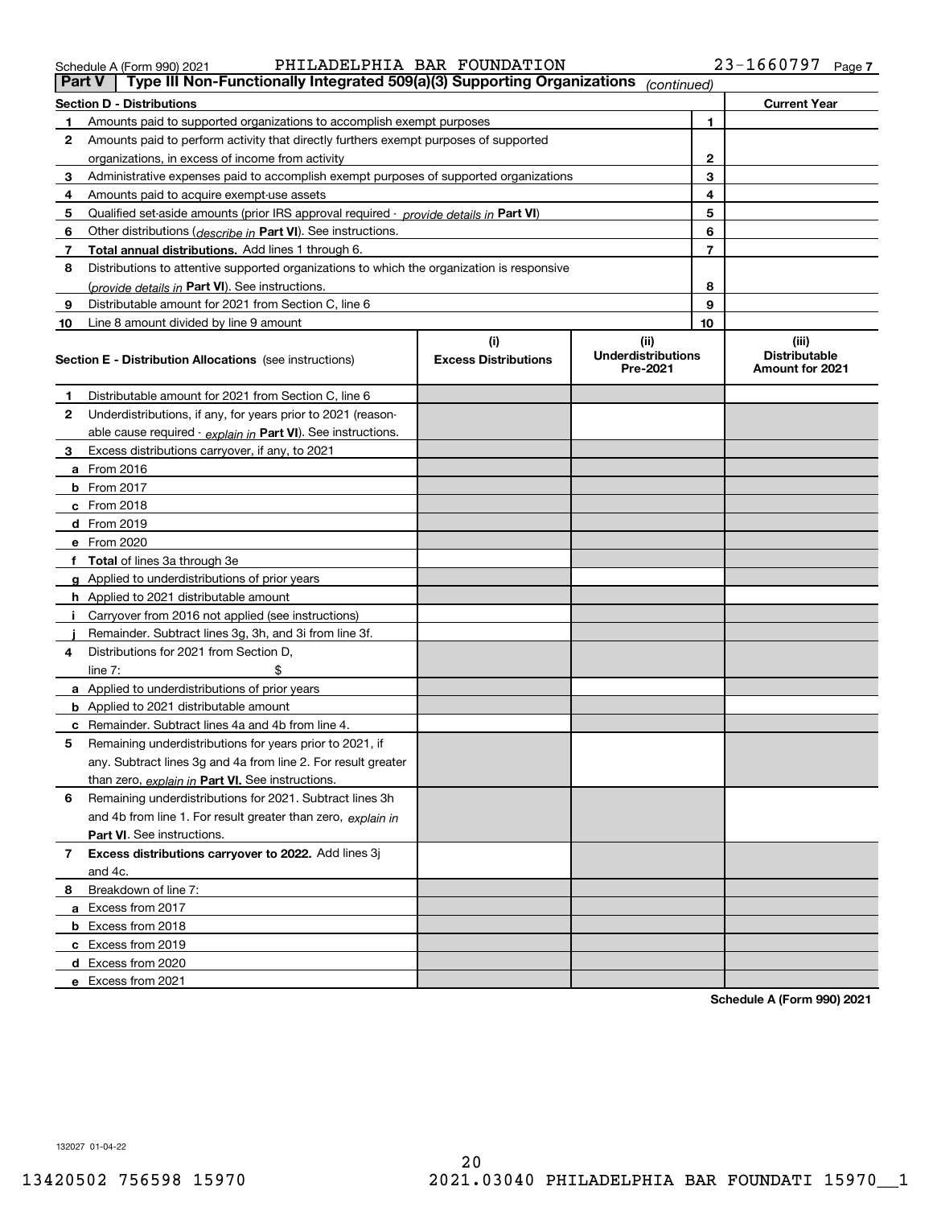Schedule A (Form 990) 2021 PHILADELPHIA BAR FOUNDATION 23-1660797 Page 7

## Part V | Type III Non-Functionally Integrated 509(a)(3) Supporting Organizations *(continued)*

| Section D - Distributions | | | Current Year |
|---|---|---|---|
| 1 | Amounts paid to supported organizations to accomplish exempt purposes | 1 | |
| 2 | Amounts paid to perform activity that directly furthers exempt purposes of supported organizations, in excess of income from activity | 2 | |
| 3 | Administrative expenses paid to accomplish exempt purposes of supported organizations | 3 | |
| 4 | Amounts paid to acquire exempt-use assets | 4 | |
| 5 | Qualified set-aside amounts (prior IRS approval required - *provide details in* **Part VI**) | 5 | |
| 6 | Other distributions (*describe in* **Part VI**). See instructions. | 6 | |
| 7 | **Total annual distributions.** Add lines 1 through 6. | 7 | |
| 8 | Distributions to attentive supported organizations to which the organization is responsive (*provide details in* **Part VI**). See instructions. | 8 | |
| 9 | Distributable amount for 2021 from Section C, line 6 | 9 | |
| 10 | Line 8 amount divided by line 9 amount | 10 | |

| Section E - Distribution Allocations (see instructions) | (i) Excess Distributions | (ii) Underdistributions Pre-2021 | (iii) Distributable Amount for 2021 |
|---|---|---|---|
| **1** Distributable amount for 2021 from Section C, line 6 | | | |
| **2** Underdistributions, if any, for years prior to 2021 (reasonable cause required - *explain in* **Part VI**). See instructions. | | | |
| **3** Excess distributions carryover, if any, to 2021 | | | |
| **a** From 2016 | | | |
| **b** From 2017 | | | |
| **c** From 2018 | | | |
| **d** From 2019 | | | |
| **e** From 2020 | | | |
| **f** **Total** of lines 3a through 3e | | | |
| **g** Applied to underdistributions of prior years | | | |
| **h** Applied to 2021 distributable amount | | | |
| **i** Carryover from 2016 not applied (see instructions) | | | |
| **j** Remainder. Subtract lines 3g, 3h, and 3i from line 3f. | | | |
| **4** Distributions for 2021 from Section D, line 7: $ | | | |
| **a** Applied to underdistributions of prior years | | | |
| **b** Applied to 2021 distributable amount | | | |
| **c** Remainder. Subtract lines 4a and 4b from line 4. | | | |
| **5** Remaining underdistributions for years prior to 2021, if any. Subtract lines 3g and 4a from line 2. For result greater than zero, *explain in* **Part VI.** See instructions. | | | |
| **6** Remaining underdistributions for 2021. Subtract lines 3h and 4b from line 1. For result greater than zero, *explain in* **Part VI**. See instructions. | | | |
| **7** **Excess distributions carryover to 2022.** Add lines 3j and 4c. | | | |
| **8** Breakdown of line 7: | | | |
| **a** Excess from 2017 | | | |
| **b** Excess from 2018 | | | |
| **c** Excess from 2019 | | | |
| **d** Excess from 2020 | | | |
| **e** Excess from 2021 | | | |

**Schedule A (Form 990) 2021**

132027 01-04-22

13420502 756598 15970 2021.03040 PHILADELPHIA BAR FOUNDATI 15970__1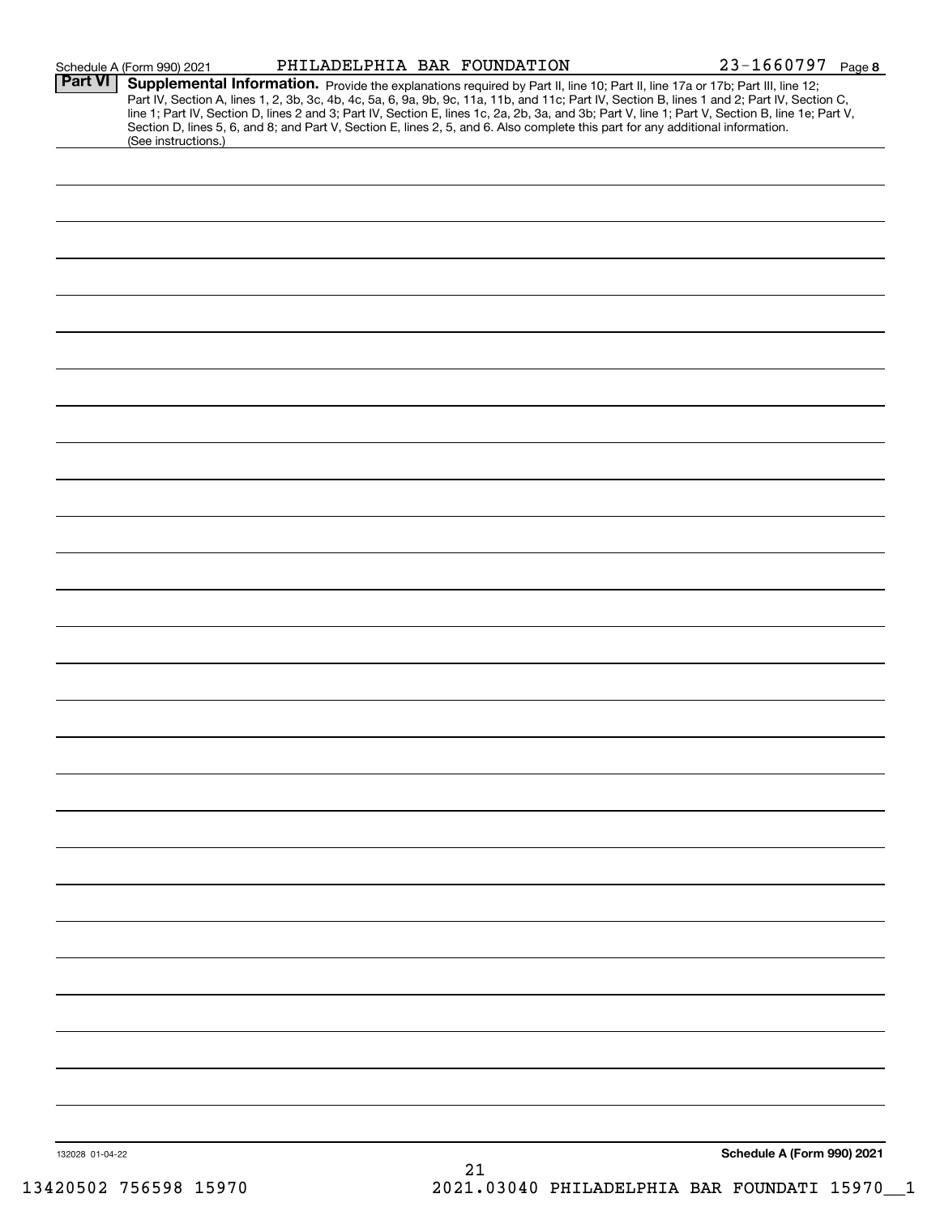Schedule A (Form 990) 2021 PHILADELPHIA BAR FOUNDATION 23-1660797 Page **8**

**Part VI** **Supplemental Information.** Provide the explanations required by Part II, line 10; Part II, line 17a or 17b; Part III, line 12; Part IV, Section A, lines 1, 2, 3b, 3c, 4b, 4c, 5a, 6, 9a, 9b, 9c, 11a, 11b, and 11c; Part IV, Section B, lines 1 and 2; Part IV, Section C, line 1; Part IV, Section D, lines 2 and 3; Part IV, Section E, lines 1c, 2a, 2b, 3a, and 3b; Part V, line 1; Part V, Section B, line 1e; Part V, Section D, lines 5, 6, and 8; and Part V, Section E, lines 2, 5, and 6. Also complete this part for any additional information. (See instructions.)

132028 01-04-22

**Schedule A (Form 990) 2021**

13420502 756598 15970 2021.03040 PHILADELPHIA BAR FOUNDATI 15970__1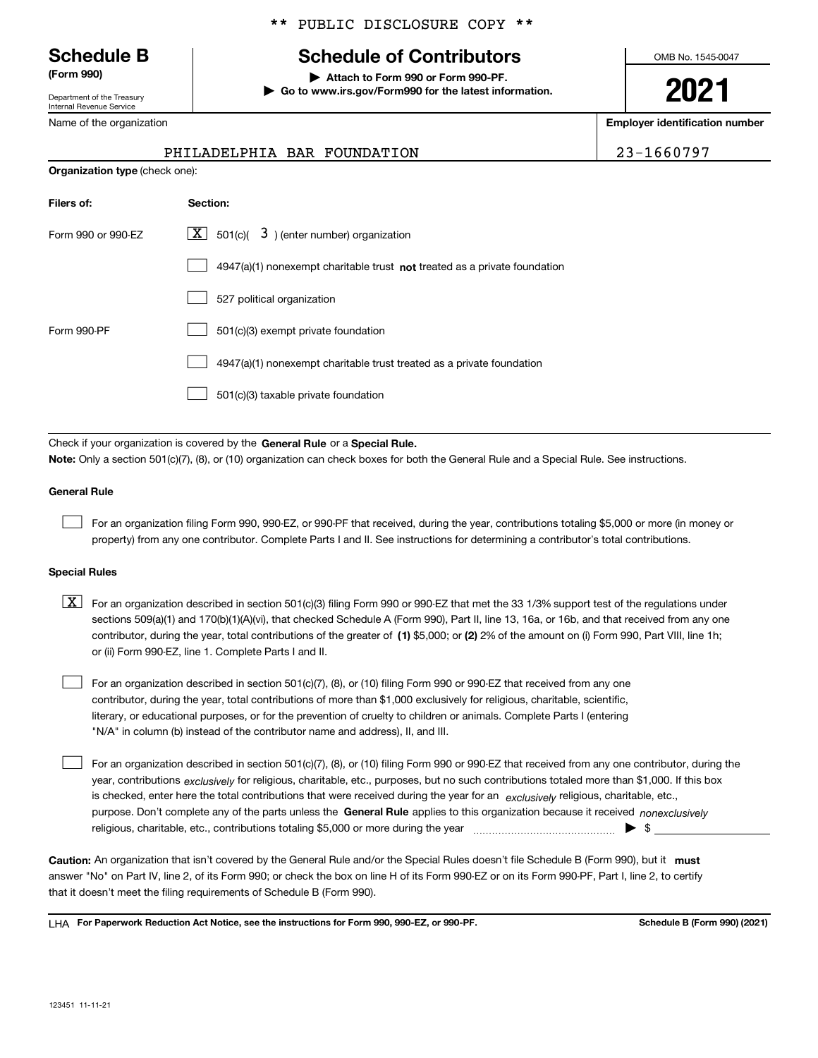\*\* PUBLIC DISCLOSURE COPY \*\*

# Schedule B

**(Form 990)**

Department of the Treasury
Internal Revenue Service

# Schedule of Contributors

**▶ Attach to Form 990 or Form 990-PF.**
**▶ Go to www.irs.gov/Form990 for the latest information.**

OMB No. 1545-0047

**2021**

Name of the organization: PHILADELPHIA BAR FOUNDATION

**Employer identification number:** 23-1660797

**Organization type** (check one):

| **Filers of:** | **Section:** |
|---|---|
| Form 990 or 990-EZ | [X] 501(c)( 3 ) (enter number) organization |
| | [ ] 4947(a)(1) nonexempt charitable trust **not** treated as a private foundation |
| | [ ] 527 political organization |
| Form 990-PF | [ ] 501(c)(3) exempt private foundation |
| | [ ] 4947(a)(1) nonexempt charitable trust treated as a private foundation |
| | [ ] 501(c)(3) taxable private foundation |

Check if your organization is covered by the **General Rule** or a **Special Rule.**

**Note:** Only a section 501(c)(7), (8), or (10) organization can check boxes for both the General Rule and a Special Rule. See instructions.

**General Rule**

[ ] For an organization filing Form 990, 990-EZ, or 990-PF that received, during the year, contributions totaling $5,000 or more (in money or property) from any one contributor. Complete Parts I and II. See instructions for determining a contributor's total contributions.

**Special Rules**

[X] For an organization described in section 501(c)(3) filing Form 990 or 990-EZ that met the 33 1/3% support test of the regulations under sections 509(a)(1) and 170(b)(1)(A)(vi), that checked Schedule A (Form 990), Part II, line 13, 16a, or 16b, and that received from any one contributor, during the year, total contributions of the greater of **(1)** $5,000; or **(2)** 2% of the amount on (i) Form 990, Part VIII, line 1h; or (ii) Form 990-EZ, line 1. Complete Parts I and II.

[ ] For an organization described in section 501(c)(7), (8), or (10) filing Form 990 or 990-EZ that received from any one contributor, during the year, total contributions of more than $1,000 exclusively for religious, charitable, scientific, literary, or educational purposes, or for the prevention of cruelty to children or animals. Complete Parts I (entering "N/A" in column (b) instead of the contributor name and address), II, and III.

[ ] For an organization described in section 501(c)(7), (8), or (10) filing Form 990 or 990-EZ that received from any one contributor, during the year, contributions *exclusively* for religious, charitable, etc., purposes, but no such contributions totaled more than $1,000. If this box is checked, enter here the total contributions that were received during the year for an *exclusively* religious, charitable, etc., purpose. Don't complete any of the parts unless the **General Rule** applies to this organization because it received *nonexclusively* religious, charitable, etc., contributions totaling $5,000 or more during the year ▶ $ ______

**Caution:** An organization that isn't covered by the General Rule and/or the Special Rules doesn't file Schedule B (Form 990), but it **must** answer "No" on Part IV, line 2, of its Form 990; or check the box on line H of its Form 990-EZ or on its Form 990-PF, Part I, line 2, to certify that it doesn't meet the filing requirements of Schedule B (Form 990).

LHA **For Paperwork Reduction Act Notice, see the instructions for Form 990, 990-EZ, or 990-PF.** **Schedule B (Form 990) (2021)**

123451 11-11-21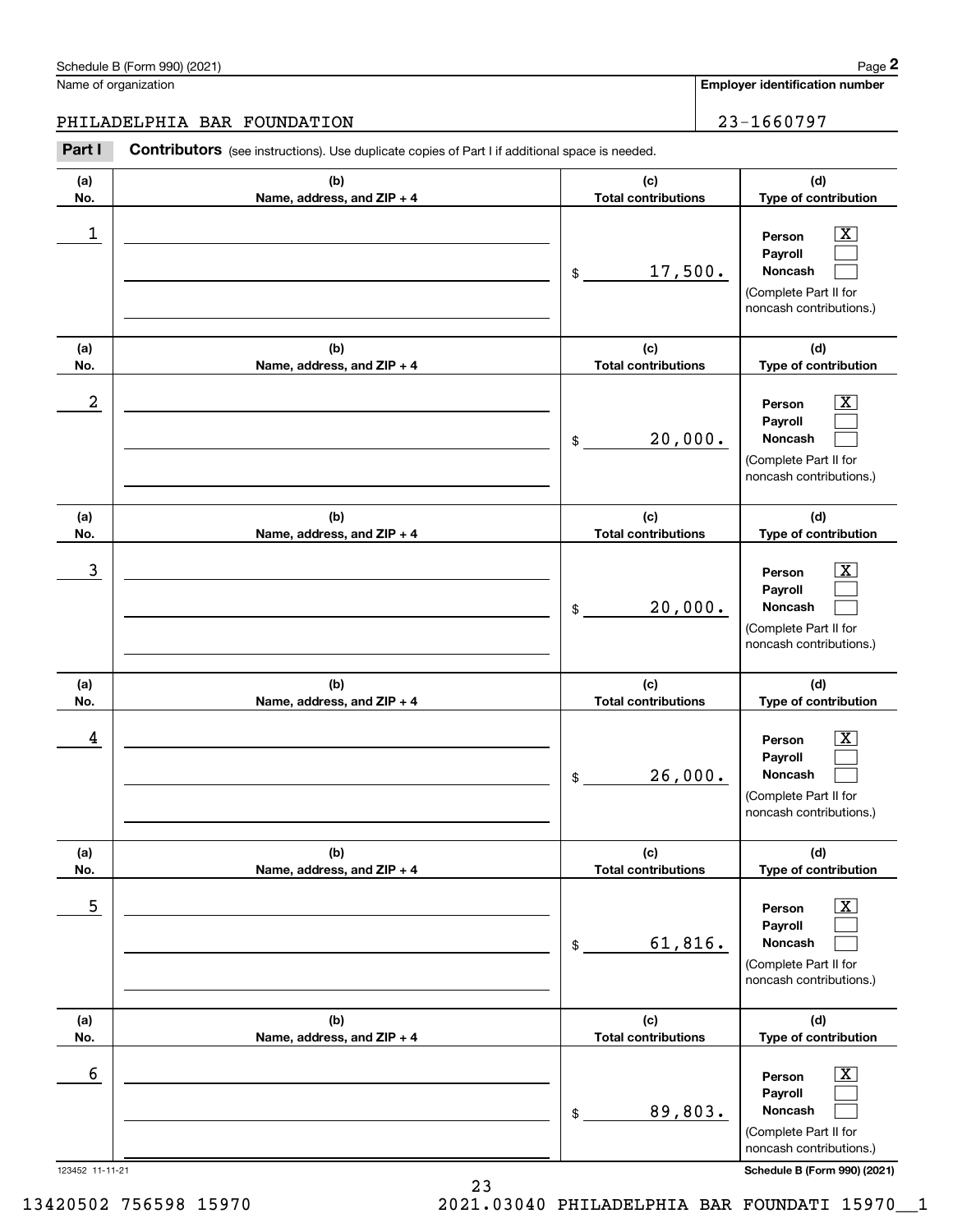Schedule B (Form 990) (2021)

Name of organization: PHILADELPHIA BAR FOUNDATION

**Employer identification number:** 23-1660797

**Part I** **Contributors** (see instructions). Use duplicate copies of Part I if additional space is needed.

| (a) No. | (b) Name, address, and ZIP + 4 | (c) Total contributions | (d) Type of contribution |
|---|---|---|---|
| 1 | | $ 17,500. | Person [X] Payroll [ ] Noncash [ ] (Complete Part II for noncash contributions.) |
| 2 | | $ 20,000. | Person [X] Payroll [ ] Noncash [ ] (Complete Part II for noncash contributions.) |
| 3 | | $ 20,000. | Person [X] Payroll [ ] Noncash [ ] (Complete Part II for noncash contributions.) |
| 4 | | $ 26,000. | Person [X] Payroll [ ] Noncash [ ] (Complete Part II for noncash contributions.) |
| 5 | | $ 61,816. | Person [X] Payroll [ ] Noncash [ ] (Complete Part II for noncash contributions.) |
| 6 | | $ 89,803. | Person [X] Payroll [ ] Noncash [ ] (Complete Part II for noncash contributions.) |

123452 11-11-21 **Schedule B (Form 990) (2021)**

13420502 756598 15970 2021.03040 PHILADELPHIA BAR FOUNDATI 15970__1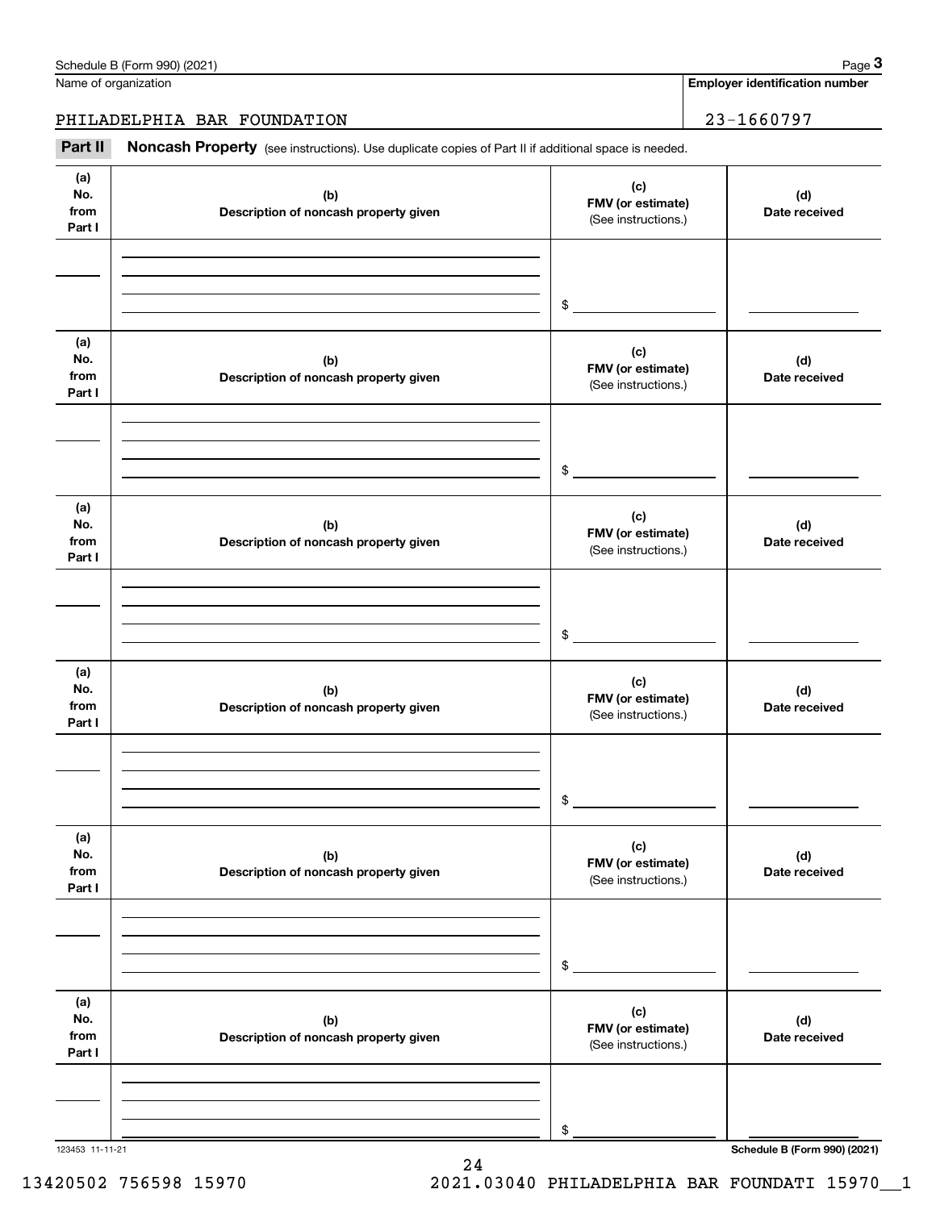Name of organization

PHILADELPHIA BAR FOUNDATION

**Employer identification number**

23-1660797

**Part II** **Noncash Property** (see instructions). Use duplicate copies of Part II if additional space is needed.

| (a) No. from Part I | (b) Description of noncash property given | (c) FMV (or estimate) (See instructions.) | (d) Date received |
|---|---|---|---|
| | | $ | |

| (a) No. from Part I | (b) Description of noncash property given | (c) FMV (or estimate) (See instructions.) | (d) Date received |
|---|---|---|---|
| | | $ | |

| (a) No. from Part I | (b) Description of noncash property given | (c) FMV (or estimate) (See instructions.) | (d) Date received |
|---|---|---|---|
| | | $ | |

| (a) No. from Part I | (b) Description of noncash property given | (c) FMV (or estimate) (See instructions.) | (d) Date received |
|---|---|---|---|
| | | $ | |

| (a) No. from Part I | (b) Description of noncash property given | (c) FMV (or estimate) (See instructions.) | (d) Date received |
|---|---|---|---|
| | | $ | |

| (a) No. from Part I | (b) Description of noncash property given | (c) FMV (or estimate) (See instructions.) | (d) Date received |
|---|---|---|---|
| | | $ | |

123453 11-11-21

**Schedule B (Form 990) (2021)**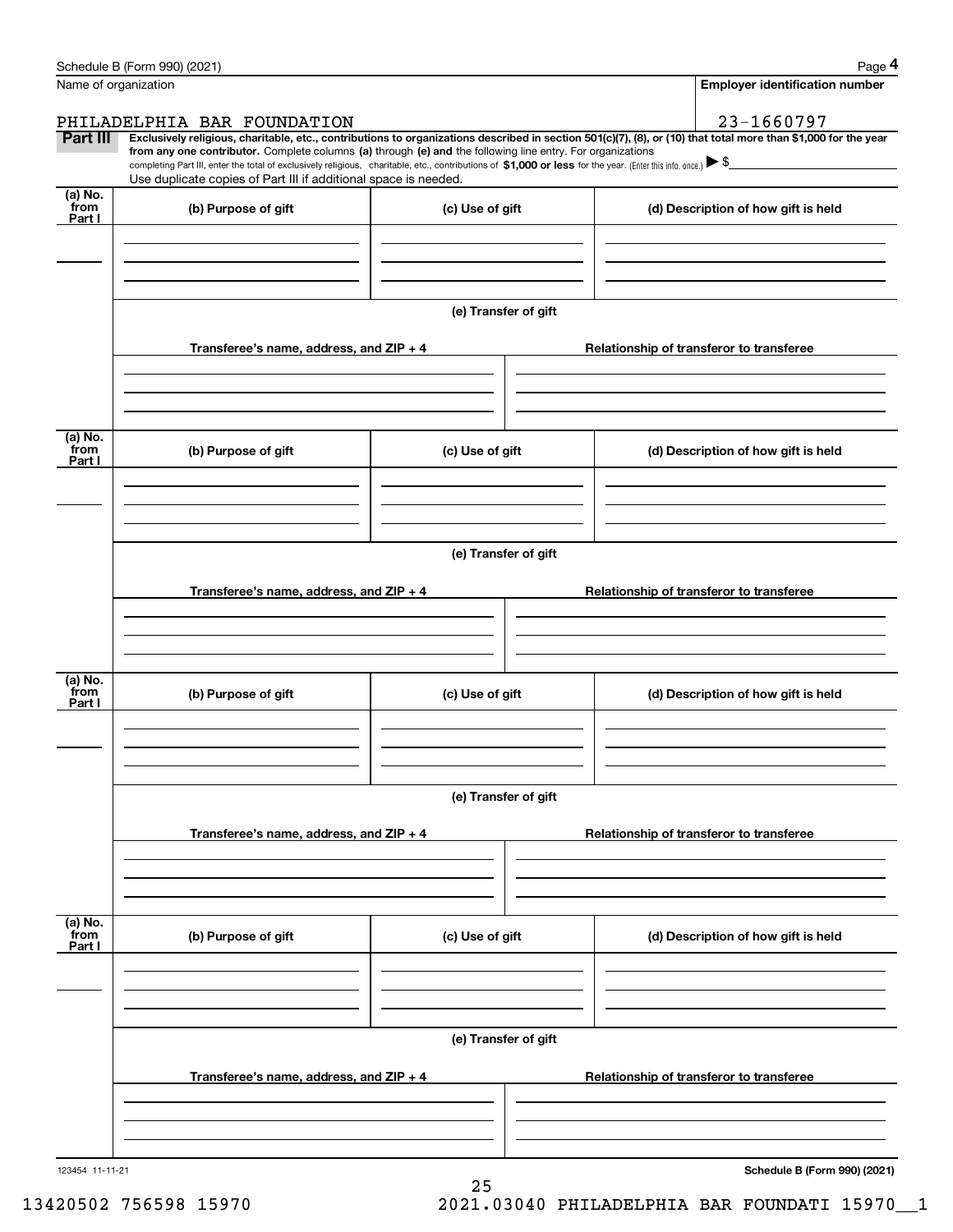Schedule B (Form 990) (2021) Page **4**

Name of organization: PHILADELPHIA BAR FOUNDATION

**Employer identification number**: 23-1660797

**Part III** **Exclusively religious, charitable, etc., contributions to organizations described in section 501(c)(7), (8), or (10) that total more than $1,000 for the year from any one contributor.** Complete columns **(a)** through **(e) and** the following line entry. For organizations completing Part III, enter the total of exclusively religious, charitable, etc., contributions of **$1,000 or less** for the year. (Enter this info. once.) ▶ $

Use duplicate copies of Part III if additional space is needed.

| (a) No. from Part I | (b) Purpose of gift | (c) Use of gift | (d) Description of how gift is held |
|---|---|---|---|
| | | | |

**(e) Transfer of gift**

| Transferee's name, address, and ZIP + 4 | Relationship of transferor to transferee |
|---|---|
| | |

| (a) No. from Part I | (b) Purpose of gift | (c) Use of gift | (d) Description of how gift is held |
|---|---|---|---|
| | | | |

**(e) Transfer of gift**

| Transferee's name, address, and ZIP + 4 | Relationship of transferor to transferee |
|---|---|
| | |

| (a) No. from Part I | (b) Purpose of gift | (c) Use of gift | (d) Description of how gift is held |
|---|---|---|---|
| | | | |

**(e) Transfer of gift**

| Transferee's name, address, and ZIP + 4 | Relationship of transferor to transferee |
|---|---|
| | |

| (a) No. from Part I | (b) Purpose of gift | (c) Use of gift | (d) Description of how gift is held |
|---|---|---|---|
| | | | |

**(e) Transfer of gift**

| Transferee's name, address, and ZIP + 4 | Relationship of transferor to transferee |
|---|---|
| | |

123454 11-11-21 **Schedule B (Form 990) (2021)**

13420502 756598 15970 2021.03040 PHILADELPHIA BAR FOUNDATI 15970__1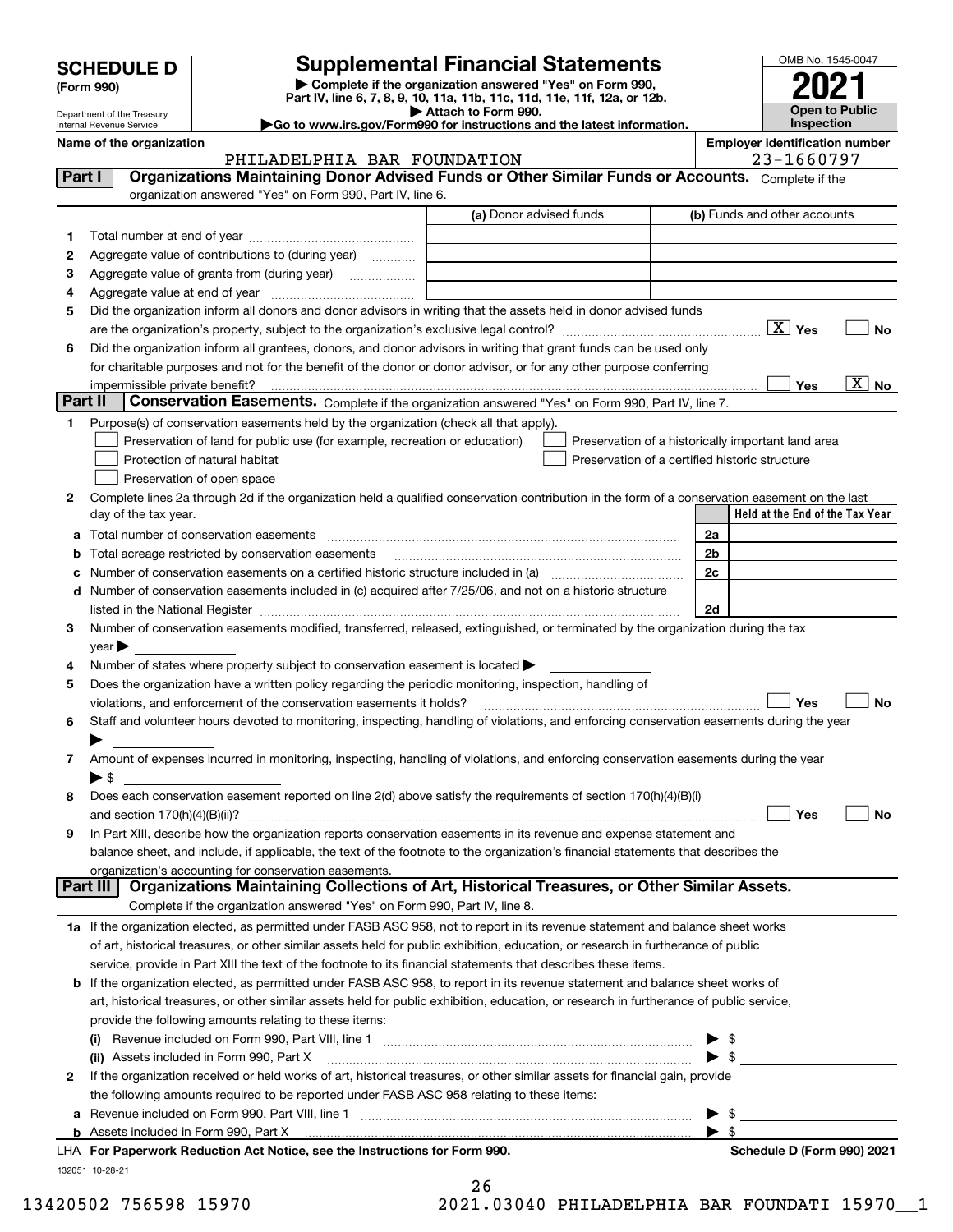**SCHEDULE D (Form 990)**

Department of the Treasury
Internal Revenue Service

# Supplemental Financial Statements

▶ Complete if the organization answered "Yes" on Form 990, Part IV, line 6, 7, 8, 9, 10, 11a, 11b, 11c, 11d, 11e, 11f, 12a, or 12b.
▶ Attach to Form 990.
▶Go to www.irs.gov/Form990 for instructions and the latest information.

OMB No. 1545-0047
**2021**
**Open to Public Inspection**

**Name of the organization:** PHILADELPHIA BAR FOUNDATION
**Employer identification number:** 23-1660797

## Part I Organizations Maintaining Donor Advised Funds or Other Similar Funds or Accounts.

Complete if the organization answered "Yes" on Form 990, Part IV, line 6.

| | | (a) Donor advised funds | (b) Funds and other accounts |
|---|---|---|---|
| 1 | Total number at end of year | | |
| 2 | Aggregate value of contributions to (during year) | | |
| 3 | Aggregate value of grants from (during year) | | |
| 4 | Aggregate value at end of year | | |

5 Did the organization inform all donors and donor advisors in writing that the assets held in donor advised funds are the organization's property, subject to the organization's exclusive legal control? [X] Yes [ ] No

6 Did the organization inform all grantees, donors, and donor advisors in writing that grant funds can be used only for charitable purposes and not for the benefit of the donor or donor advisor, or for any other purpose conferring impermissible private benefit? [ ] Yes [X] No

## Part II Conservation Easements.

Complete if the organization answered "Yes" on Form 990, Part IV, line 7.

1 Purpose(s) of conservation easements held by the organization (check all that apply).

- [ ] Preservation of land for public use (for example, recreation or education)
- [ ] Protection of natural habitat
- [ ] Preservation of open space
- [ ] Preservation of a historically important land area
- [ ] Preservation of a certified historic structure

2 Complete lines 2a through 2d if the organization held a qualified conservation contribution in the form of a conservation easement on the last day of the tax year.

| | | | Held at the End of the Tax Year |
|---|---|---|---|
| a | Total number of conservation easements | 2a | |
| b | Total acreage restricted by conservation easements | 2b | |
| c | Number of conservation easements on a certified historic structure included in (a) | 2c | |
| d | Number of conservation easements included in (c) acquired after 7/25/06, and not on a historic structure listed in the National Register | 2d | |

3 Number of conservation easements modified, transferred, released, extinguished, or terminated by the organization during the tax year ▶

4 Number of states where property subject to conservation easement is located ▶

5 Does the organization have a written policy regarding the periodic monitoring, inspection, handling of violations, and enforcement of the conservation easements it holds? [ ] Yes [ ] No

6 Staff and volunteer hours devoted to monitoring, inspecting, handling of violations, and enforcing conservation easements during the year ▶

7 Amount of expenses incurred in monitoring, inspecting, handling of violations, and enforcing conservation easements during the year ▶ $

8 Does each conservation easement reported on line 2(d) above satisfy the requirements of section 170(h)(4)(B)(i) and section 170(h)(4)(B)(ii)? [ ] Yes [ ] No

9 In Part XIII, describe how the organization reports conservation easements in its revenue and expense statement and balance sheet, and include, if applicable, the text of the footnote to the organization's financial statements that describes the organization's accounting for conservation easements.

## Part III Organizations Maintaining Collections of Art, Historical Treasures, or Other Similar Assets.

Complete if the organization answered "Yes" on Form 990, Part IV, line 8.

1a If the organization elected, as permitted under FASB ASC 958, not to report in its revenue statement and balance sheet works of art, historical treasures, or other similar assets held for public exhibition, education, or research in furtherance of public service, provide in Part XIII the text of the footnote to its financial statements that describes these items.

b If the organization elected, as permitted under FASB ASC 958, to report in its revenue statement and balance sheet works of art, historical treasures, or other similar assets held for public exhibition, education, or research in furtherance of public service, provide the following amounts relating to these items:

(i) Revenue included on Form 990, Part VIII, line 1 ▶ $

(ii) Assets included in Form 990, Part X ▶ $

2 If the organization received or held works of art, historical treasures, or other similar assets for financial gain, provide the following amounts required to be reported under FASB ASC 958 relating to these items:

a Revenue included on Form 990, Part VIII, line 1 ▶ $

b Assets included in Form 990, Part X ▶ $

LHA For Paperwork Reduction Act Notice, see the Instructions for Form 990. **Schedule D (Form 990) 2021**

132051 10-28-21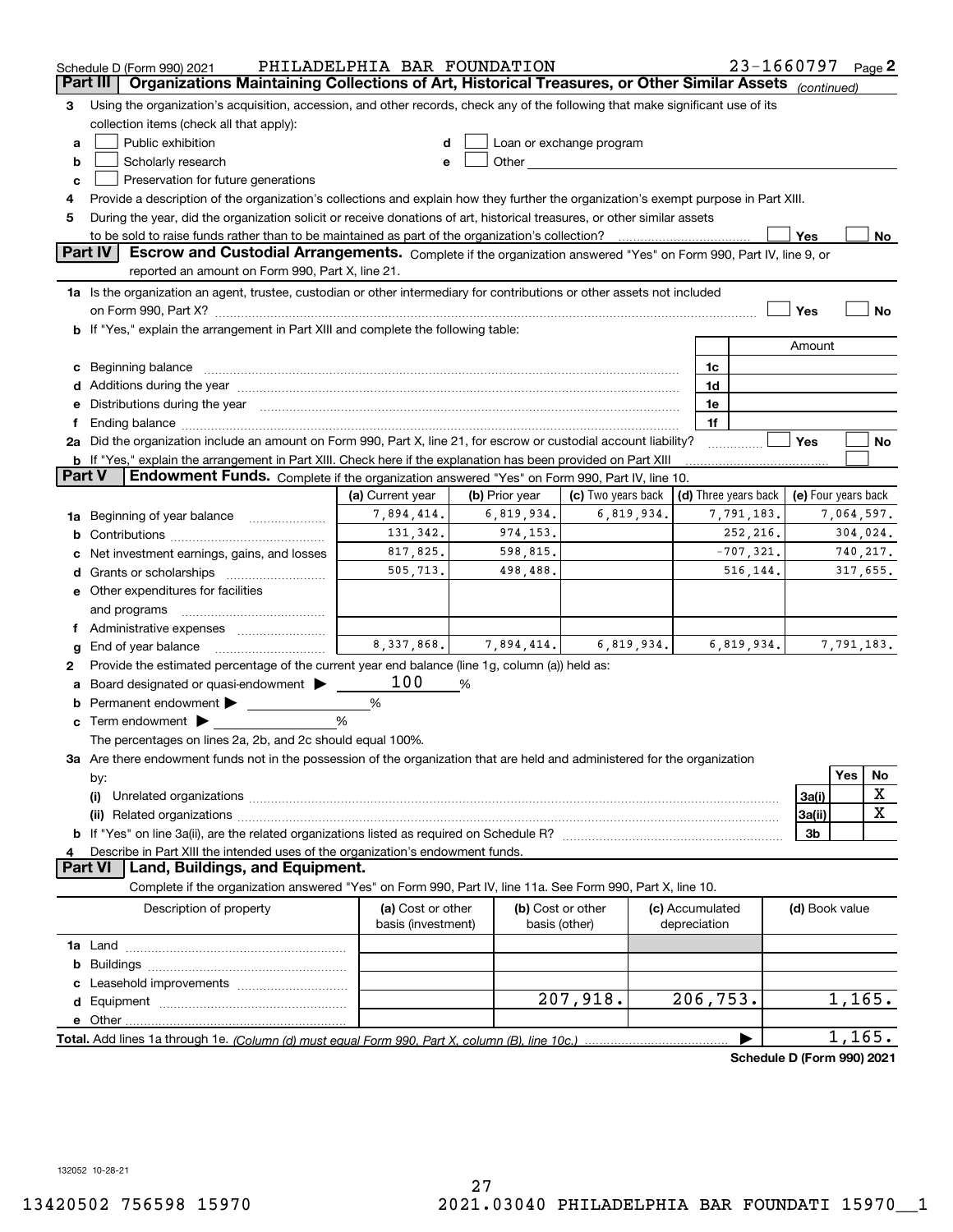Schedule D (Form 990) 2021 PHILADELPHIA BAR FOUNDATION 23-1660797 Page 2

## Part III Organizations Maintaining Collections of Art, Historical Treasures, or Other Similar Assets *(continued)*

3 Using the organization's acquisition, accession, and other records, check any of the following that make significant use of its collection items (check all that apply):

a ☐ Public exhibition
b ☐ Scholarly research
c ☐ Preservation for future generations
d ☐ Loan or exchange program
e ☐ Other

4 Provide a description of the organization's collections and explain how they further the organization's exempt purpose in Part XIII.

5 During the year, did the organization solicit or receive donations of art, historical treasures, or other similar assets to be sold to raise funds rather than to be maintained as part of the organization's collection? ☐ Yes ☐ No

## Part IV Escrow and Custodial Arrangements.

Complete if the organization answered "Yes" on Form 990, Part IV, line 9, or reported an amount on Form 990, Part X, line 21.

1a Is the organization an agent, trustee, custodian or other intermediary for contributions or other assets not included on Form 990, Part X? ☐ Yes ☐ No

b If "Yes," explain the arrangement in Part XIII and complete the following table:

| | | Amount |
|---|---|---|
| c Beginning balance | 1c | |
| d Additions during the year | 1d | |
| e Distributions during the year | 1e | |
| f Ending balance | 1f | |

2a Did the organization include an amount on Form 990, Part X, line 21, for escrow or custodial account liability? ☐ Yes ☐ No

b If "Yes," explain the arrangement in Part XIII. Check here if the explanation has been provided on Part XIII ☐

## Part V Endowment Funds.

Complete if the organization answered "Yes" on Form 990, Part IV, line 10.

| | (a) Current year | (b) Prior year | (c) Two years back | (d) Three years back | (e) Four years back |
|---|---|---|---|---|---|
| 1a Beginning of year balance | 7,894,414. | 6,819,934. | 6,819,934. | 7,791,183. | 7,064,597. |
| b Contributions | 131,342. | 974,153. | | 252,216. | 304,024. |
| c Net investment earnings, gains, and losses | 817,825. | 598,815. | | -707,321. | 740,217. |
| d Grants or scholarships | 505,713. | 498,488. | | 516,144. | 317,655. |
| e Other expenditures for facilities and programs | | | | | |
| f Administrative expenses | | | | | |
| g End of year balance | 8,337,868. | 7,894,414. | 6,819,934. | 6,819,934. | 7,791,183. |

2 Provide the estimated percentage of the current year end balance (line 1g, column (a)) held as:

a Board designated or quasi-endowment ▶ 100 %
b Permanent endowment ▶ %
c Term endowment ▶ %

The percentages on lines 2a, 2b, and 2c should equal 100%.

3a Are there endowment funds not in the possession of the organization that are held and administered for the organization by:

| | | Yes | No |
|---|---|---|---|
| (i) Unrelated organizations | 3a(i) | | X |
| (ii) Related organizations | 3a(ii) | | X |
| b If "Yes" on line 3a(ii), are the related organizations listed as required on Schedule R? | 3b | | |

4 Describe in Part XIII the intended uses of the organization's endowment funds.

## Part VI Land, Buildings, and Equipment.

Complete if the organization answered "Yes" on Form 990, Part IV, line 11a. See Form 990, Part X, line 10.

| Description of property | (a) Cost or other basis (investment) | (b) Cost or other basis (other) | (c) Accumulated depreciation | (d) Book value |
|---|---|---|---|---|
| 1a Land | | | | |
| b Buildings | | | | |
| c Leasehold improvements | | | | |
| d Equipment | | 207,918. | 206,753. | 1,165. |
| e Other | | | | |
| **Total.** Add lines 1a through 1e. *(Column (d) must equal Form 990, Part X, column (B), line 10c.)* | | | ▶ | 1,165. |

**Schedule D (Form 990) 2021**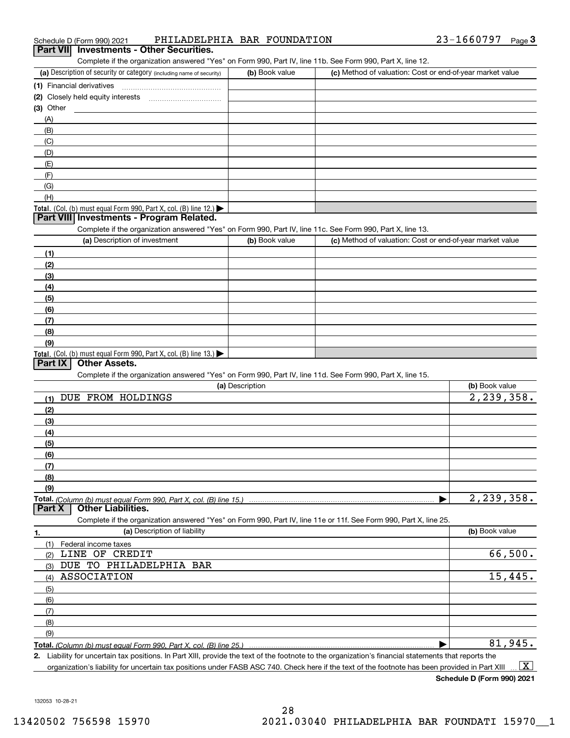Schedule D (Form 990) 2021 PHILADELPHIA BAR FOUNDATION 23-1660797 Page 3

## Part VII Investments - Other Securities.

Complete if the organization answered "Yes" on Form 990, Part IV, line 11b. See Form 990, Part X, line 12.

| (a) Description of security or category (including name of security) | (b) Book value | (c) Method of valuation: Cost or end-of-year market value |
|---|---|---|
| (1) Financial derivatives | | |
| (2) Closely held equity interests | | |
| (3) Other | | |
| (A) | | |
| (B) | | |
| (C) | | |
| (D) | | |
| (E) | | |
| (F) | | |
| (G) | | |
| (H) | | |
| **Total.** (Col. (b) must equal Form 990, Part X, col. (B) line 12.) ▶ | | |

## Part VIII Investments - Program Related.

Complete if the organization answered "Yes" on Form 990, Part IV, line 11c. See Form 990, Part X, line 13.

| (a) Description of investment | (b) Book value | (c) Method of valuation: Cost or end-of-year market value |
|---|---|---|
| (1) | | |
| (2) | | |
| (3) | | |
| (4) | | |
| (5) | | |
| (6) | | |
| (7) | | |
| (8) | | |
| (9) | | |
| **Total.** (Col. (b) must equal Form 990, Part X, col. (B) line 13.) ▶ | | |

## Part IX Other Assets.

Complete if the organization answered "Yes" on Form 990, Part IV, line 11d. See Form 990, Part X, line 15.

| (a) Description | (b) Book value |
|---|---|
| (1) DUE FROM HOLDINGS | 2,239,358. |
| (2) | |
| (3) | |
| (4) | |
| (5) | |
| (6) | |
| (7) | |
| (8) | |
| (9) | |
| **Total.** *(Column (b) must equal Form 990, Part X, col. (B) line 15.)* ▶ | 2,239,358. |

## Part X Other Liabilities.

Complete if the organization answered "Yes" on Form 990, Part IV, line 11e or 11f. See Form 990, Part X, line 25.

| 1. (a) Description of liability | (b) Book value |
|---|---|
| (1) Federal income taxes | |
| (2) LINE OF CREDIT | 66,500. |
| (3) DUE TO PHILADELPHIA BAR | |
| (4) ASSOCIATION | 15,445. |
| (5) | |
| (6) | |
| (7) | |
| (8) | |
| (9) | |
| **Total.** *(Column (b) must equal Form 990, Part X, col. (B) line 25.)* ▶ | 81,945. |

2. Liability for uncertain tax positions. In Part XIII, provide the text of the footnote to the organization's financial statements that reports the organization's liability for uncertain tax positions under FASB ASC 740. Check here if the text of the footnote has been provided in Part XIII ... [X]

**Schedule D (Form 990) 2021**

132053 10-28-21

13420502 756598 15970 2021.03040 PHILADELPHIA BAR FOUNDATI 15970__1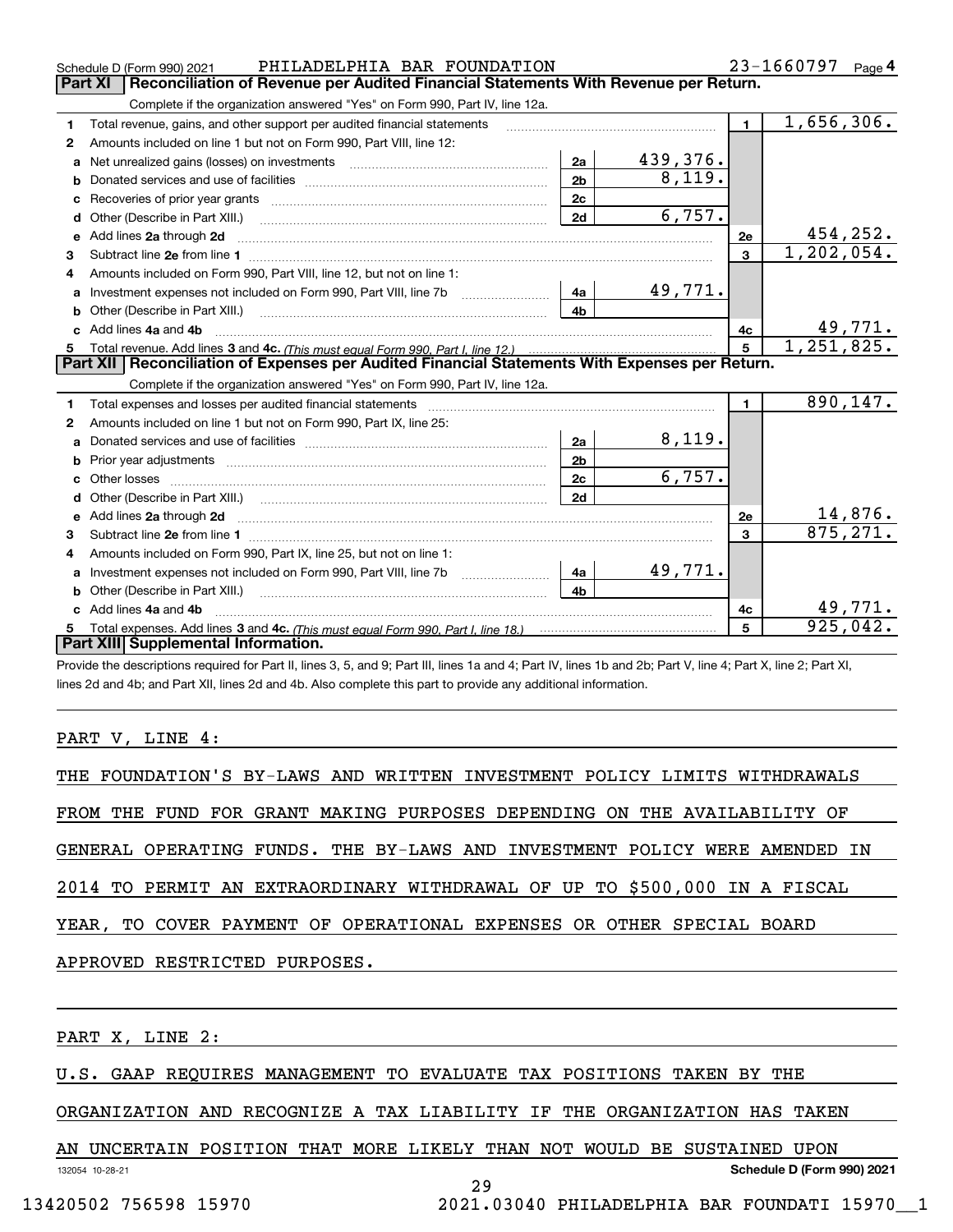Schedule D (Form 990) 2021 PHILADELPHIA BAR FOUNDATION 23-1660797 Page 4

**Part XI | Reconciliation of Revenue per Audited Financial Statements With Revenue per Return.**

Complete if the organization answered "Yes" on Form 990, Part IV, line 12a.

| | | | | | |
|---|---|---|---|---|---|
| 1 | Total revenue, gains, and other support per audited financial statements | | | 1 | 1,656,306. |
| 2 | Amounts included on line 1 but not on Form 990, Part VIII, line 12: | | | | |
| a | Net unrealized gains (losses) on investments | 2a | 439,376. | | |
| b | Donated services and use of facilities | 2b | 8,119. | | |
| c | Recoveries of prior year grants | 2c | | | |
| d | Other (Describe in Part XIII.) | 2d | 6,757. | | |
| e | Add lines **2a** through **2d** | | | 2e | 454,252. |
| 3 | Subtract line **2e** from line **1** | | | 3 | 1,202,054. |
| 4 | Amounts included on Form 990, Part VIII, line 12, but not on line 1: | | | | |
| a | Investment expenses not included on Form 990, Part VIII, line 7b | 4a | 49,771. | | |
| b | Other (Describe in Part XIII.) | 4b | | | |
| c | Add lines **4a** and **4b** | | | 4c | 49,771. |
| 5 | Total revenue. Add lines **3** and **4c.** *(This must equal Form 990, Part I, line 12.)* | | | 5 | 1,251,825. |

**Part XII | Reconciliation of Expenses per Audited Financial Statements With Expenses per Return.**

Complete if the organization answered "Yes" on Form 990, Part IV, line 12a.

| | | | | | |
|---|---|---|---|---|---|
| 1 | Total expenses and losses per audited financial statements | | | 1 | 890,147. |
| 2 | Amounts included on line 1 but not on Form 990, Part IX, line 25: | | | | |
| a | Donated services and use of facilities | 2a | 8,119. | | |
| b | Prior year adjustments | 2b | | | |
| c | Other losses | 2c | 6,757. | | |
| d | Other (Describe in Part XIII.) | 2d | | | |
| e | Add lines **2a** through **2d** | | | 2e | 14,876. |
| 3 | Subtract line **2e** from line **1** | | | 3 | 875,271. |
| 4 | Amounts included on Form 990, Part IX, line 25, but not on line 1: | | | | |
| a | Investment expenses not included on Form 990, Part VIII, line 7b | 4a | 49,771. | | |
| b | Other (Describe in Part XIII.) | 4b | | | |
| c | Add lines **4a** and **4b** | | | 4c | 49,771. |
| 5 | Total expenses. Add lines **3** and **4c.** *(This must equal Form 990, Part I, line 18.)* | | | 5 | 925,042. |

**Part XIII | Supplemental Information.**

Provide the descriptions required for Part II, lines 3, 5, and 9; Part III, lines 1a and 4; Part IV, lines 1b and 2b; Part V, line 4; Part X, line 2; Part XI, lines 2d and 4b; and Part XII, lines 2d and 4b. Also complete this part to provide any additional information.

PART V, LINE 4:

THE FOUNDATION'S BY-LAWS AND WRITTEN INVESTMENT POLICY LIMITS WITHDRAWALS FROM THE FUND FOR GRANT MAKING PURPOSES DEPENDING ON THE AVAILABILITY OF GENERAL OPERATING FUNDS. THE BY-LAWS AND INVESTMENT POLICY WERE AMENDED IN 2014 TO PERMIT AN EXTRAORDINARY WITHDRAWAL OF UP TO $500,000 IN A FISCAL YEAR, TO COVER PAYMENT OF OPERATIONAL EXPENSES OR OTHER SPECIAL BOARD APPROVED RESTRICTED PURPOSES.

PART X, LINE 2:

U.S. GAAP REQUIRES MANAGEMENT TO EVALUATE TAX POSITIONS TAKEN BY THE ORGANIZATION AND RECOGNIZE A TAX LIABILITY IF THE ORGANIZATION HAS TAKEN AN UNCERTAIN POSITION THAT MORE LIKELY THAN NOT WOULD BE SUSTAINED UPON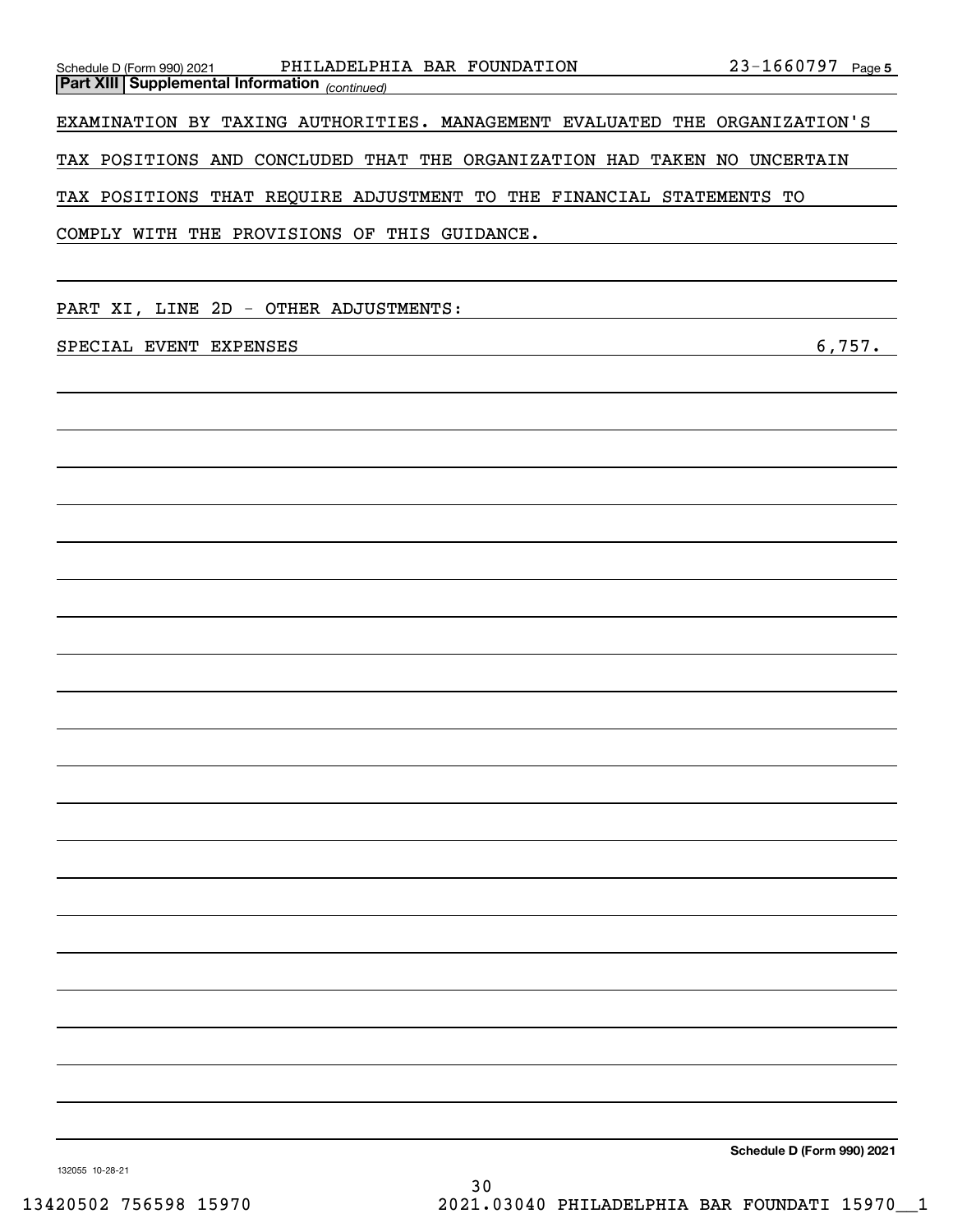**Part XIII | Supplemental Information** *(continued)*

EXAMINATION BY TAXING AUTHORITIES. MANAGEMENT EVALUATED THE ORGANIZATION'S TAX POSITIONS AND CONCLUDED THAT THE ORGANIZATION HAD TAKEN NO UNCERTAIN TAX POSITIONS THAT REQUIRE ADJUSTMENT TO THE FINANCIAL STATEMENTS TO COMPLY WITH THE PROVISIONS OF THIS GUIDANCE.

PART XI, LINE 2D - OTHER ADJUSTMENTS:

| | |
|---|---|
| SPECIAL EVENT EXPENSES | 6,757. |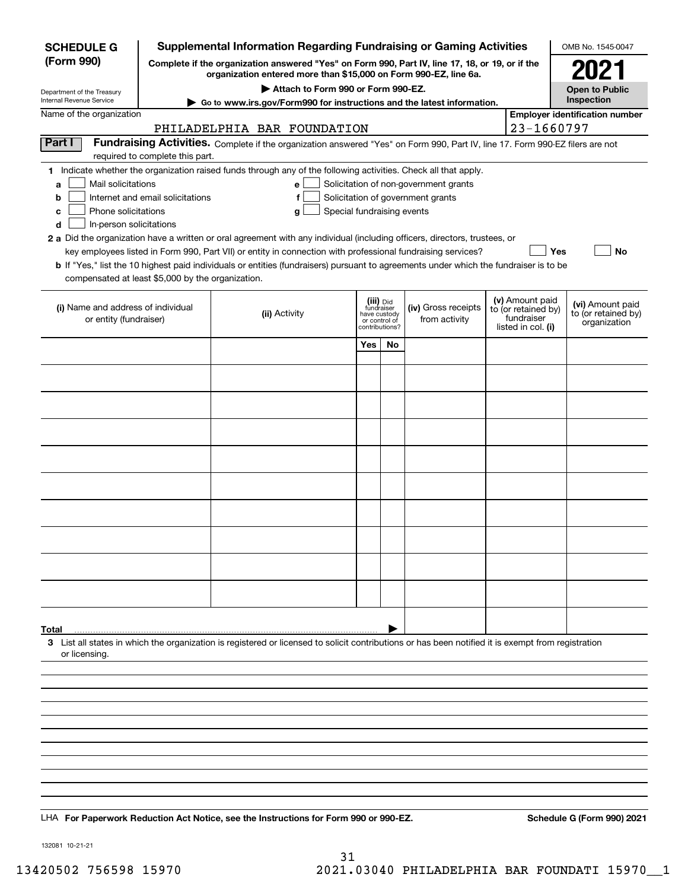**SCHEDULE G (Form 990)**

Department of the Treasury
Internal Revenue Service

# Supplemental Information Regarding Fundraising or Gaming Activities

**Complete if the organization answered "Yes" on Form 990, Part IV, line 17, 18, or 19, or if the organization entered more than $15,000 on Form 990-EZ, line 6a.**

**▶ Attach to Form 990 or Form 990-EZ.**

**▶ Go to www.irs.gov/Form990 for instructions and the latest information.**

OMB No. 1545-0047

**2021**

**Open to Public Inspection**

Name of the organization: PHILADELPHIA BAR FOUNDATION

Employer identification number: 23-1660797

**Part I Fundraising Activities.** Complete if the organization answered "Yes" on Form 990, Part IV, line 17. Form 990-EZ filers are not required to complete this part.

**1** Indicate whether the organization raised funds through any of the following activities. Check all that apply.

- **a** ☐ Mail solicitations
- **b** ☐ Internet and email solicitations
- **c** ☐ Phone solicitations
- **d** ☐ In-person solicitations
- **e** ☐ Solicitation of non-government grants
- **f** ☐ Solicitation of government grants
- **g** ☐ Special fundraising events

**2 a** Did the organization have a written or oral agreement with any individual (including officers, directors, trustees, or key employees listed in Form 990, Part VII) or entity in connection with professional fundraising services? ☐ Yes ☐ No

**b** If "Yes," list the 10 highest paid individuals or entities (fundraisers) pursuant to agreements under which the fundraiser is to be compensated at least $5,000 by the organization.

| (i) Name and address of individual or entity (fundraiser) | (ii) Activity | (iii) Did fundraiser have custody or control of contributions? Yes | No | (iv) Gross receipts from activity | (v) Amount paid to (or retained by) fundraiser listed in col. (i) | (vi) Amount paid to (or retained by) organization |
|---|---|---|---|---|---|---|
| | | | | | | |
| | | | | | | |
| | | | | | | |
| | | | | | | |
| | | | | | | |
| | | | | | | |
| | | | | | | |
| | | | | | | |
| | | | | | | |
| | | | | | | |
| **Total** | | | ▶ | | | |

**3** List all states in which the organization is registered or licensed to solicit contributions or has been notified it is exempt from registration or licensing.

LHA **For Paperwork Reduction Act Notice, see the Instructions for Form 990 or 990-EZ.** **Schedule G (Form 990) 2021**

132081 10-21-21

13420502 756598 15970 2021.03040 PHILADELPHIA BAR FOUNDATI 15970__1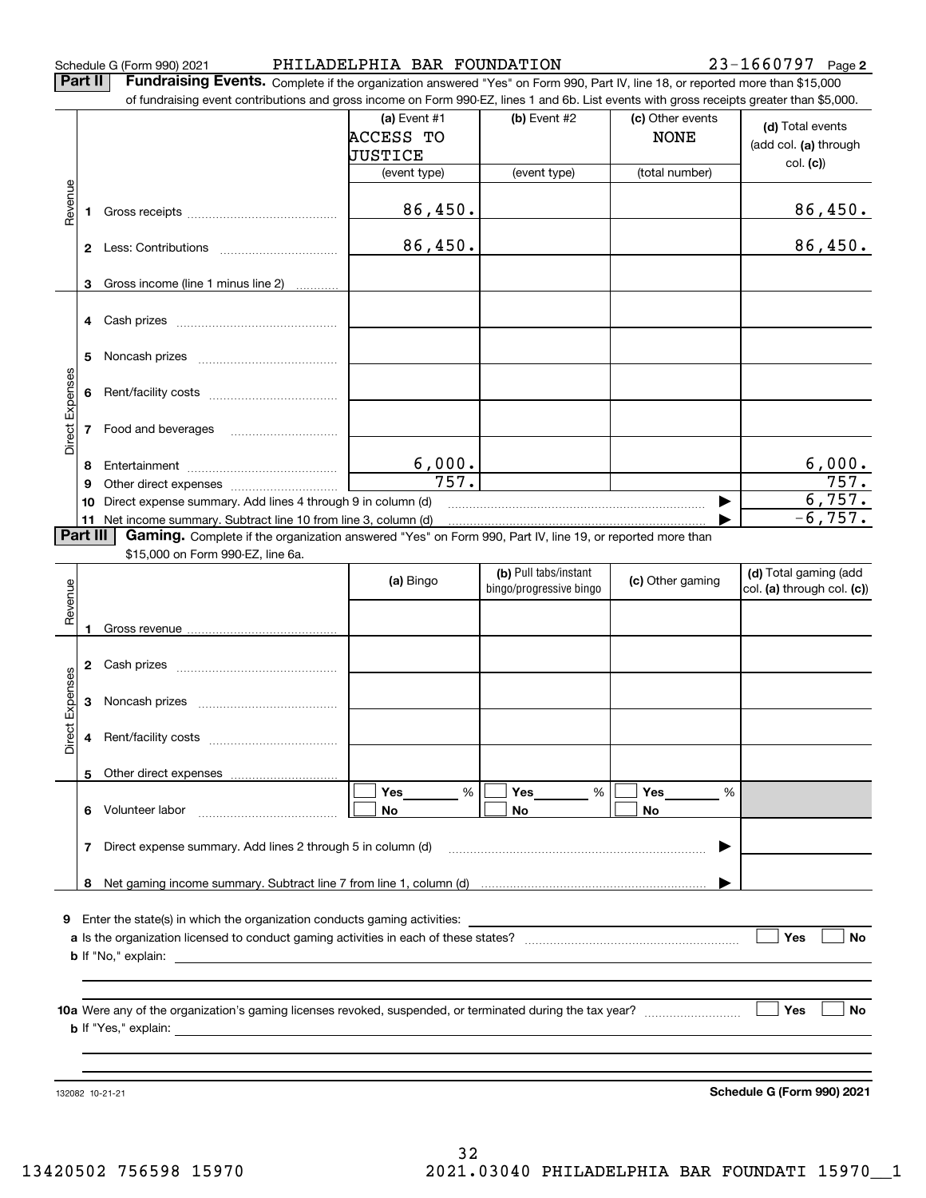Schedule G (Form 990) 2021 PHILADELPHIA BAR FOUNDATION 23-1660797 Page 2

**Part II** **Fundraising Events.** Complete if the organization answered "Yes" on Form 990, Part IV, line 18, or reported more than $15,000 of fundraising event contributions and gross income on Form 990-EZ, lines 1 and 6b. List events with gross receipts greater than $5,000.

| | | | (a) Event #1 ACCESS TO JUSTICE (event type) | (b) Event #2 (event type) | (c) Other events NONE (total number) | (d) Total events (add col. (a) through col. (c)) |
|---|---|---|---|---|---|---|
| Revenue | 1 | Gross receipts | 86,450. | | | 86,450. |
| | 2 | Less: Contributions | 86,450. | | | 86,450. |
| | 3 | Gross income (line 1 minus line 2) | | | | |
| Direct Expenses | 4 | Cash prizes | | | | |
| | 5 | Noncash prizes | | | | |
| | 6 | Rent/facility costs | | | | |
| | 7 | Food and beverages | | | | |
| | 8 | Entertainment | 6,000. | | | 6,000. |
| | 9 | Other direct expenses | 757. | | | 757. |
| | 10 | Direct expense summary. Add lines 4 through 9 in column (d) | | | | 6,757. |
| | 11 | Net income summary. Subtract line 10 from line 3, column (d) | | | | -6,757. |

**Part III** **Gaming.** Complete if the organization answered "Yes" on Form 990, Part IV, line 19, or reported more than $15,000 on Form 990-EZ, line 6a.

| | | | (a) Bingo | (b) Pull tabs/instant bingo/progressive bingo | (c) Other gaming | (d) Total gaming (add col. (a) through col. (c)) |
|---|---|---|---|---|---|---|
| Revenue | 1 | Gross revenue | | | | |
| Direct Expenses | 2 | Cash prizes | | | | |
| | 3 | Noncash prizes | | | | |
| | 4 | Rent/facility costs | | | | |
| | 5 | Other direct expenses | | | | |
| | 6 | Volunteer labor | ☐ Yes ___ % ☐ No | ☐ Yes ___ % ☐ No | ☐ Yes ___ % ☐ No | |
| | 7 | Direct expense summary. Add lines 2 through 5 in column (d) | | | | |
| | 8 | Net gaming income summary. Subtract line 7 from line 1, column (d) | | | | |

9 Enter the state(s) in which the organization conducts gaming activities:

a Is the organization licensed to conduct gaming activities in each of these states? ☐ Yes ☐ No

b If "No," explain:

10a Were any of the organization's gaming licenses revoked, suspended, or terminated during the tax year? ☐ Yes ☐ No

b If "Yes," explain:

132082 10-21-21 **Schedule G (Form 990) 2021**

13420502 756598 15970 2021.03040 PHILADELPHIA BAR FOUNDATI 15970__1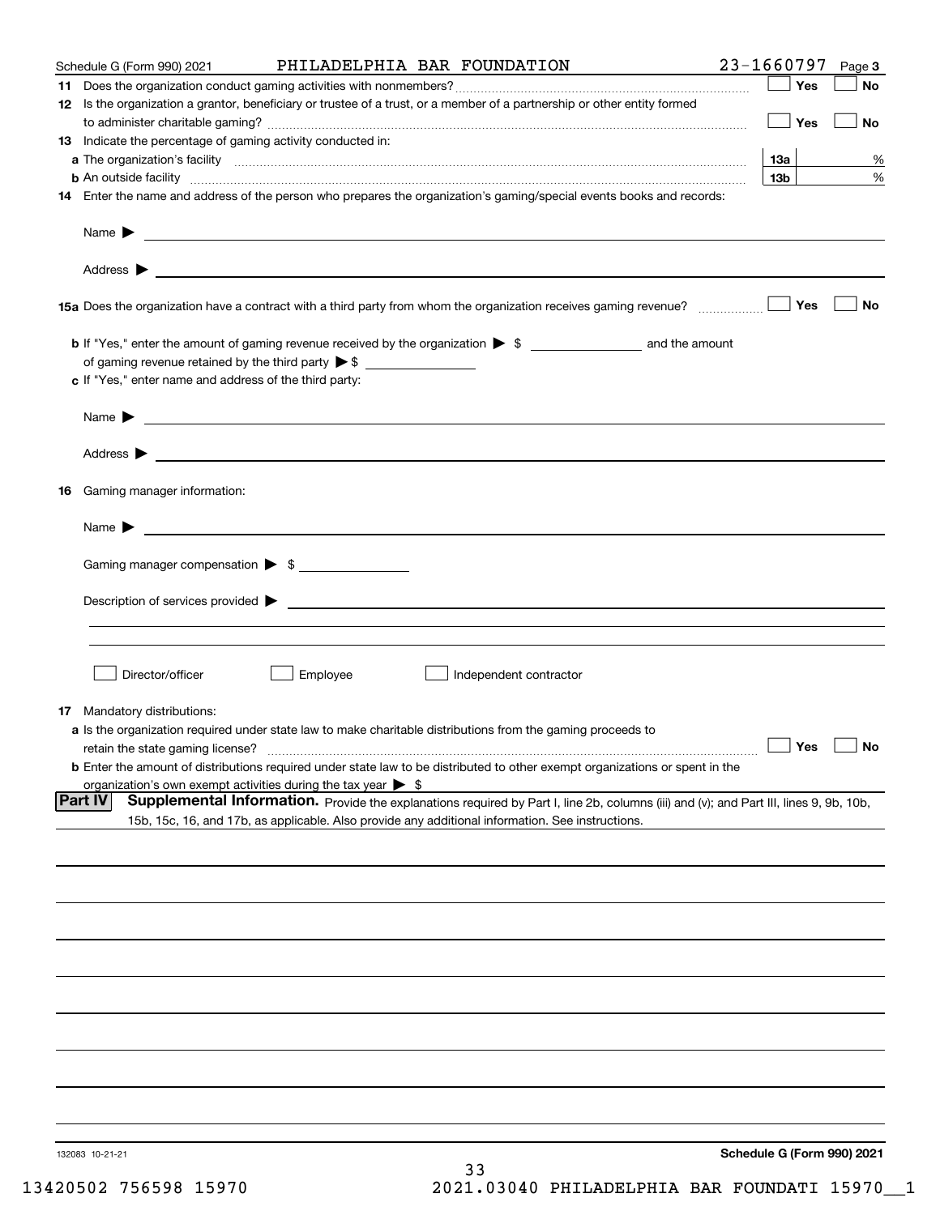Schedule G (Form 990) 2021 PHILADELPHIA BAR FOUNDATION 23-1660797 Page 3

**11** Does the organization conduct gaming activities with nonmembers? ☐ Yes ☐ No

**12** Is the organization a grantor, beneficiary or trustee of a trust, or a member of a partnership or other entity formed to administer charitable gaming? ☐ Yes ☐ No

**13** Indicate the percentage of gaming activity conducted in:

**a** The organization's facility **13a** %

**b** An outside facility **13b** %

**14** Enter the name and address of the person who prepares the organization's gaming/special events books and records:

Name ▶

Address ▶

**15a** Does the organization have a contract with a third party from whom the organization receives gaming revenue? ☐ Yes ☐ No

**b** If "Yes," enter the amount of gaming revenue received by the organization ▶ $ ________ and the amount of gaming revenue retained by the third party ▶ $ ________

**c** If "Yes," enter name and address of the third party:

Name ▶

Address ▶

**16** Gaming manager information:

Name ▶

Gaming manager compensation ▶ $

Description of services provided ▶

☐ Director/officer ☐ Employee ☐ Independent contractor

**17** Mandatory distributions:

**a** Is the organization required under state law to make charitable distributions from the gaming proceeds to retain the state gaming license? ☐ Yes ☐ No

**b** Enter the amount of distributions required under state law to be distributed to other exempt organizations or spent in the organization's own exempt activities during the tax year ▶ $

**Part IV** **Supplemental Information.** Provide the explanations required by Part I, line 2b, columns (iii) and (v); and Part III, lines 9, 9b, 10b, 15b, 15c, 16, and 17b, as applicable. Also provide any additional information. See instructions.

132083 10-21-21 **Schedule G (Form 990) 2021**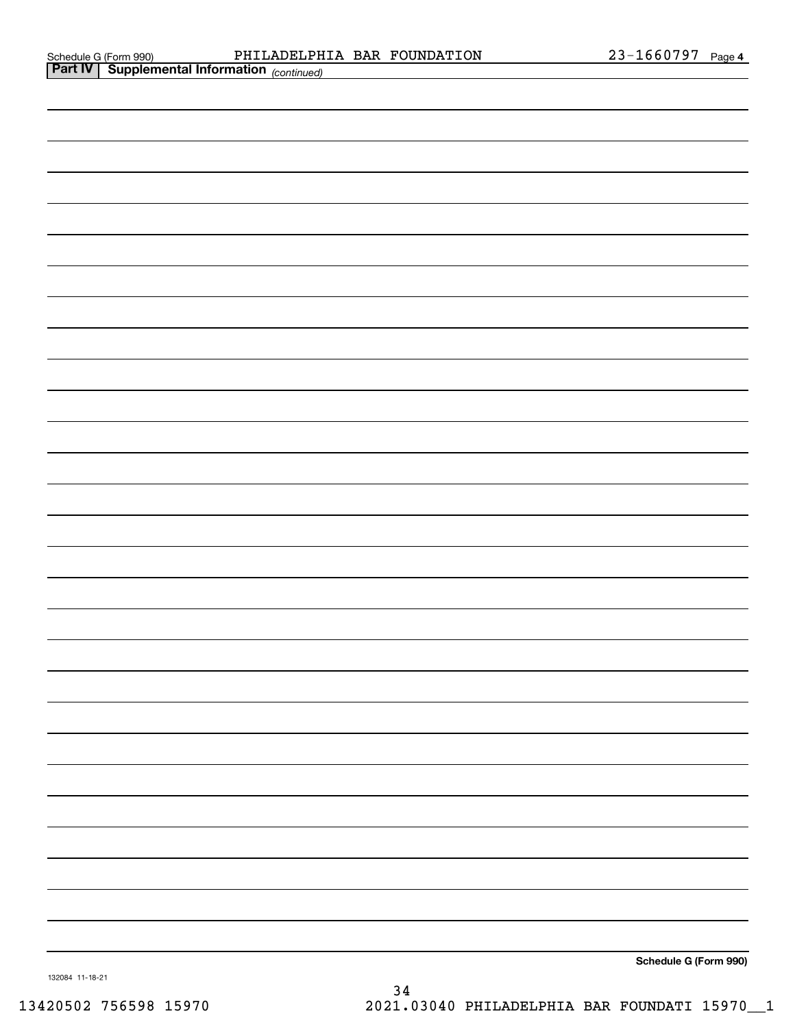## Part IV Supplemental Information *(continued)*

Schedule G (Form 990) PHILADELPHIA BAR FOUNDATION 23-1660797

**Schedule G (Form 990)**

132084 11-18-21

13420502 756598 15970 2021.03040 PHILADELPHIA BAR FOUNDATI 15970__1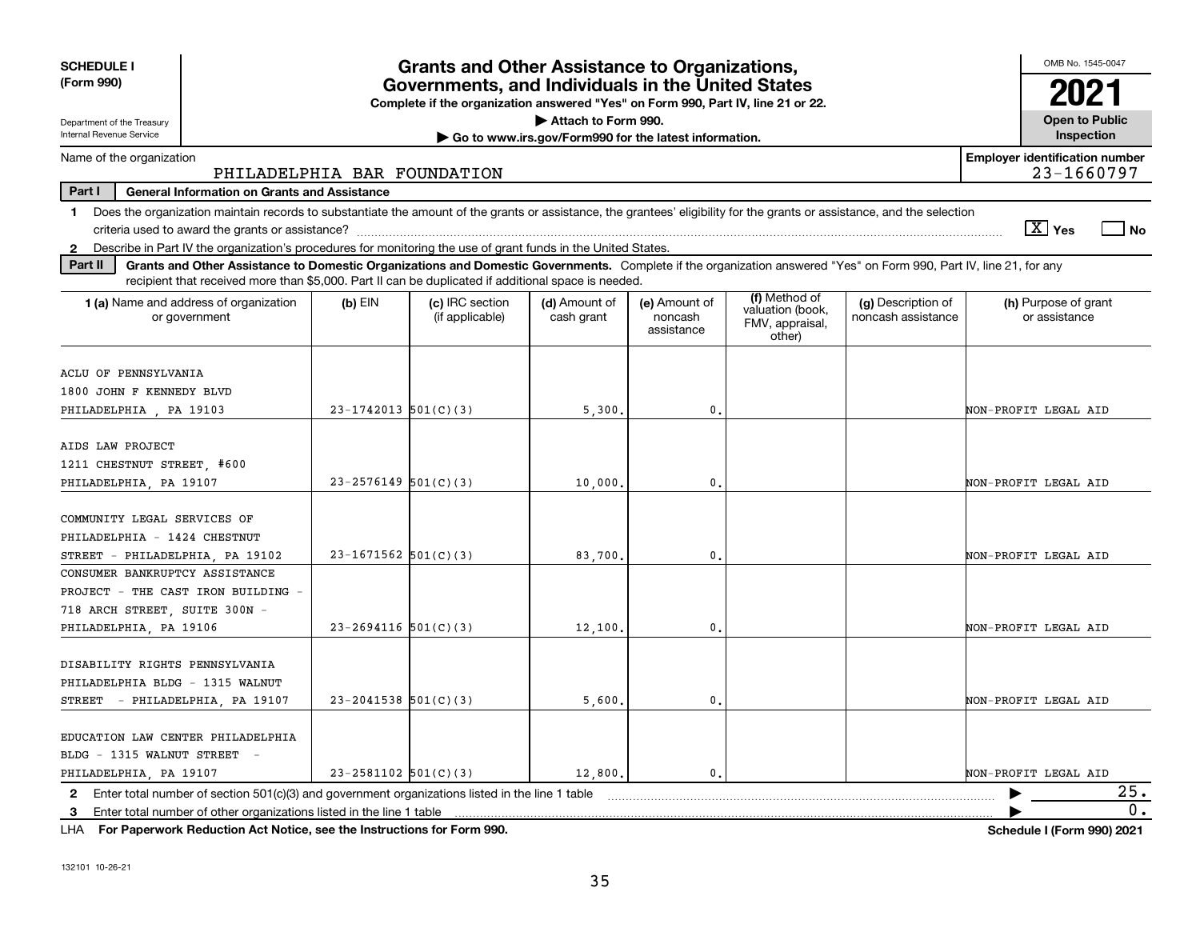**SCHEDULE I (Form 990)**

Department of the Treasury
Internal Revenue Service

# Grants and Other Assistance to Organizations, Governments, and Individuals in the United States

**Complete if the organization answered "Yes" on Form 990, Part IV, line 21 or 22.**

**▶ Attach to Form 990.**

**▶ Go to www.irs.gov/Form990 for the latest information.**

OMB No. 1545-0047

**2021**

**Open to Public Inspection**

Name of the organization: PHILADELPHIA BAR FOUNDATION

Employer identification number: 23-1660797

**Part I — General Information on Grants and Assistance**

1 Does the organization maintain records to substantiate the amount of the grants or assistance, the grantees' eligibility for the grants or assistance, and the selection criteria used to award the grants or assistance? [X] Yes [ ] No

2 Describe in Part IV the organization's procedures for monitoring the use of grant funds in the United States.

**Part II — Grants and Other Assistance to Domestic Organizations and Domestic Governments.** Complete if the organization answered "Yes" on Form 990, Part IV, line 21, for any recipient that received more than $5,000. Part II can be duplicated if additional space is needed.

| 1 (a) Name and address of organization or government | (b) EIN | (c) IRC section (if applicable) | (d) Amount of cash grant | (e) Amount of noncash assistance | (f) Method of valuation (book, FMV, appraisal, other) | (g) Description of noncash assistance | (h) Purpose of grant or assistance |
|---|---|---|---|---|---|---|---|
| ACLU OF PENNSYLVANIA 1800 JOHN F KENNEDY BLVD PHILADELPHIA , PA 19103 | 23-1742013 | 501(C)(3) | 5,300. | 0. | | | NON-PROFIT LEGAL AID |
| AIDS LAW PROJECT 1211 CHESTNUT STREET, #600 PHILADELPHIA, PA 19107 | 23-2576149 | 501(C)(3) | 10,000. | 0. | | | NON-PROFIT LEGAL AID |
| COMMUNITY LEGAL SERVICES OF PHILADELPHIA - 1424 CHESTNUT STREET - PHILADELPHIA, PA 19102 | 23-1671562 | 501(C)(3) | 83,700. | 0. | | | NON-PROFIT LEGAL AID |
| CONSUMER BANKRUPTCY ASSISTANCE PROJECT - THE CAST IRON BUILDING - 718 ARCH STREET, SUITE 300N - PHILADELPHIA, PA 19106 | 23-2694116 | 501(C)(3) | 12,100. | 0. | | | NON-PROFIT LEGAL AID |
| DISABILITY RIGHTS PENNSYLVANIA PHILADELPHIA BLDG - 1315 WALNUT STREET - PHILADELPHIA, PA 19107 | 23-2041538 | 501(C)(3) | 5,600. | 0. | | | NON-PROFIT LEGAL AID |
| EDUCATION LAW CENTER PHILADELPHIA BLDG - 1315 WALNUT STREET - PHILADELPHIA, PA 19107 | 23-2581102 | 501(C)(3) | 12,800. | 0. | | | NON-PROFIT LEGAL AID |

2 Enter total number of section 501(c)(3) and government organizations listed in the line 1 table ▶ 25.

3 Enter total number of other organizations listed in the line 1 table ▶ 0.

LHA **For Paperwork Reduction Act Notice, see the Instructions for Form 990.** **Schedule I (Form 990) 2021**

132101 10-26-21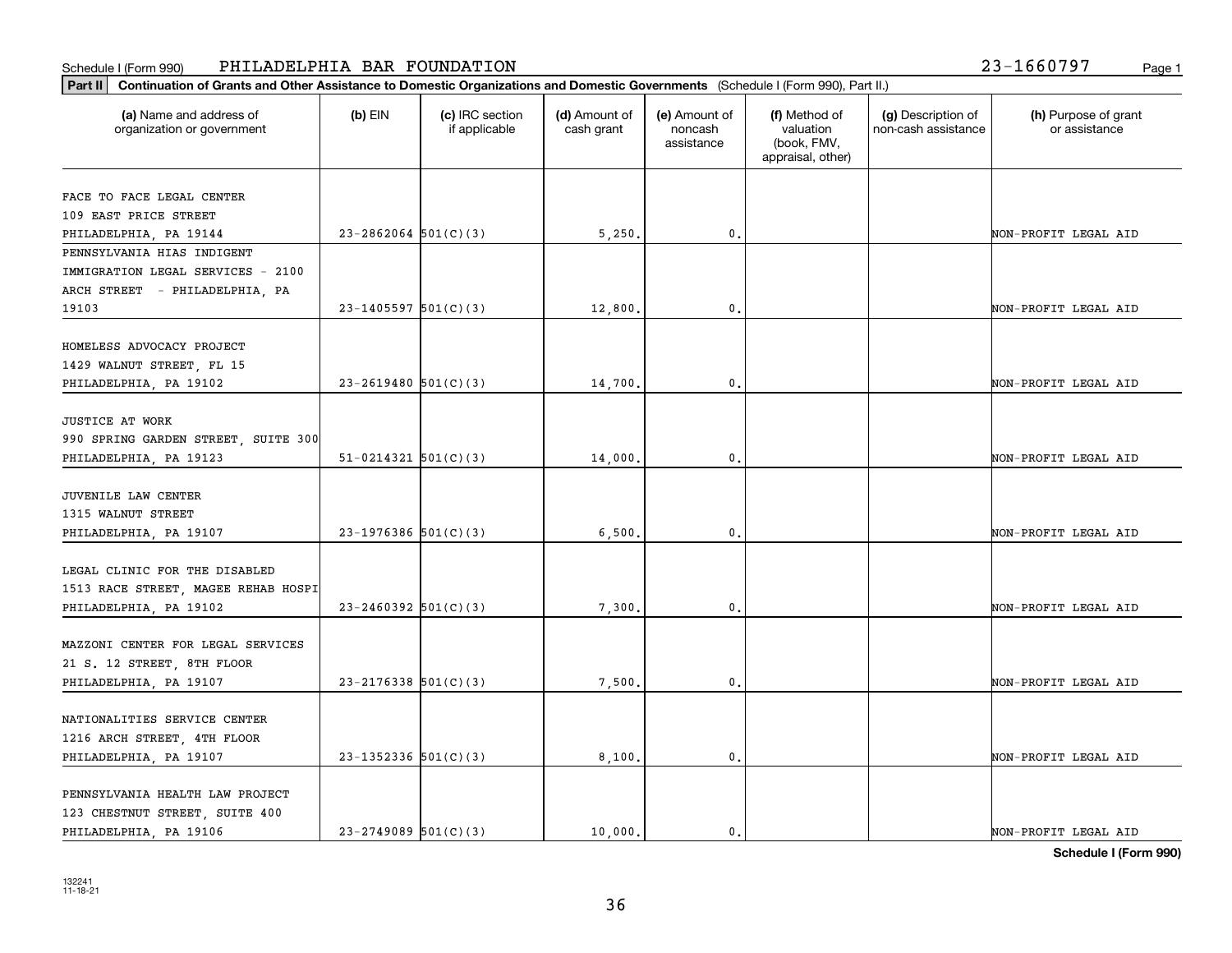Schedule I (Form 990) PHILADELPHIA BAR FOUNDATION 23-1660797

**Part II** **Continuation of Grants and Other Assistance to Domestic Organizations and Domestic Governments** (Schedule I (Form 990), Part II.)

| (a) Name and address of organization or government | (b) EIN | (c) IRC section if applicable | (d) Amount of cash grant | (e) Amount of noncash assistance | (f) Method of valuation (book, FMV, appraisal, other) | (g) Description of non-cash assistance | (h) Purpose of grant or assistance |
|---|---|---|---|---|---|---|---|
| FACE TO FACE LEGAL CENTER 109 EAST PRICE STREET PHILADELPHIA, PA 19144 | 23-2862064 | 501(C)(3) | 5,250. | 0. | | | NON-PROFIT LEGAL AID |
| PENNSYLVANIA HIAS INDIGENT IMMIGRATION LEGAL SERVICES - 2100 ARCH STREET - PHILADELPHIA, PA 19103 | 23-1405597 | 501(C)(3) | 12,800. | 0. | | | NON-PROFIT LEGAL AID |
| HOMELESS ADVOCACY PROJECT 1429 WALNUT STREET, FL 15 PHILADELPHIA, PA 19102 | 23-2619480 | 501(C)(3) | 14,700. | 0. | | | NON-PROFIT LEGAL AID |
| JUSTICE AT WORK 990 SPRING GARDEN STREET, SUITE 300 PHILADELPHIA, PA 19123 | 51-0214321 | 501(C)(3) | 14,000. | 0. | | | NON-PROFIT LEGAL AID |
| JUVENILE LAW CENTER 1315 WALNUT STREET PHILADELPHIA, PA 19107 | 23-1976386 | 501(C)(3) | 6,500. | 0. | | | NON-PROFIT LEGAL AID |
| LEGAL CLINIC FOR THE DISABLED 1513 RACE STREET, MAGEE REHAB HOSPI PHILADELPHIA, PA 19102 | 23-2460392 | 501(C)(3) | 7,300. | 0. | | | NON-PROFIT LEGAL AID |
| MAZZONI CENTER FOR LEGAL SERVICES 21 S. 12 STREET, 8TH FLOOR PHILADELPHIA, PA 19107 | 23-2176338 | 501(C)(3) | 7,500. | 0. | | | NON-PROFIT LEGAL AID |
| NATIONALITIES SERVICE CENTER 1216 ARCH STREET, 4TH FLOOR PHILADELPHIA, PA 19107 | 23-1352336 | 501(C)(3) | 8,100. | 0. | | | NON-PROFIT LEGAL AID |
| PENNSYLVANIA HEALTH LAW PROJECT 123 CHESTNUT STREET, SUITE 400 PHILADELPHIA, PA 19106 | 23-2749089 | 501(C)(3) | 10,000. | 0. | | | NON-PROFIT LEGAL AID |

**Schedule I (Form 990)**

132241 11-18-21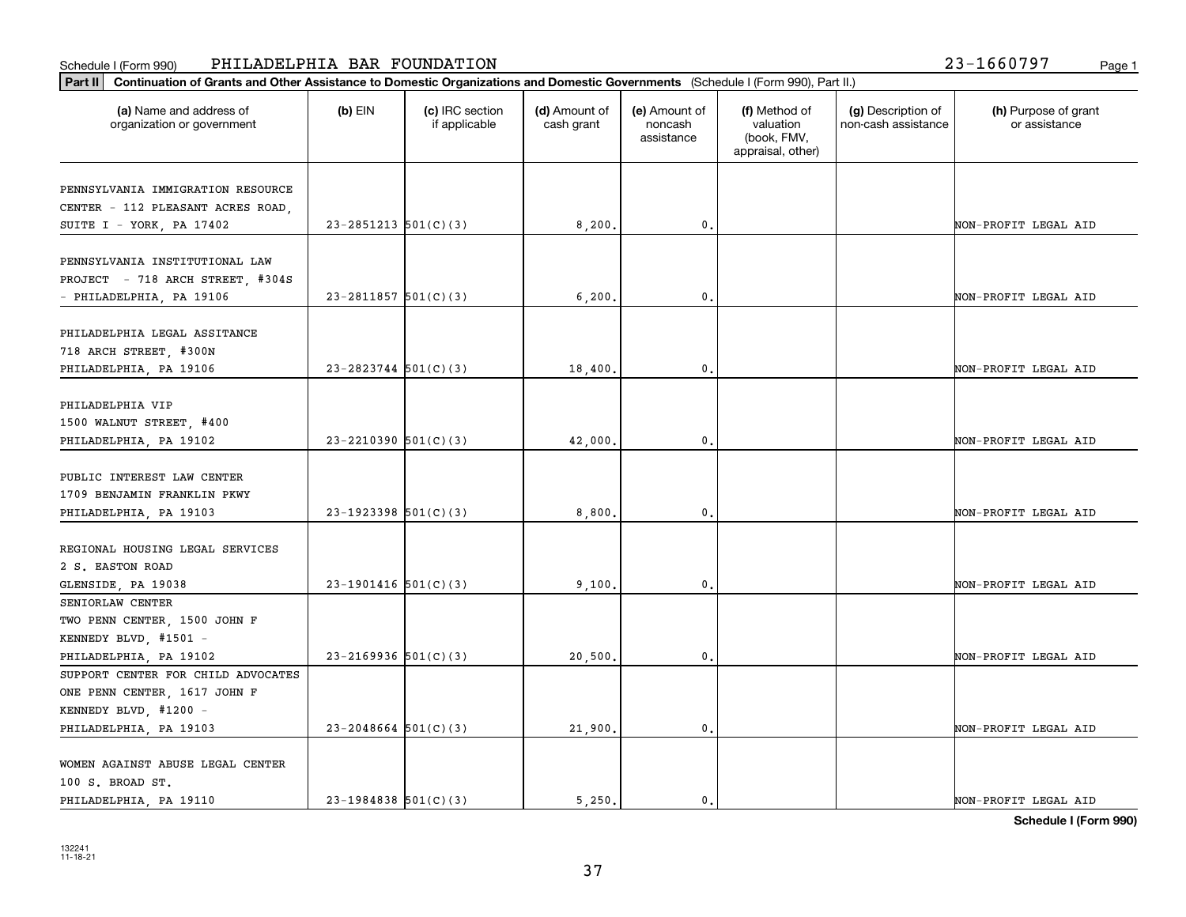Schedule I (Form 990) PHILADELPHIA BAR FOUNDATION 23-1660797

**Part II Continuation of Grants and Other Assistance to Domestic Organizations and Domestic Governments** (Schedule I (Form 990), Part II.)

| (a) Name and address of organization or government | (b) EIN | (c) IRC section if applicable | (d) Amount of cash grant | (e) Amount of noncash assistance | (f) Method of valuation (book, FMV, appraisal, other) | (g) Description of non-cash assistance | (h) Purpose of grant or assistance |
|---|---|---|---|---|---|---|---|
| PENNSYLVANIA IMMIGRATION RESOURCE CENTER - 112 PLEASANT ACRES ROAD, SUITE I - YORK, PA 17402 | 23-2851213 | 501(C)(3) | 8,200. | 0. | | | NON-PROFIT LEGAL AID |
| PENNSYLVANIA INSTITUTIONAL LAW PROJECT - 718 ARCH STREET, #304S - PHILADELPHIA, PA 19106 | 23-2811857 | 501(C)(3) | 6,200. | 0. | | | NON-PROFIT LEGAL AID |
| PHILADELPHIA LEGAL ASSITANCE 718 ARCH STREET, #300N PHILADELPHIA, PA 19106 | 23-2823744 | 501(C)(3) | 18,400. | 0. | | | NON-PROFIT LEGAL AID |
| PHILADELPHIA VIP 1500 WALNUT STREET, #400 PHILADELPHIA, PA 19102 | 23-2210390 | 501(C)(3) | 42,000. | 0. | | | NON-PROFIT LEGAL AID |
| PUBLIC INTEREST LAW CENTER 1709 BENJAMIN FRANKLIN PKWY PHILADELPHIA, PA 19103 | 23-1923398 | 501(C)(3) | 8,800. | 0. | | | NON-PROFIT LEGAL AID |
| REGIONAL HOUSING LEGAL SERVICES 2 S. EASTON ROAD GLENSIDE, PA 19038 | 23-1901416 | 501(C)(3) | 9,100. | 0. | | | NON-PROFIT LEGAL AID |
| SENIORLAW CENTER TWO PENN CENTER, 1500 JOHN F KENNEDY BLVD, #1501 - PHILADELPHIA, PA 19102 | 23-2169936 | 501(C)(3) | 20,500. | 0. | | | NON-PROFIT LEGAL AID |
| SUPPORT CENTER FOR CHILD ADVOCATES ONE PENN CENTER, 1617 JOHN F KENNEDY BLVD, #1200 - PHILADELPHIA, PA 19103 | 23-2048664 | 501(C)(3) | 21,900. | 0. | | | NON-PROFIT LEGAL AID |
| WOMEN AGAINST ABUSE LEGAL CENTER 100 S. BROAD ST. PHILADELPHIA, PA 19110 | 23-1984838 | 501(C)(3) | 5,250. | 0. | | | NON-PROFIT LEGAL AID |

**Schedule I (Form 990)**

132241 11-18-21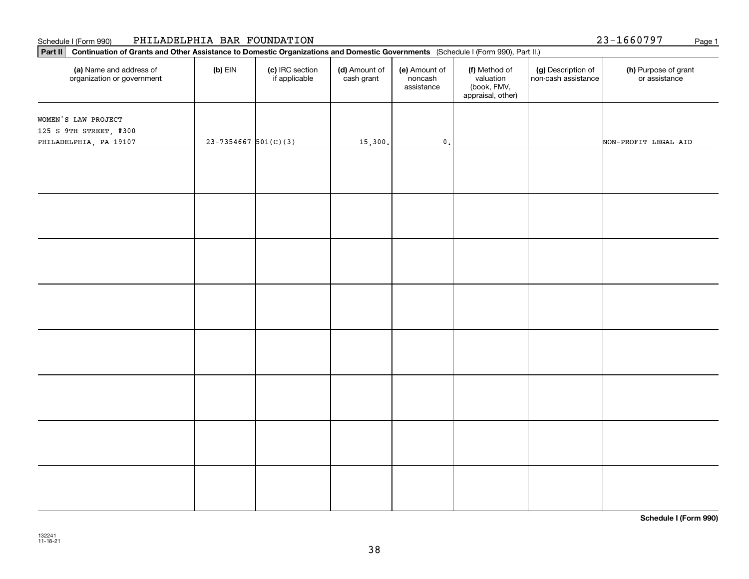Schedule I (Form 990) PHILADELPHIA BAR FOUNDATION 23-1660797

**Part II** **Continuation of Grants and Other Assistance to Domestic Organizations and Domestic Governments** (Schedule I (Form 990), Part II.)

| (a) Name and address of organization or government | (b) EIN | (c) IRC section if applicable | (d) Amount of cash grant | (e) Amount of noncash assistance | (f) Method of valuation (book, FMV, appraisal, other) | (g) Description of non-cash assistance | (h) Purpose of grant or assistance |
|---|---|---|---|---|---|---|---|
| WOMEN'S LAW PROJECT<br>125 S 9TH STREET, #300<br>PHILADELPHIA, PA 19107 | 23-7354667 | 501(C)(3) | 15,300. | 0. | | | NON-PROFIT LEGAL AID |
| | | | | | | | |
| | | | | | | | |
| | | | | | | | |
| | | | | | | | |
| | | | | | | | |
| | | | | | | | |
| | | | | | | | |
| | | | | | | | |

**Schedule I (Form 990)**

132241
11-18-21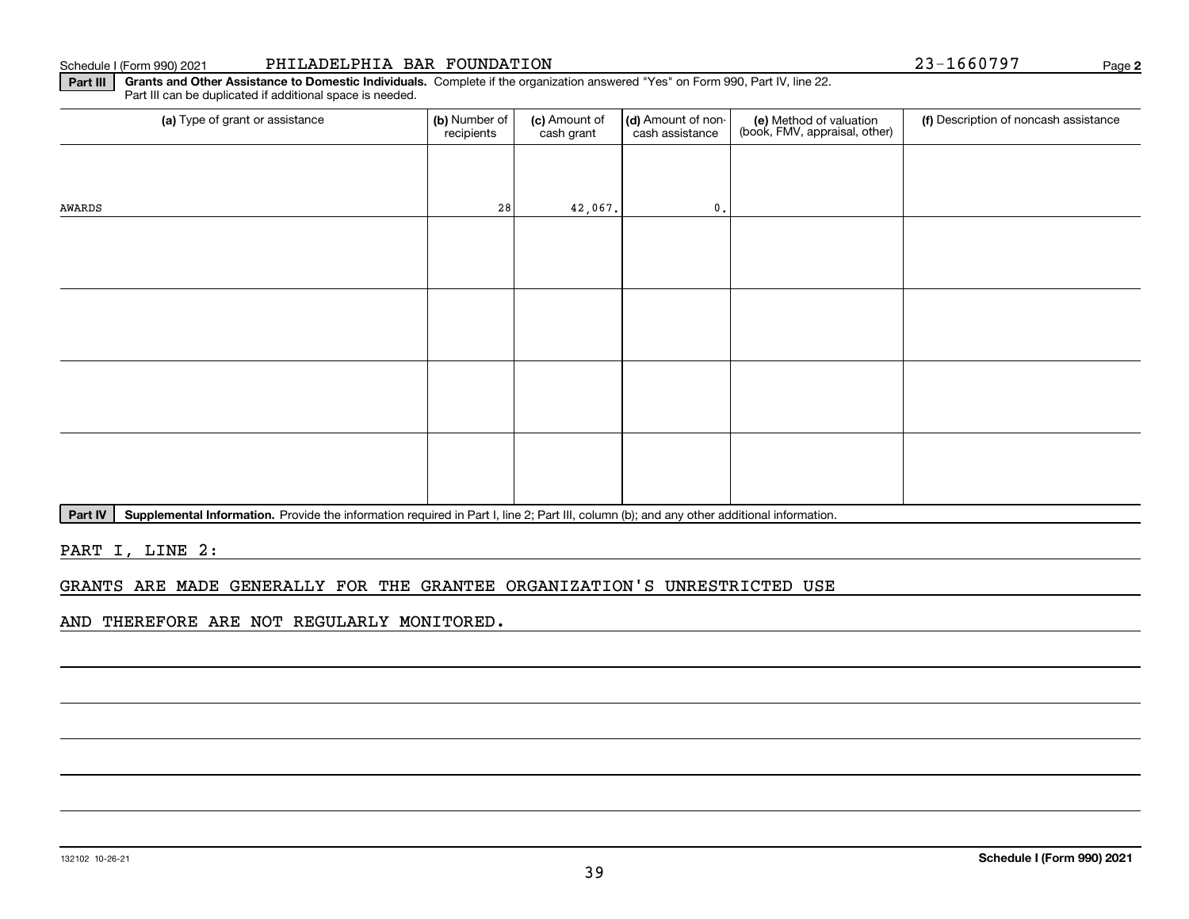Schedule I (Form 990) 2021 PHILADELPHIA BAR FOUNDATION 23-1660797 Page **2**

**Part III** **Grants and Other Assistance to Domestic Individuals.** Complete if the organization answered "Yes" on Form 990, Part IV, line 22. Part III can be duplicated if additional space is needed.

| (a) Type of grant or assistance | (b) Number of recipients | (c) Amount of cash grant | (d) Amount of non-cash assistance | (e) Method of valuation (book, FMV, appraisal, other) | (f) Description of noncash assistance |
|---|---|---|---|---|---|
| AWARDS | 28 | 42,067. | 0. | | |
| | | | | | |
| | | | | | |
| | | | | | |
| | | | | | |

**Part IV** **Supplemental Information.** Provide the information required in Part I, line 2; Part III, column (b); and any other additional information.

PART I, LINE 2:

GRANTS ARE MADE GENERALLY FOR THE GRANTEE ORGANIZATION'S UNRESTRICTED USE AND THEREFORE ARE NOT REGULARLY MONITORED.

132102 10-26-21 **Schedule I (Form 990) 2021**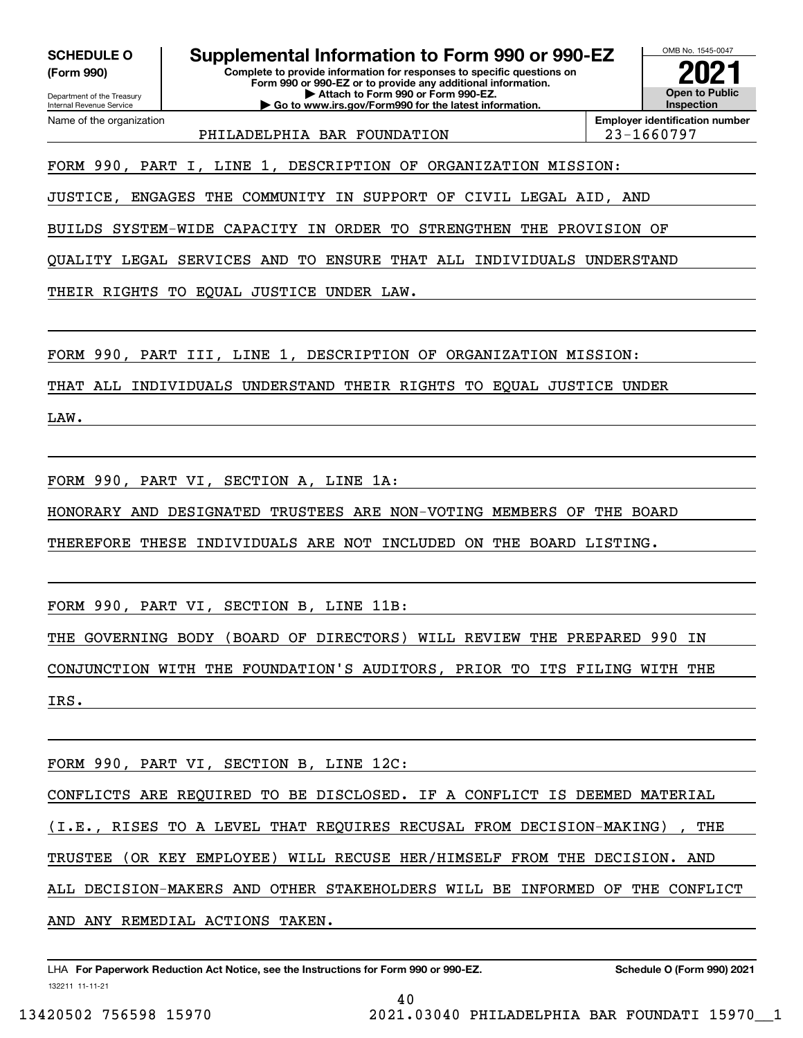**SCHEDULE O (Form 990)**

Department of the Treasury
Internal Revenue Service

# Supplemental Information to Form 990 or 990-EZ

**Complete to provide information for responses to specific questions on Form 990 or 990-EZ or to provide any additional information.**
**▶ Attach to Form 990 or Form 990-EZ.**
**▶ Go to www.irs.gov/Form990 for the latest information.**

OMB No. 1545-0047
**2021**
**Open to Public Inspection**

| Name of the organization | Employer identification number |
|---|---|
| PHILADELPHIA BAR FOUNDATION | 23-1660797 |

FORM 990, PART I, LINE 1, DESCRIPTION OF ORGANIZATION MISSION:

JUSTICE, ENGAGES THE COMMUNITY IN SUPPORT OF CIVIL LEGAL AID, AND BUILDS SYSTEM-WIDE CAPACITY IN ORDER TO STRENGTHEN THE PROVISION OF QUALITY LEGAL SERVICES AND TO ENSURE THAT ALL INDIVIDUALS UNDERSTAND THEIR RIGHTS TO EQUAL JUSTICE UNDER LAW.

FORM 990, PART III, LINE 1, DESCRIPTION OF ORGANIZATION MISSION:

THAT ALL INDIVIDUALS UNDERSTAND THEIR RIGHTS TO EQUAL JUSTICE UNDER LAW.

FORM 990, PART VI, SECTION A, LINE 1A:

HONORARY AND DESIGNATED TRUSTEES ARE NON-VOTING MEMBERS OF THE BOARD THEREFORE THESE INDIVIDUALS ARE NOT INCLUDED ON THE BOARD LISTING.

FORM 990, PART VI, SECTION B, LINE 11B:

THE GOVERNING BODY (BOARD OF DIRECTORS) WILL REVIEW THE PREPARED 990 IN CONJUNCTION WITH THE FOUNDATION'S AUDITORS, PRIOR TO ITS FILING WITH THE IRS.

FORM 990, PART VI, SECTION B, LINE 12C:

CONFLICTS ARE REQUIRED TO BE DISCLOSED. IF A CONFLICT IS DEEMED MATERIAL (I.E., RISES TO A LEVEL THAT REQUIRES RECUSAL FROM DECISION-MAKING) , THE TRUSTEE (OR KEY EMPLOYEE) WILL RECUSE HER/HIMSELF FROM THE DECISION. AND ALL DECISION-MAKERS AND OTHER STAKEHOLDERS WILL BE INFORMED OF THE CONFLICT AND ANY REMEDIAL ACTIONS TAKEN.

LHA **For Paperwork Reduction Act Notice, see the Instructions for Form 990 or 990-EZ.** **Schedule O (Form 990) 2021**

132211 11-11-21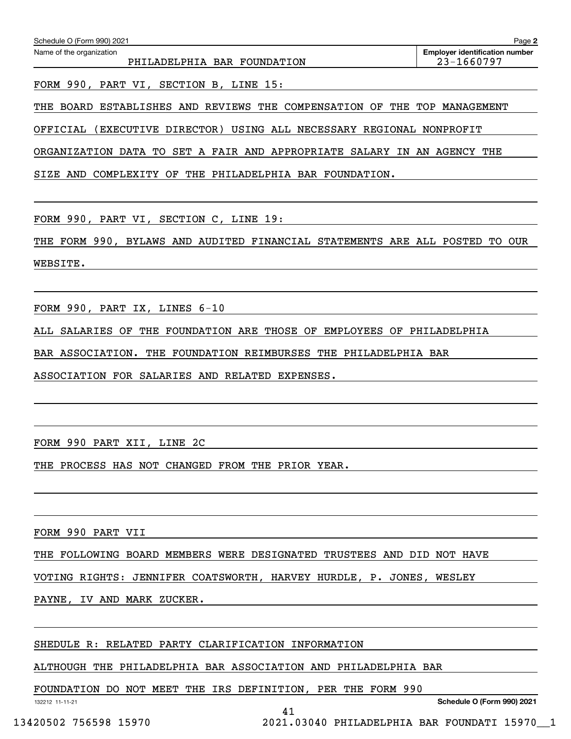Schedule O (Form 990) 2021 Page **2**

Name of the organization: PHILADELPHIA BAR FOUNDATION

**Employer identification number** 23-1660797

FORM 990, PART VI, SECTION B, LINE 15:

THE BOARD ESTABLISHES AND REVIEWS THE COMPENSATION OF THE TOP MANAGEMENT OFFICIAL (EXECUTIVE DIRECTOR) USING ALL NECESSARY REGIONAL NONPROFIT ORGANIZATION DATA TO SET A FAIR AND APPROPRIATE SALARY IN AN AGENCY THE SIZE AND COMPLEXITY OF THE PHILADELPHIA BAR FOUNDATION.

FORM 990, PART VI, SECTION C, LINE 19:

THE FORM 990, BYLAWS AND AUDITED FINANCIAL STATEMENTS ARE ALL POSTED TO OUR WEBSITE.

FORM 990, PART IX, LINES 6-10

ALL SALARIES OF THE FOUNDATION ARE THOSE OF EMPLOYEES OF PHILADELPHIA BAR ASSOCIATION. THE FOUNDATION REIMBURSES THE PHILADELPHIA BAR ASSOCIATION FOR SALARIES AND RELATED EXPENSES.

FORM 990 PART XII, LINE 2C

THE PROCESS HAS NOT CHANGED FROM THE PRIOR YEAR.

FORM 990 PART VII

THE FOLLOWING BOARD MEMBERS WERE DESIGNATED TRUSTEES AND DID NOT HAVE VOTING RIGHTS: JENNIFER COATSWORTH, HARVEY HURDLE, P. JONES, WESLEY PAYNE, IV AND MARK ZUCKER.

SHEDULE R: RELATED PARTY CLARIFICATION INFORMATION

ALTHOUGH THE PHILADELPHIA BAR ASSOCIATION AND PHILADELPHIA BAR FOUNDATION DO NOT MEET THE IRS DEFINITION, PER THE FORM 990

132212 11-11-21 **Schedule O (Form 990) 2021**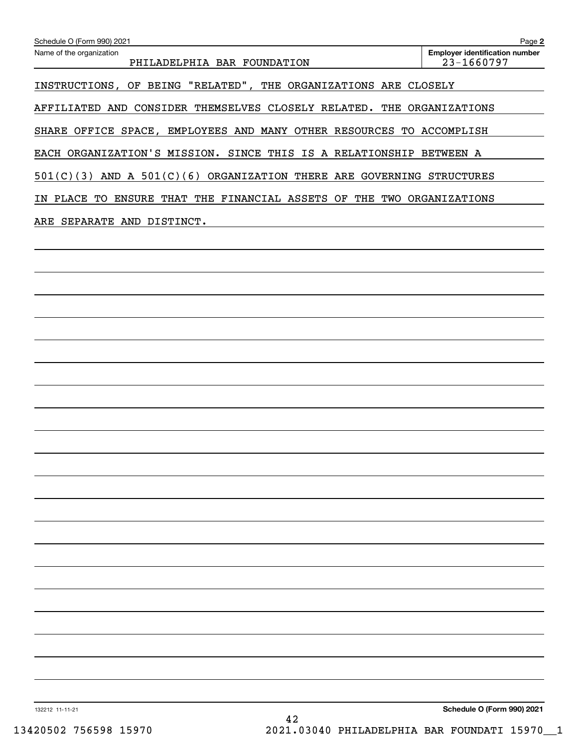Schedule O (Form 990) 2021

Name of the organization: PHILADELPHIA BAR FOUNDATION

Employer identification number: 23-1660797

INSTRUCTIONS, OF BEING "RELATED", THE ORGANIZATIONS ARE CLOSELY AFFILIATED AND CONSIDER THEMSELVES CLOSELY RELATED. THE ORGANIZATIONS SHARE OFFICE SPACE, EMPLOYEES AND MANY OTHER RESOURCES TO ACCOMPLISH EACH ORGANIZATION'S MISSION. SINCE THIS IS A RELATIONSHIP BETWEEN A 501(C)(3) AND A 501(C)(6) ORGANIZATION THERE ARE GOVERNING STRUCTURES IN PLACE TO ENSURE THAT THE FINANCIAL ASSETS OF THE TWO ORGANIZATIONS ARE SEPARATE AND DISTINCT.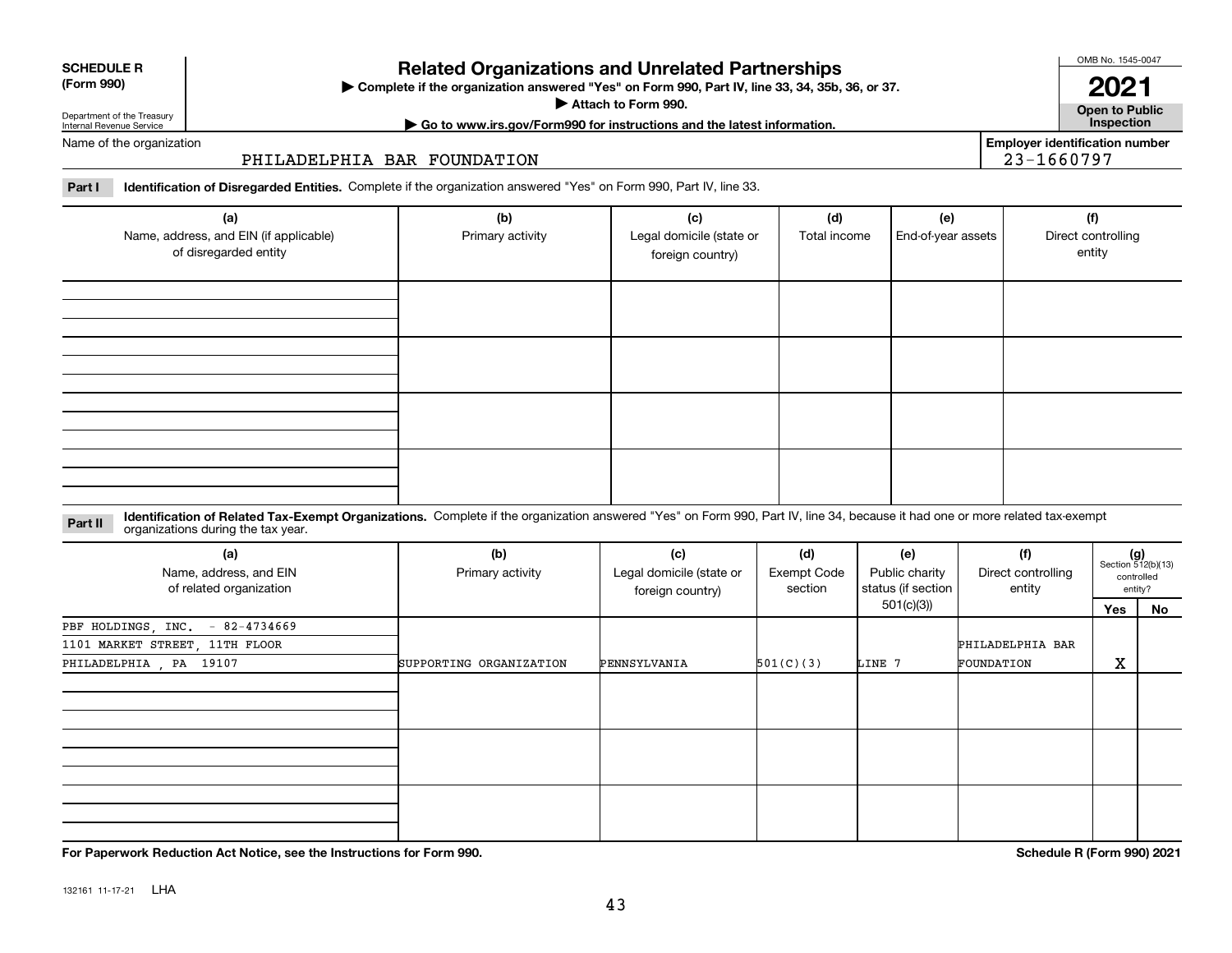**SCHEDULE R**
**(Form 990)**

Department of the Treasury
Internal Revenue Service

# Related Organizations and Unrelated Partnerships

▶ Complete if the organization answered "Yes" on Form 990, Part IV, line 33, 34, 35b, 36, or 37.
▶ Attach to Form 990.
▶ Go to www.irs.gov/Form990 for instructions and the latest information.

OMB No. 1545-0047
**2021**
**Open to Public Inspection**

Name of the organization: PHILADELPHIA BAR FOUNDATION
Employer identification number: 23-1660797

**Part I** **Identification of Disregarded Entities.** Complete if the organization answered "Yes" on Form 990, Part IV, line 33.

| (a) Name, address, and EIN (if applicable) of disregarded entity | (b) Primary activity | (c) Legal domicile (state or foreign country) | (d) Total income | (e) End-of-year assets | (f) Direct controlling entity |
|---|---|---|---|---|---|
| | | | | | |
| | | | | | |
| | | | | | |
| | | | | | |

**Part II** **Identification of Related Tax-Exempt Organizations.** Complete if the organization answered "Yes" on Form 990, Part IV, line 34, because it had one or more related tax-exempt organizations during the tax year.

| (a) Name, address, and EIN of related organization | (b) Primary activity | (c) Legal domicile (state or foreign country) | (d) Exempt Code section | (e) Public charity status (if section 501(c)(3)) | (f) Direct controlling entity | (g) Section 512(b)(13) controlled entity? Yes | No |
|---|---|---|---|---|---|---|---|
| PBF HOLDINGS, INC. - 82-4734669<br>1101 MARKET STREET, 11TH FLOOR<br>PHILADELPHIA , PA 19107 | SUPPORTING ORGANIZATION | PENNSYLVANIA | 501(C)(3) | LINE 7 | PHILADELPHIA BAR FOUNDATION | X | |
| | | | | | | | |
| | | | | | | | |
| | | | | | | | |

**For Paperwork Reduction Act Notice, see the Instructions for Form 990.** **Schedule R (Form 990) 2021**

132161 11-17-21 LHA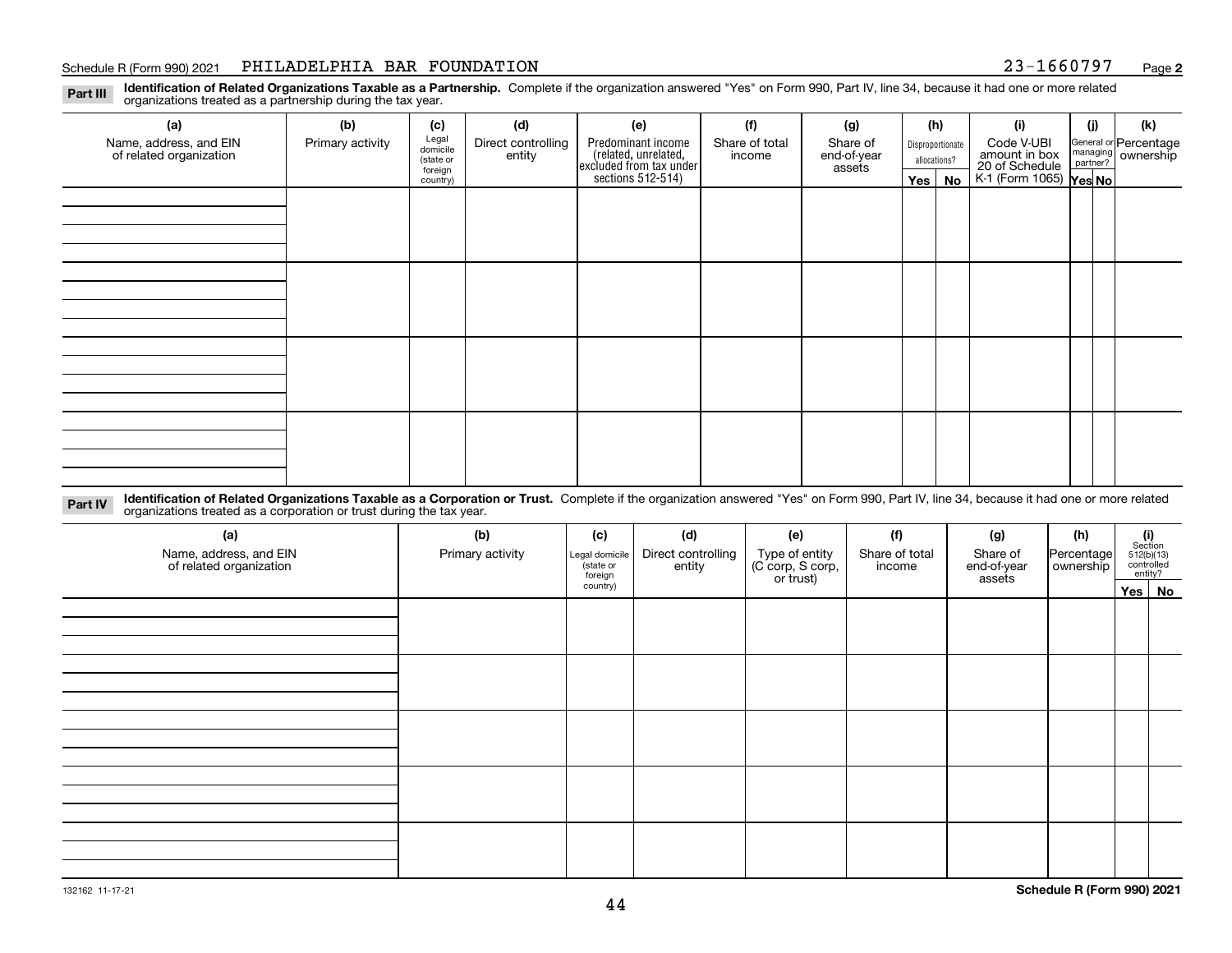Schedule R (Form 990) 2021 PHILADELPHIA BAR FOUNDATION 23-1660797 Page **2**

**Part III** **Identification of Related Organizations Taxable as a Partnership.** Complete if the organization answered "Yes" on Form 990, Part IV, line 34, because it had one or more related organizations treated as a partnership during the tax year.

| (a) Name, address, and EIN of related organization | (b) Primary activity | (c) Legal domicile (state or foreign country) | (d) Direct controlling entity | (e) Predominant income (related, unrelated, excluded from tax under sections 512-514) | (f) Share of total income | (g) Share of end-of-year assets | (h) Disproportionate allocations? Yes | (h) No | (i) Code V-UBI amount in box 20 of Schedule K-1 (Form 1065) | (j) General or managing partner? Yes | (j) No | (k) Percentage ownership |
|---|---|---|---|---|---|---|---|---|---|---|---|---|
| | | | | | | | | | | | | |
| | | | | | | | | | | | | |
| | | | | | | | | | | | | |
| | | | | | | | | | | | | |

**Part IV** **Identification of Related Organizations Taxable as a Corporation or Trust.** Complete if the organization answered "Yes" on Form 990, Part IV, line 34, because it had one or more related organizations treated as a corporation or trust during the tax year.

| (a) Name, address, and EIN of related organization | (b) Primary activity | (c) Legal domicile (state or foreign country) | (d) Direct controlling entity | (e) Type of entity (C corp, S corp, or trust) | (f) Share of total income | (g) Share of end-of-year assets | (h) Percentage ownership | (i) Section 512(b)(13) controlled entity? Yes | (i) No |
|---|---|---|---|---|---|---|---|---|---|
| | | | | | | | | | |
| | | | | | | | | | |
| | | | | | | | | | |
| | | | | | | | | | |
| | | | | | | | | | |

132162 11-17-21 **Schedule R (Form 990) 2021**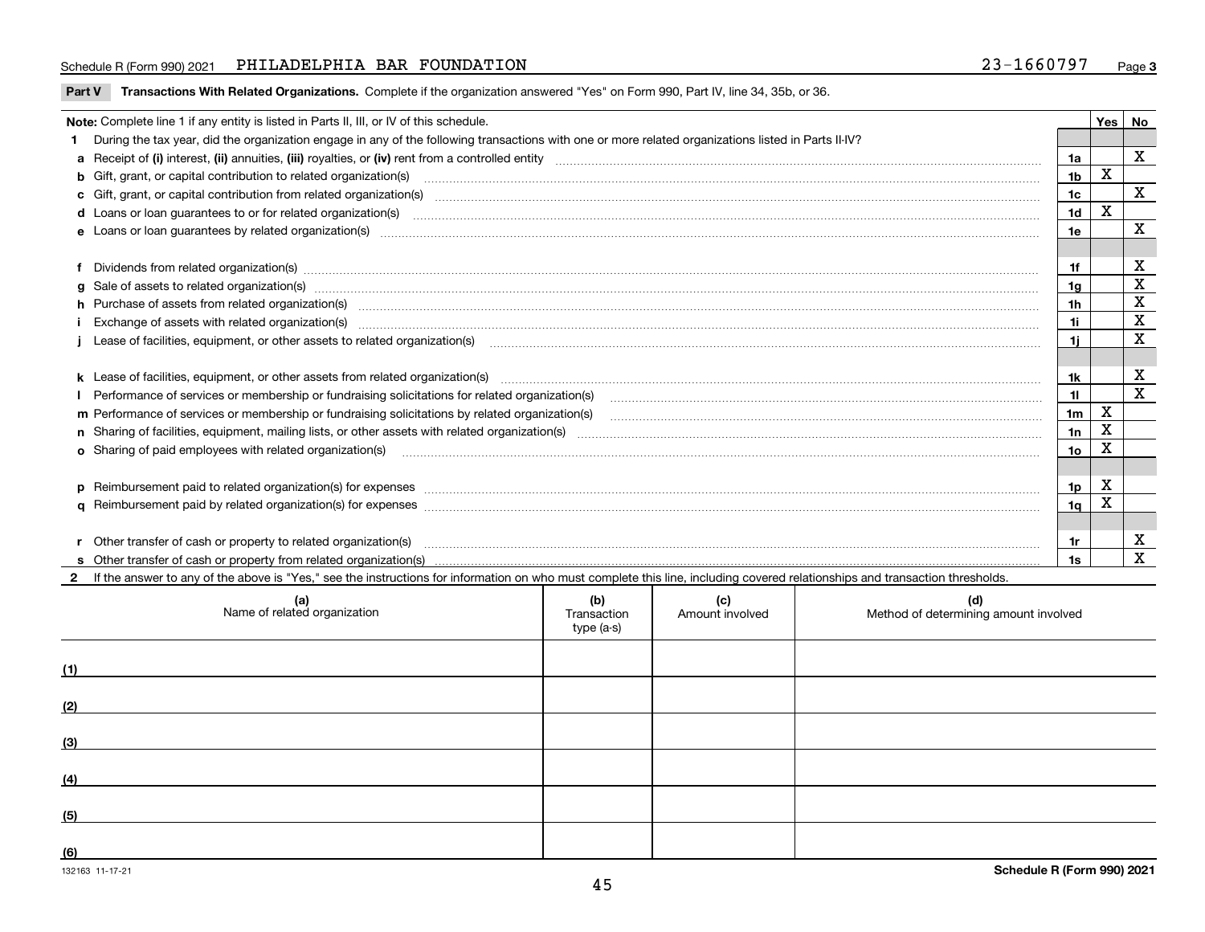Schedule R (Form 990) 2021 PHILADELPHIA BAR FOUNDATION 23-1660797 Page 3

**Part V Transactions With Related Organizations.** Complete if the organization answered "Yes" on Form 990, Part IV, line 34, 35b, or 36.

| **Note:** Complete line 1 if any entity is listed in Parts II, III, or IV of this schedule. | | Yes | No |
|---|---|---|---|
| **1** During the tax year, did the organization engage in any of the following transactions with one or more related organizations listed in Parts II-IV? | | | |
| **a** Receipt of **(i)** interest, **(ii)** annuities, **(iii)** royalties, or **(iv)** rent from a controlled entity | 1a | | X |
| **b** Gift, grant, or capital contribution to related organization(s) | 1b | X | |
| **c** Gift, grant, or capital contribution from related organization(s) | 1c | | X |
| **d** Loans or loan guarantees to or for related organization(s) | 1d | X | |
| **e** Loans or loan guarantees by related organization(s) | 1e | | X |
| **f** Dividends from related organization(s) | 1f | | X |
| **g** Sale of assets to related organization(s) | 1g | | X |
| **h** Purchase of assets from related organization(s) | 1h | | X |
| **i** Exchange of assets with related organization(s) | 1i | | X |
| **j** Lease of facilities, equipment, or other assets to related organization(s) | 1j | | X |
| **k** Lease of facilities, equipment, or other assets from related organization(s) | 1k | | X |
| **l** Performance of services or membership or fundraising solicitations for related organization(s) | 1l | | X |
| **m** Performance of services or membership or fundraising solicitations by related organization(s) | 1m | X | |
| **n** Sharing of facilities, equipment, mailing lists, or other assets with related organization(s) | 1n | X | |
| **o** Sharing of paid employees with related organization(s) | 1o | X | |
| **p** Reimbursement paid to related organization(s) for expenses | 1p | X | |
| **q** Reimbursement paid by related organization(s) for expenses | 1q | X | |
| **r** Other transfer of cash or property to related organization(s) | 1r | | X |
| **s** Other transfer of cash or property from related organization(s) | 1s | | X |

**2** If the answer to any of the above is "Yes," see the instructions for information on who must complete this line, including covered relationships and transaction thresholds.

| | (a) Name of related organization | (b) Transaction type (a-s) | (c) Amount involved | (d) Method of determining amount involved |
|---|---|---|---|---|
| (1) | | | | |
| (2) | | | | |
| (3) | | | | |
| (4) | | | | |
| (5) | | | | |
| (6) | | | | |

132163 11-17-21 **Schedule R (Form 990) 2021**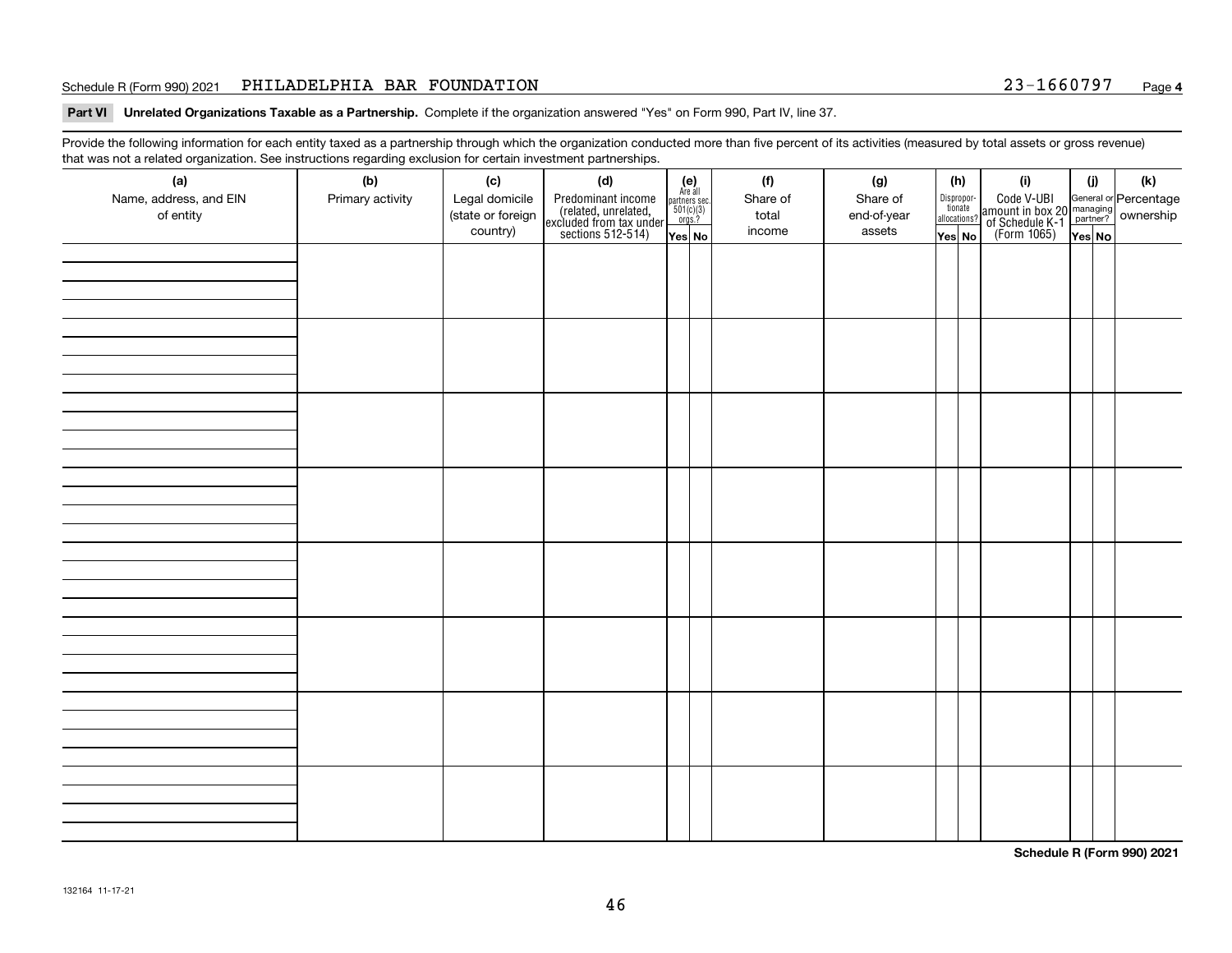Schedule R (Form 990) 2021 PHILADELPHIA BAR FOUNDATION 23-1660797 Page **4**

**Part VI Unrelated Organizations Taxable as a Partnership.** Complete if the organization answered "Yes" on Form 990, Part IV, line 37.

Provide the following information for each entity taxed as a partnership through which the organization conducted more than five percent of its activities (measured by total assets or gross revenue) that was not a related organization. See instructions regarding exclusion for certain investment partnerships.

| (a) Name, address, and EIN of entity | (b) Primary activity | (c) Legal domicile (state or foreign country) | (d) Predominant income (related, unrelated, excluded from tax under sections 512-514) | (e) Are all partners sec. 501(c)(3) orgs.? Yes | (e) No | (f) Share of total income | (g) Share of end-of-year assets | (h) Dispropor-tionate allocations? Yes | (h) No | (i) Code V-UBI amount in box 20 of Schedule K-1 (Form 1065) | (j) General or managing partner? Yes | (j) No | (k) Percentage ownership |
|---|---|---|---|---|---|---|---|---|---|---|---|---|---|
| | | | | | | | | | | | | | |
| | | | | | | | | | | | | | |
| | | | | | | | | | | | | | |
| | | | | | | | | | | | | | |
| | | | | | | | | | | | | | |
| | | | | | | | | | | | | | |
| | | | | | | | | | | | | | |
| | | | | | | | | | | | | | |

**Schedule R (Form 990) 2021**

132164 11-17-21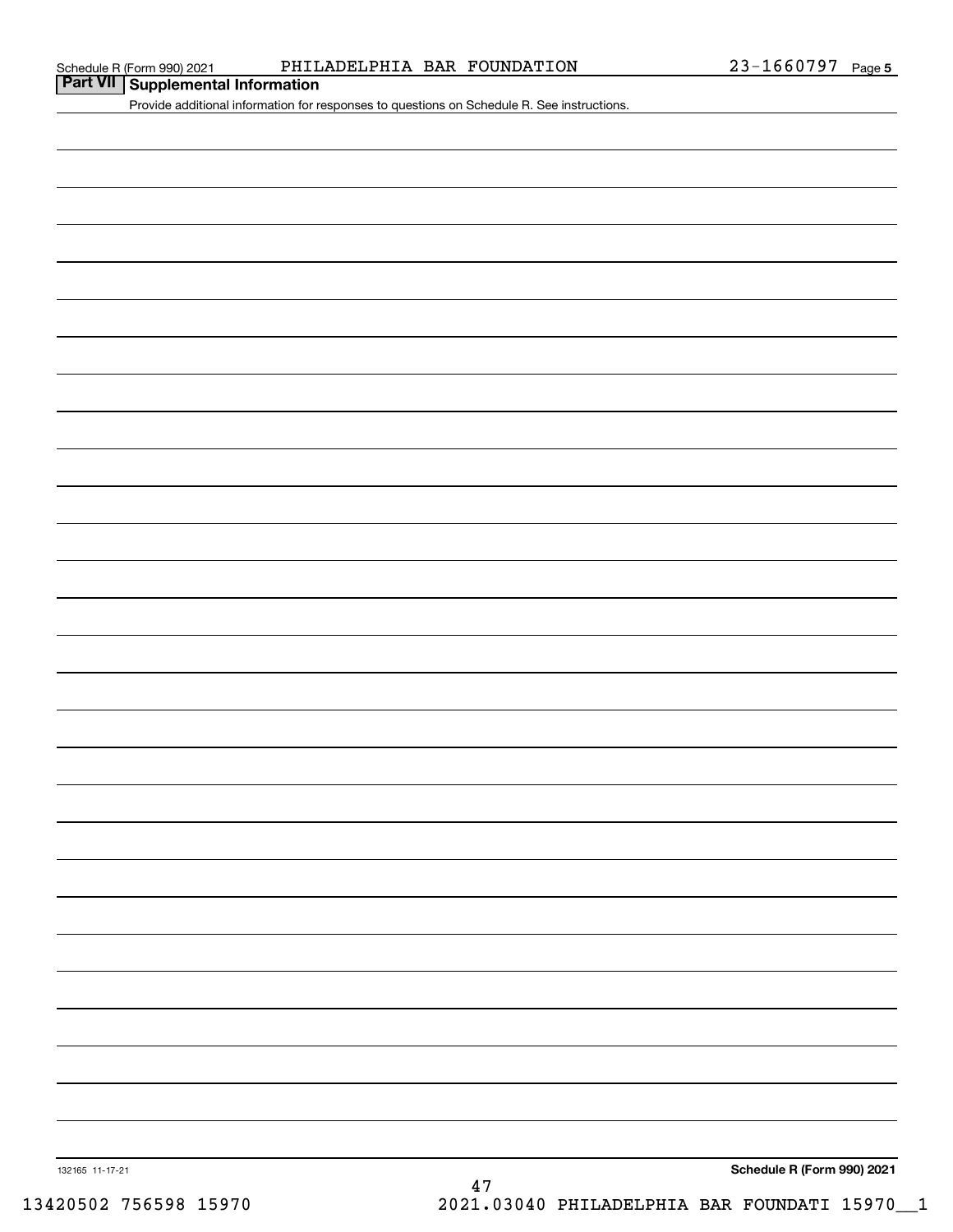Schedule R (Form 990) 2021 PHILADELPHIA BAR FOUNDATION 23-1660797 Page **5**

## Part VII Supplemental Information

Provide additional information for responses to questions on Schedule R. See instructions.

132165 11-17-21

**Schedule R (Form 990) 2021**

13420502 756598 15970 2021.03040 PHILADELPHIA BAR FOUNDATI 15970__1